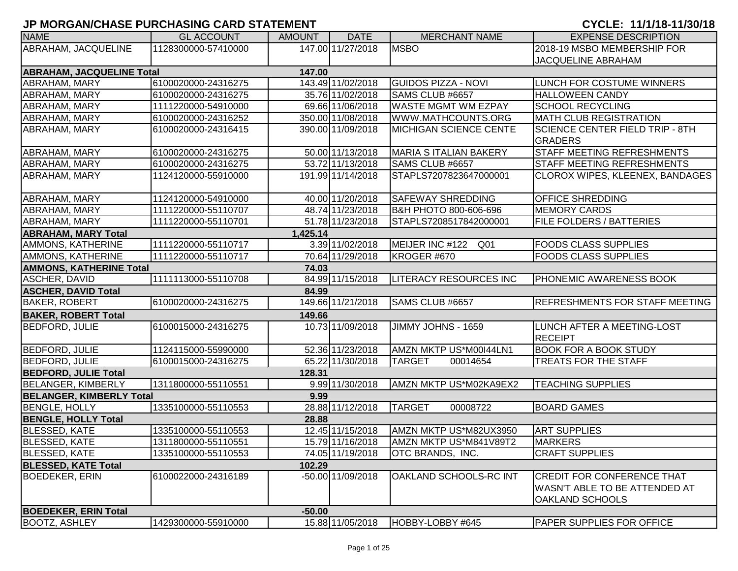# JP MORGAN/CHASE PURCHASING CARD STATEMENT

**CYCLE: 11/1/18-11/30/18**

| NAME | GL ACCOUNT | AMOUNT | DATE | MERCHANT NAME | EXPENSE DESCRIPTION |
|---|---|---|---|---|---|
| ABRAHAM, JACQUELINE | 1128300000-57410000 | 147.00 | 11/27/2018 | MSBO | 2018-19 MSBO MEMBERSHIP FOR JACQUELINE ABRAHAM |
| **ABRAHAM, JACQUELINE Total** | | **147.00** | | | |
| ABRAHAM, MARY | 6100020000-24316275 | 143.49 | 11/02/2018 | GUIDOS PIZZA - NOVI | LUNCH FOR COSTUME WINNERS |
| ABRAHAM, MARY | 6100020000-24316275 | 35.76 | 11/02/2018 | SAMS CLUB #6657 | HALLOWEEN CANDY |
| ABRAHAM, MARY | 1111220000-54910000 | 69.66 | 11/06/2018 | WASTE MGMT WM EZPAY | SCHOOL RECYCLING |
| ABRAHAM, MARY | 6100020000-24316252 | 350.00 | 11/08/2018 | WWW.MATHCOUNTS.ORG | MATH CLUB REGISTRATION |
| ABRAHAM, MARY | 6100020000-24316415 | 390.00 | 11/09/2018 | MICHIGAN SCIENCE CENTE | SCIENCE CENTER FIELD TRIP - 8TH GRADERS |
| ABRAHAM, MARY | 6100020000-24316275 | 50.00 | 11/13/2018 | MARIA S ITALIAN BAKERY | STAFF MEETING REFRESHMENTS |
| ABRAHAM, MARY | 6100020000-24316275 | 53.72 | 11/13/2018 | SAMS CLUB #6657 | STAFF MEETING REFRESHMENTS |
| ABRAHAM, MARY | 1124120000-55910000 | 191.99 | 11/14/2018 | STAPLS7207823647000001 | CLOROX WIPES, KLEENEX, BANDAGES |
| ABRAHAM, MARY | 1124120000-54910000 | 40.00 | 11/20/2018 | SAFEWAY SHREDDING | OFFICE SHREDDING |
| ABRAHAM, MARY | 1111220000-55110707 | 48.74 | 11/23/2018 | B&H PHOTO 800-606-696 | MEMORY CARDS |
| ABRAHAM, MARY | 1111220000-55110701 | 51.78 | 11/23/2018 | STAPLS7208517842000001 | FILE FOLDERS / BATTERIES |
| **ABRAHAM, MARY Total** | | **1,425.14** | | | |
| AMMONS, KATHERINE | 1111220000-55110717 | 3.39 | 11/02/2018 | MEIJER INC #122 Q01 | FOODS CLASS SUPPLIES |
| AMMONS, KATHERINE | 1111220000-55110717 | 70.64 | 11/29/2018 | KROGER #670 | FOODS CLASS SUPPLIES |
| **AMMONS, KATHERINE Total** | | **74.03** | | | |
| ASCHER, DAVID | 1111113000-55110708 | 84.99 | 11/15/2018 | LITERACY RESOURCES INC | PHONEMIC AWARENESS BOOK |
| **ASCHER, DAVID Total** | | **84.99** | | | |
| BAKER, ROBERT | 6100020000-24316275 | 149.66 | 11/21/2018 | SAMS CLUB #6657 | REFRESHMENTS FOR STAFF MEETING |
| **BAKER, ROBERT Total** | | **149.66** | | | |
| BEDFORD, JULIE | 6100015000-24316275 | 10.73 | 11/09/2018 | JIMMY JOHNS - 1659 | LUNCH AFTER A MEETING-LOST RECEIPT |
| BEDFORD, JULIE | 1124115000-55990000 | 52.36 | 11/23/2018 | AMZN MKTP US*M00I44LN1 | BOOK FOR A BOOK STUDY |
| BEDFORD, JULIE | 6100015000-24316275 | 65.22 | 11/30/2018 | TARGET 00014654 | TREATS FOR THE STAFF |
| **BEDFORD, JULIE Total** | | **128.31** | | | |
| BELANGER, KIMBERLY | 1311800000-55110551 | 9.99 | 11/30/2018 | AMZN MKTP US*M02KA9EX2 | TEACHING SUPPLIES |
| **BELANGER, KIMBERLY Total** | | **9.99** | | | |
| BENGLE, HOLLY | 1335100000-55110553 | 28.88 | 11/12/2018 | TARGET 00008722 | BOARD GAMES |
| **BENGLE, HOLLY Total** | | **28.88** | | | |
| BLESSED, KATE | 1335100000-55110553 | 12.45 | 11/15/2018 | AMZN MKTP US*M82UX3950 | ART SUPPLIES |
| BLESSED, KATE | 1311800000-55110551 | 15.79 | 11/16/2018 | AMZN MKTP US*M841V89T2 | MARKERS |
| BLESSED, KATE | 1335100000-55110553 | 74.05 | 11/19/2018 | OTC BRANDS, INC. | CRAFT SUPPLIES |
| **BLESSED, KATE Total** | | **102.29** | | | |
| BOEDEKER, ERIN | 6100022000-24316189 | -50.00 | 11/09/2018 | OAKLAND SCHOOLS-RC INT | CREDIT FOR CONFERENCE THAT WASN'T ABLE TO BE ATTENDED AT OAKLAND SCHOOLS |
| **BOEDEKER, ERIN Total** | | **-50.00** | | | |
| BOOTZ, ASHLEY | 1429300000-55910000 | 15.88 | 11/05/2018 | HOBBY-LOBBY #645 | PAPER SUPPLIES FOR OFFICE |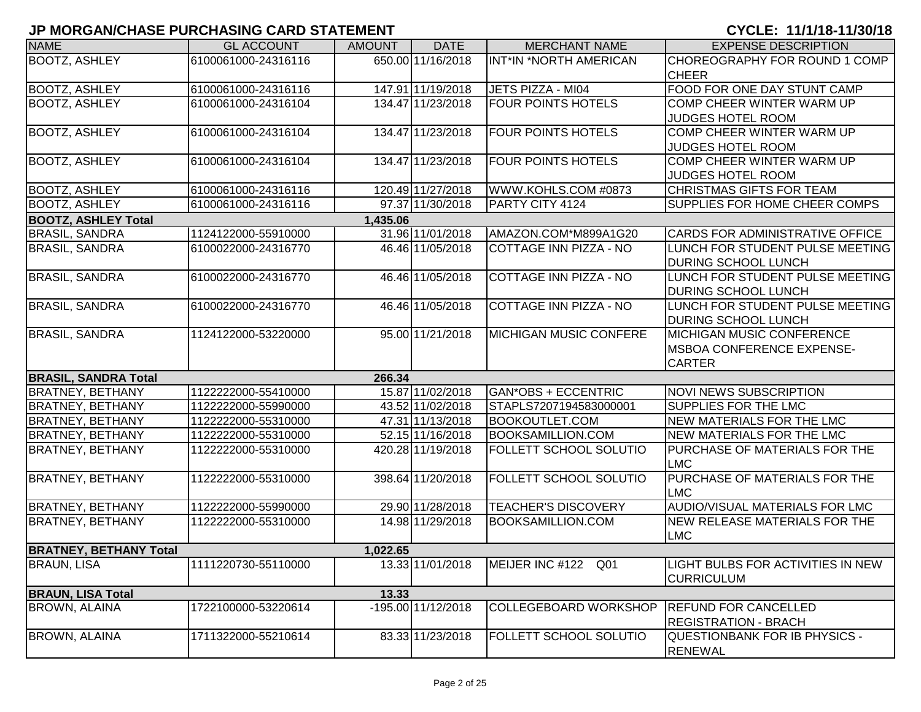# JP MORGAN/CHASE PURCHASING CARD STATEMENT

**CYCLE: 11/1/18-11/30/18**

| NAME | GL ACCOUNT | AMOUNT | DATE | MERCHANT NAME | EXPENSE DESCRIPTION |
|---|---|---|---|---|---|
| BOOTZ, ASHLEY | 6100061000-24316116 | 650.00 | 11/16/2018 | INT*IN *NORTH AMERICAN | CHOREOGRAPHY FOR ROUND 1 COMP CHEER |
| BOOTZ, ASHLEY | 6100061000-24316116 | 147.91 | 11/19/2018 | JETS PIZZA - MI04 | FOOD FOR ONE DAY STUNT CAMP |
| BOOTZ, ASHLEY | 6100061000-24316104 | 134.47 | 11/23/2018 | FOUR POINTS HOTELS | COMP CHEER WINTER WARM UP JUDGES HOTEL ROOM |
| BOOTZ, ASHLEY | 6100061000-24316104 | 134.47 | 11/23/2018 | FOUR POINTS HOTELS | COMP CHEER WINTER WARM UP JUDGES HOTEL ROOM |
| BOOTZ, ASHLEY | 6100061000-24316104 | 134.47 | 11/23/2018 | FOUR POINTS HOTELS | COMP CHEER WINTER WARM UP JUDGES HOTEL ROOM |
| BOOTZ, ASHLEY | 6100061000-24316116 | 120.49 | 11/27/2018 | WWW.KOHLS.COM #0873 | CHRISTMAS GIFTS FOR TEAM |
| BOOTZ, ASHLEY | 6100061000-24316116 | 97.37 | 11/30/2018 | PARTY CITY 4124 | SUPPLIES FOR HOME CHEER COMPS |
| **BOOTZ, ASHLEY Total** | | **1,435.06** | | | |
| BRASIL, SANDRA | 1124122000-55910000 | 31.96 | 11/01/2018 | AMAZON.COM*M899A1G20 | CARDS FOR ADMINISTRATIVE OFFICE |
| BRASIL, SANDRA | 6100022000-24316770 | 46.46 | 11/05/2018 | COTTAGE INN PIZZA - NO | LUNCH FOR STUDENT PULSE MEETING DURING SCHOOL LUNCH |
| BRASIL, SANDRA | 6100022000-24316770 | 46.46 | 11/05/2018 | COTTAGE INN PIZZA - NO | LUNCH FOR STUDENT PULSE MEETING DURING SCHOOL LUNCH |
| BRASIL, SANDRA | 6100022000-24316770 | 46.46 | 11/05/2018 | COTTAGE INN PIZZA - NO | LUNCH FOR STUDENT PULSE MEETING DURING SCHOOL LUNCH |
| BRASIL, SANDRA | 1124122000-53220000 | 95.00 | 11/21/2018 | MICHIGAN MUSIC CONFERE | MICHIGAN MUSIC CONFERENCE MSBOA CONFERENCE EXPENSE-CARTER |
| **BRASIL, SANDRA Total** | | **266.34** | | | |
| BRATNEY, BETHANY | 1122222000-55410000 | 15.87 | 11/02/2018 | GAN*OBS + ECCENTRIC | NOVI NEWS SUBSCRIPTION |
| BRATNEY, BETHANY | 1122222000-55990000 | 43.52 | 11/02/2018 | STAPLS7207194583000001 | SUPPLIES FOR THE LMC |
| BRATNEY, BETHANY | 1122222000-55310000 | 47.31 | 11/13/2018 | BOOKOUTLET.COM | NEW MATERIALS FOR THE LMC |
| BRATNEY, BETHANY | 1122222000-55310000 | 52.15 | 11/16/2018 | BOOKSAMILLION.COM | NEW MATERIALS FOR THE LMC |
| BRATNEY, BETHANY | 1122222000-55310000 | 420.28 | 11/19/2018 | FOLLETT SCHOOL SOLUTIO | PURCHASE OF MATERIALS FOR THE LMC |
| BRATNEY, BETHANY | 1122222000-55310000 | 398.64 | 11/20/2018 | FOLLETT SCHOOL SOLUTIO | PURCHASE OF MATERIALS FOR THE LMC |
| BRATNEY, BETHANY | 1122222000-55990000 | 29.90 | 11/28/2018 | TEACHER'S DISCOVERY | AUDIO/VISUAL MATERIALS FOR LMC |
| BRATNEY, BETHANY | 1122222000-55310000 | 14.98 | 11/29/2018 | BOOKSAMILLION.COM | NEW RELEASE MATERIALS FOR THE LMC |
| **BRATNEY, BETHANY Total** | | **1,022.65** | | | |
| BRAUN, LISA | 1111220730-55110000 | 13.33 | 11/01/2018 | MEIJER INC #122 Q01 | LIGHT BULBS FOR ACTIVITIES IN NEW CURRICULUM |
| **BRAUN, LISA Total** | | **13.33** | | | |
| BROWN, ALAINA | 1722100000-53220614 | -195.00 | 11/12/2018 | COLLEGEBOARD WORKSHOP | REFUND FOR CANCELLED REGISTRATION - BRACH |
| BROWN, ALAINA | 1711322000-55210614 | 83.33 | 11/23/2018 | FOLLETT SCHOOL SOLUTIO | QUESTIONBANK FOR IB PHYSICS - RENEWAL |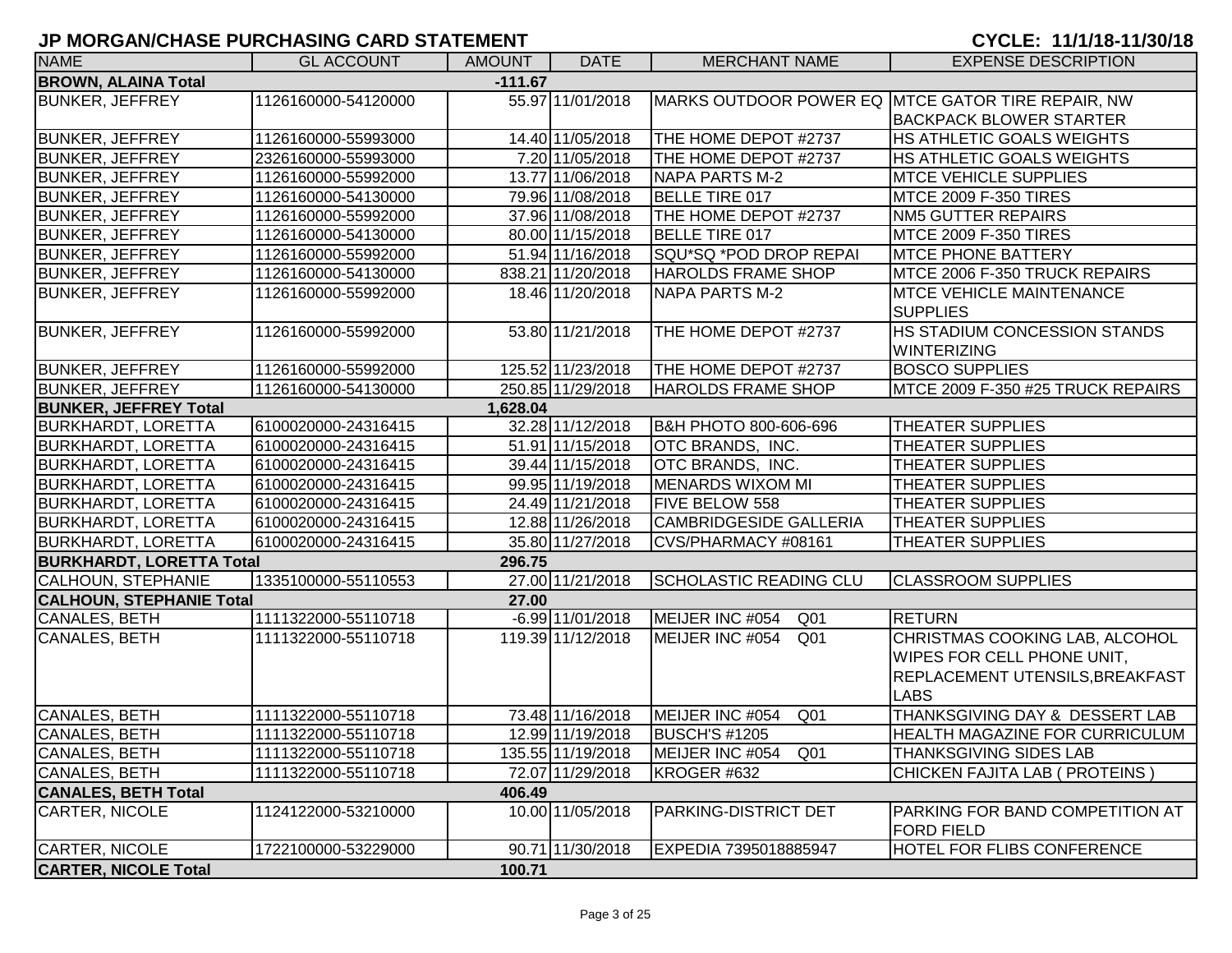# JP MORGAN/CHASE PURCHASING CARD STATEMENT

**CYCLE: 11/1/18-11/30/18**

| NAME | GL ACCOUNT | AMOUNT | DATE | MERCHANT NAME | EXPENSE DESCRIPTION |
|---|---|---|---|---|---|
| **BROWN, ALAINA Total** | | **-111.67** | | | |
| BUNKER, JEFFREY | 1126160000-54120000 | 55.97 | 11/01/2018 | MARKS OUTDOOR POWER EQ | MTCE GATOR TIRE REPAIR, NW BACKPACK BLOWER STARTER |
| BUNKER, JEFFREY | 1126160000-55993000 | 14.40 | 11/05/2018 | THE HOME DEPOT #2737 | HS ATHLETIC GOALS WEIGHTS |
| BUNKER, JEFFREY | 2326160000-55993000 | 7.20 | 11/05/2018 | THE HOME DEPOT #2737 | HS ATHLETIC GOALS WEIGHTS |
| BUNKER, JEFFREY | 1126160000-55992000 | 13.77 | 11/06/2018 | NAPA PARTS M-2 | MTCE VEHICLE SUPPLIES |
| BUNKER, JEFFREY | 1126160000-54130000 | 79.96 | 11/08/2018 | BELLE TIRE 017 | MTCE 2009 F-350 TIRES |
| BUNKER, JEFFREY | 1126160000-55992000 | 37.96 | 11/08/2018 | THE HOME DEPOT #2737 | NM5 GUTTER REPAIRS |
| BUNKER, JEFFREY | 1126160000-54130000 | 80.00 | 11/15/2018 | BELLE TIRE 017 | MTCE 2009 F-350 TIRES |
| BUNKER, JEFFREY | 1126160000-55992000 | 51.94 | 11/16/2018 | SQU*SQ *POD DROP REPAI | MTCE PHONE BATTERY |
| BUNKER, JEFFREY | 1126160000-54130000 | 838.21 | 11/20/2018 | HAROLDS FRAME SHOP | MTCE 2006 F-350 TRUCK REPAIRS |
| BUNKER, JEFFREY | 1126160000-55992000 | 18.46 | 11/20/2018 | NAPA PARTS M-2 | MTCE VEHICLE MAINTENANCE SUPPLIES |
| BUNKER, JEFFREY | 1126160000-55992000 | 53.80 | 11/21/2018 | THE HOME DEPOT #2737 | HS STADIUM CONCESSION STANDS WINTERIZING |
| BUNKER, JEFFREY | 1126160000-55992000 | 125.52 | 11/23/2018 | THE HOME DEPOT #2737 | BOSCO SUPPLIES |
| BUNKER, JEFFREY | 1126160000-54130000 | 250.85 | 11/29/2018 | HAROLDS FRAME SHOP | MTCE 2009 F-350 #25 TRUCK REPAIRS |
| **BUNKER, JEFFREY Total** | | **1,628.04** | | | |
| BURKHARDT, LORETTA | 6100020000-24316415 | 32.28 | 11/12/2018 | B&H PHOTO 800-606-696 | THEATER SUPPLIES |
| BURKHARDT, LORETTA | 6100020000-24316415 | 51.91 | 11/15/2018 | OTC BRANDS, INC. | THEATER SUPPLIES |
| BURKHARDT, LORETTA | 6100020000-24316415 | 39.44 | 11/15/2018 | OTC BRANDS, INC. | THEATER SUPPLIES |
| BURKHARDT, LORETTA | 6100020000-24316415 | 99.95 | 11/19/2018 | MENARDS WIXOM MI | THEATER SUPPLIES |
| BURKHARDT, LORETTA | 6100020000-24316415 | 24.49 | 11/21/2018 | FIVE BELOW 558 | THEATER SUPPLIES |
| BURKHARDT, LORETTA | 6100020000-24316415 | 12.88 | 11/26/2018 | CAMBRIDGESIDE GALLERIA | THEATER SUPPLIES |
| BURKHARDT, LORETTA | 6100020000-24316415 | 35.80 | 11/27/2018 | CVS/PHARMACY #08161 | THEATER SUPPLIES |
| **BURKHARDT, LORETTA Total** | | **296.75** | | | |
| CALHOUN, STEPHANIE | 1335100000-55110553 | 27.00 | 11/21/2018 | SCHOLASTIC READING CLU | CLASSROOM SUPPLIES |
| **CALHOUN, STEPHANIE Total** | | **27.00** | | | |
| CANALES, BETH | 1111322000-55110718 | -6.99 | 11/01/2018 | MEIJER INC #054 Q01 | RETURN |
| CANALES, BETH | 1111322000-55110718 | 119.39 | 11/12/2018 | MEIJER INC #054 Q01 | CHRISTMAS COOKING LAB, ALCOHOL WIPES FOR CELL PHONE UNIT, REPLACEMENT UTENSILS,BREAKFAST LABS |
| CANALES, BETH | 1111322000-55110718 | 73.48 | 11/16/2018 | MEIJER INC #054 Q01 | THANKSGIVING DAY & DESSERT LAB |
| CANALES, BETH | 1111322000-55110718 | 12.99 | 11/19/2018 | BUSCH'S #1205 | HEALTH MAGAZINE FOR CURRICULUM |
| CANALES, BETH | 1111322000-55110718 | 135.55 | 11/19/2018 | MEIJER INC #054 Q01 | THANKSGIVING SIDES LAB |
| CANALES, BETH | 1111322000-55110718 | 72.07 | 11/29/2018 | KROGER #632 | CHICKEN FAJITA LAB ( PROTEINS ) |
| **CANALES, BETH Total** | | **406.49** | | | |
| CARTER, NICOLE | 1124122000-53210000 | 10.00 | 11/05/2018 | PARKING-DISTRICT DET | PARKING FOR BAND COMPETITION AT FORD FIELD |
| CARTER, NICOLE | 1722100000-53229000 | 90.71 | 11/30/2018 | EXPEDIA 7395018885947 | HOTEL FOR FLIBS CONFERENCE |
| **CARTER, NICOLE Total** | | **100.71** | | | |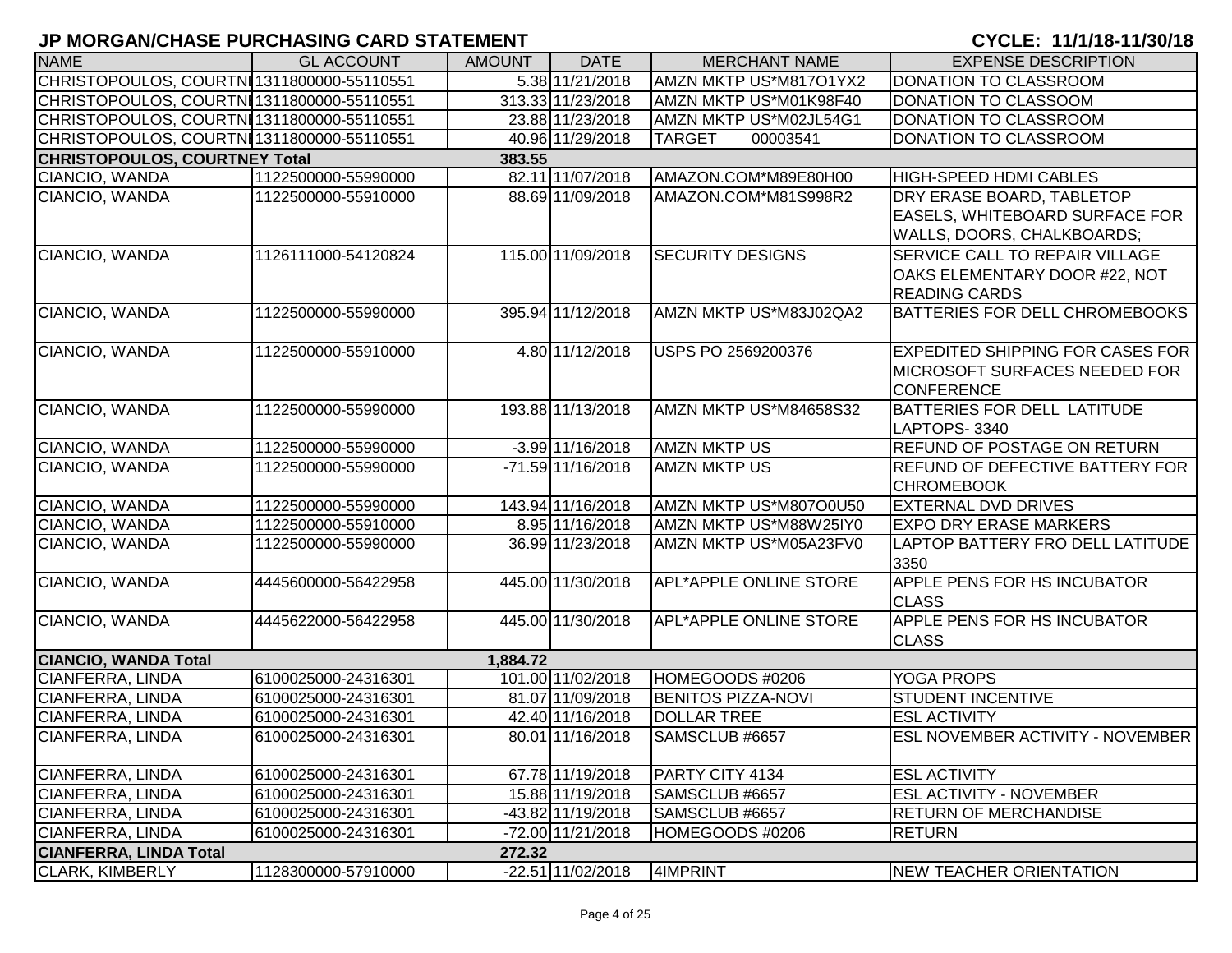## JP MORGAN/CHASE PURCHASING CARD STATEMENT

**CYCLE: 11/1/18-11/30/18**

| NAME | GL ACCOUNT | AMOUNT | DATE | MERCHANT NAME | EXPENSE DESCRIPTION |
|---|---|---|---|---|---|
| CHRISTOPOULOS, COURTNE | 1311800000-55110551 | 5.38 | 11/21/2018 | AMZN MKTP US*M817O1YX2 | DONATION TO CLASSROOM |
| CHRISTOPOULOS, COURTNE | 1311800000-55110551 | 313.33 | 11/23/2018 | AMZN MKTP US*M01K98F40 | DONATION TO CLASSOOM |
| CHRISTOPOULOS, COURTNE | 1311800000-55110551 | 23.88 | 11/23/2018 | AMZN MKTP US*M02JL54G1 | DONATION TO CLASSROOM |
| CHRISTOPOULOS, COURTNE | 1311800000-55110551 | 40.96 | 11/29/2018 | TARGET 00003541 | DONATION TO CLASSROOM |
| **CHRISTOPOULOS, COURTNEY Total** | | **383.55** | | | |
| CIANCIO, WANDA | 1122500000-55990000 | 82.11 | 11/07/2018 | AMAZON.COM*M89E80H00 | HIGH-SPEED HDMI CABLES |
| CIANCIO, WANDA | 1122500000-55910000 | 88.69 | 11/09/2018 | AMAZON.COM*M81S998R2 | DRY ERASE BOARD, TABLETOP EASELS, WHITEBOARD SURFACE FOR WALLS, DOORS, CHALKBOARDS; |
| CIANCIO, WANDA | 1126111000-54120824 | 115.00 | 11/09/2018 | SECURITY DESIGNS | SERVICE CALL TO REPAIR VILLAGE OAKS ELEMENTARY DOOR #22, NOT READING CARDS |
| CIANCIO, WANDA | 1122500000-55990000 | 395.94 | 11/12/2018 | AMZN MKTP US*M83J02QA2 | BATTERIES FOR DELL CHROMEBOOKS |
| CIANCIO, WANDA | 1122500000-55910000 | 4.80 | 11/12/2018 | USPS PO 2569200376 | EXPEDITED SHIPPING FOR CASES FOR MICROSOFT SURFACES NEEDED FOR CONFERENCE |
| CIANCIO, WANDA | 1122500000-55990000 | 193.88 | 11/13/2018 | AMZN MKTP US*M84658S32 | BATTERIES FOR DELL LATITUDE LAPTOPS- 3340 |
| CIANCIO, WANDA | 1122500000-55990000 | -3.99 | 11/16/2018 | AMZN MKTP US | REFUND OF POSTAGE ON RETURN |
| CIANCIO, WANDA | 1122500000-55990000 | -71.59 | 11/16/2018 | AMZN MKTP US | REFUND OF DEFECTIVE BATTERY FOR CHROMEBOOK |
| CIANCIO, WANDA | 1122500000-55990000 | 143.94 | 11/16/2018 | AMZN MKTP US*M807O0U50 | EXTERNAL DVD DRIVES |
| CIANCIO, WANDA | 1122500000-55910000 | 8.95 | 11/16/2018 | AMZN MKTP US*M88W25IY0 | EXPO DRY ERASE MARKERS |
| CIANCIO, WANDA | 1122500000-55990000 | 36.99 | 11/23/2018 | AMZN MKTP US*M05A23FV0 | LAPTOP BATTERY FRO DELL LATITUDE 3350 |
| CIANCIO, WANDA | 4445600000-56422958 | 445.00 | 11/30/2018 | APL*APPLE ONLINE STORE | APPLE PENS FOR HS INCUBATOR CLASS |
| CIANCIO, WANDA | 4445622000-56422958 | 445.00 | 11/30/2018 | APL*APPLE ONLINE STORE | APPLE PENS FOR HS INCUBATOR CLASS |
| **CIANCIO, WANDA Total** | | **1,884.72** | | | |
| CIANFERRA, LINDA | 6100025000-24316301 | 101.00 | 11/02/2018 | HOMEGOODS #0206 | YOGA PROPS |
| CIANFERRA, LINDA | 6100025000-24316301 | 81.07 | 11/09/2018 | BENITOS PIZZA-NOVI | STUDENT INCENTIVE |
| CIANFERRA, LINDA | 6100025000-24316301 | 42.40 | 11/16/2018 | DOLLAR TREE | ESL ACTIVITY |
| CIANFERRA, LINDA | 6100025000-24316301 | 80.01 | 11/16/2018 | SAMSCLUB #6657 | ESL NOVEMBER ACTIVITY - NOVEMBER |
| CIANFERRA, LINDA | 6100025000-24316301 | 67.78 | 11/19/2018 | PARTY CITY 4134 | ESL ACTIVITY |
| CIANFERRA, LINDA | 6100025000-24316301 | 15.88 | 11/19/2018 | SAMSCLUB #6657 | ESL ACTIVITY - NOVEMBER |
| CIANFERRA, LINDA | 6100025000-24316301 | -43.82 | 11/19/2018 | SAMSCLUB #6657 | RETURN OF MERCHANDISE |
| CIANFERRA, LINDA | 6100025000-24316301 | -72.00 | 11/21/2018 | HOMEGOODS #0206 | RETURN |
| **CIANFERRA, LINDA Total** | | **272.32** | | | |
| CLARK, KIMBERLY | 1128300000-57910000 | -22.51 | 11/02/2018 | 4IMPRINT | NEW TEACHER ORIENTATION |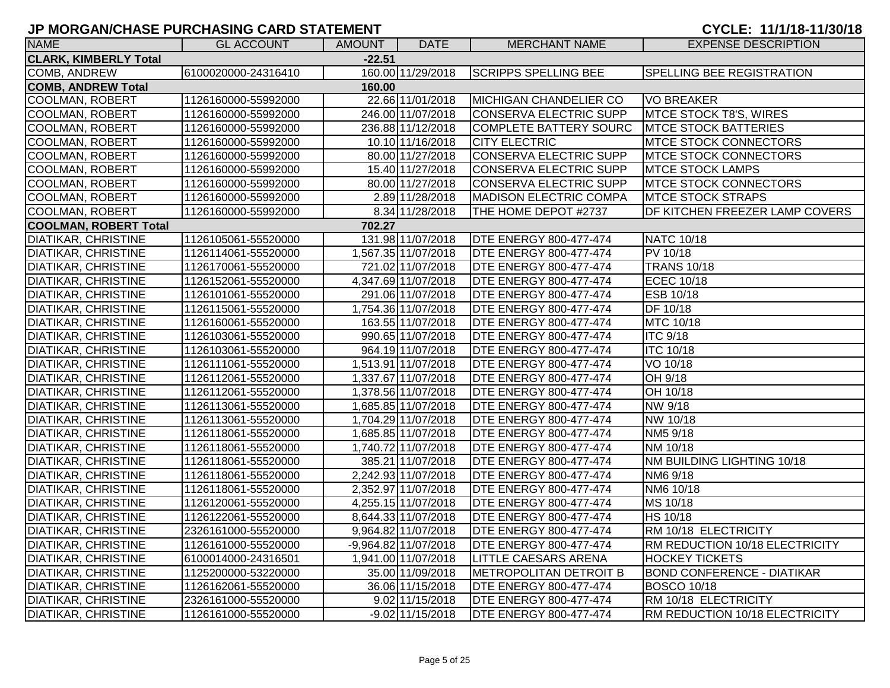# JP MORGAN/CHASE PURCHASING CARD STATEMENT

**CYCLE: 11/1/18-11/30/18**

| NAME | GL ACCOUNT | AMOUNT | DATE | MERCHANT NAME | EXPENSE DESCRIPTION |
|---|---|---|---|---|---|
| **CLARK, KIMBERLY Total** | | **-22.51** | | | |
| COMB, ANDREW | 6100020000-24316410 | 160.00 | 11/29/2018 | SCRIPPS SPELLING BEE | SPELLING BEE REGISTRATION |
| **COMB, ANDREW Total** | | **160.00** | | | |
| COOLMAN, ROBERT | 1126160000-55992000 | 22.66 | 11/01/2018 | MICHIGAN CHANDELIER CO | VO BREAKER |
| COOLMAN, ROBERT | 1126160000-55992000 | 246.00 | 11/07/2018 | CONSERVA ELECTRIC SUPP | MTCE STOCK T8'S, WIRES |
| COOLMAN, ROBERT | 1126160000-55992000 | 236.88 | 11/12/2018 | COMPLETE BATTERY SOURC | MTCE STOCK BATTERIES |
| COOLMAN, ROBERT | 1126160000-55992000 | 10.10 | 11/16/2018 | CITY ELECTRIC | MTCE STOCK CONNECTORS |
| COOLMAN, ROBERT | 1126160000-55992000 | 80.00 | 11/27/2018 | CONSERVA ELECTRIC SUPP | MTCE STOCK CONNECTORS |
| COOLMAN, ROBERT | 1126160000-55992000 | 15.40 | 11/27/2018 | CONSERVA ELECTRIC SUPP | MTCE STOCK LAMPS |
| COOLMAN, ROBERT | 1126160000-55992000 | 80.00 | 11/27/2018 | CONSERVA ELECTRIC SUPP | MTCE STOCK CONNECTORS |
| COOLMAN, ROBERT | 1126160000-55992000 | 2.89 | 11/28/2018 | MADISON ELECTRIC COMPA | MTCE STOCK STRAPS |
| COOLMAN, ROBERT | 1126160000-55992000 | 8.34 | 11/28/2018 | THE HOME DEPOT #2737 | DF KITCHEN FREEZER LAMP COVERS |
| **COOLMAN, ROBERT Total** | | **702.27** | | | |
| DIATIKAR, CHRISTINE | 1126105061-55520000 | 131.98 | 11/07/2018 | DTE ENERGY 800-477-474 | NATC 10/18 |
| DIATIKAR, CHRISTINE | 1126114061-55520000 | 1,567.35 | 11/07/2018 | DTE ENERGY 800-477-474 | PV 10/18 |
| DIATIKAR, CHRISTINE | 1126170061-55520000 | 721.02 | 11/07/2018 | DTE ENERGY 800-477-474 | TRANS 10/18 |
| DIATIKAR, CHRISTINE | 1126152061-55520000 | 4,347.69 | 11/07/2018 | DTE ENERGY 800-477-474 | ECEC 10/18 |
| DIATIKAR, CHRISTINE | 1126101061-55520000 | 291.06 | 11/07/2018 | DTE ENERGY 800-477-474 | ESB 10/18 |
| DIATIKAR, CHRISTINE | 1126115061-55520000 | 1,754.36 | 11/07/2018 | DTE ENERGY 800-477-474 | DF 10/18 |
| DIATIKAR, CHRISTINE | 1126160061-55520000 | 163.55 | 11/07/2018 | DTE ENERGY 800-477-474 | MTC 10/18 |
| DIATIKAR, CHRISTINE | 1126103061-55520000 | 990.65 | 11/07/2018 | DTE ENERGY 800-477-474 | ITC 9/18 |
| DIATIKAR, CHRISTINE | 1126103061-55520000 | 964.19 | 11/07/2018 | DTE ENERGY 800-477-474 | ITC 10/18 |
| DIATIKAR, CHRISTINE | 1126111061-55520000 | 1,513.91 | 11/07/2018 | DTE ENERGY 800-477-474 | VO 10/18 |
| DIATIKAR, CHRISTINE | 1126112061-55520000 | 1,337.67 | 11/07/2018 | DTE ENERGY 800-477-474 | OH 9/18 |
| DIATIKAR, CHRISTINE | 1126112061-55520000 | 1,378.56 | 11/07/2018 | DTE ENERGY 800-477-474 | OH 10/18 |
| DIATIKAR, CHRISTINE | 1126113061-55520000 | 1,685.85 | 11/07/2018 | DTE ENERGY 800-477-474 | NW 9/18 |
| DIATIKAR, CHRISTINE | 1126113061-55520000 | 1,704.29 | 11/07/2018 | DTE ENERGY 800-477-474 | NW 10/18 |
| DIATIKAR, CHRISTINE | 1126118061-55520000 | 1,685.85 | 11/07/2018 | DTE ENERGY 800-477-474 | NM5 9/18 |
| DIATIKAR, CHRISTINE | 1126118061-55520000 | 1,740.72 | 11/07/2018 | DTE ENERGY 800-477-474 | NM 10/18 |
| DIATIKAR, CHRISTINE | 1126118061-55520000 | 385.21 | 11/07/2018 | DTE ENERGY 800-477-474 | NM BUILDING LIGHTING 10/18 |
| DIATIKAR, CHRISTINE | 1126118061-55520000 | 2,242.93 | 11/07/2018 | DTE ENERGY 800-477-474 | NM6 9/18 |
| DIATIKAR, CHRISTINE | 1126118061-55520000 | 2,352.97 | 11/07/2018 | DTE ENERGY 800-477-474 | NM6 10/18 |
| DIATIKAR, CHRISTINE | 1126120061-55520000 | 4,255.15 | 11/07/2018 | DTE ENERGY 800-477-474 | MS 10/18 |
| DIATIKAR, CHRISTINE | 1126122061-55520000 | 8,644.33 | 11/07/2018 | DTE ENERGY 800-477-474 | HS 10/18 |
| DIATIKAR, CHRISTINE | 2326161000-55520000 | 9,964.82 | 11/07/2018 | DTE ENERGY 800-477-474 | RM 10/18 ELECTRICITY |
| DIATIKAR, CHRISTINE | 1126161000-55520000 | -9,964.82 | 11/07/2018 | DTE ENERGY 800-477-474 | RM REDUCTION 10/18 ELECTRICITY |
| DIATIKAR, CHRISTINE | 6100014000-24316501 | 1,941.00 | 11/07/2018 | LITTLE CAESARS ARENA | HOCKEY TICKETS |
| DIATIKAR, CHRISTINE | 1125200000-53220000 | 35.00 | 11/09/2018 | METROPOLITAN DETROIT B | BOND CONFERENCE - DIATIKAR |
| DIATIKAR, CHRISTINE | 1126162061-55520000 | 36.06 | 11/15/2018 | DTE ENERGY 800-477-474 | BOSCO 10/18 |
| DIATIKAR, CHRISTINE | 2326161000-55520000 | 9.02 | 11/15/2018 | DTE ENERGY 800-477-474 | RM 10/18 ELECTRICITY |
| DIATIKAR, CHRISTINE | 1126161000-55520000 | -9.02 | 11/15/2018 | DTE ENERGY 800-477-474 | RM REDUCTION 10/18 ELECTRICITY |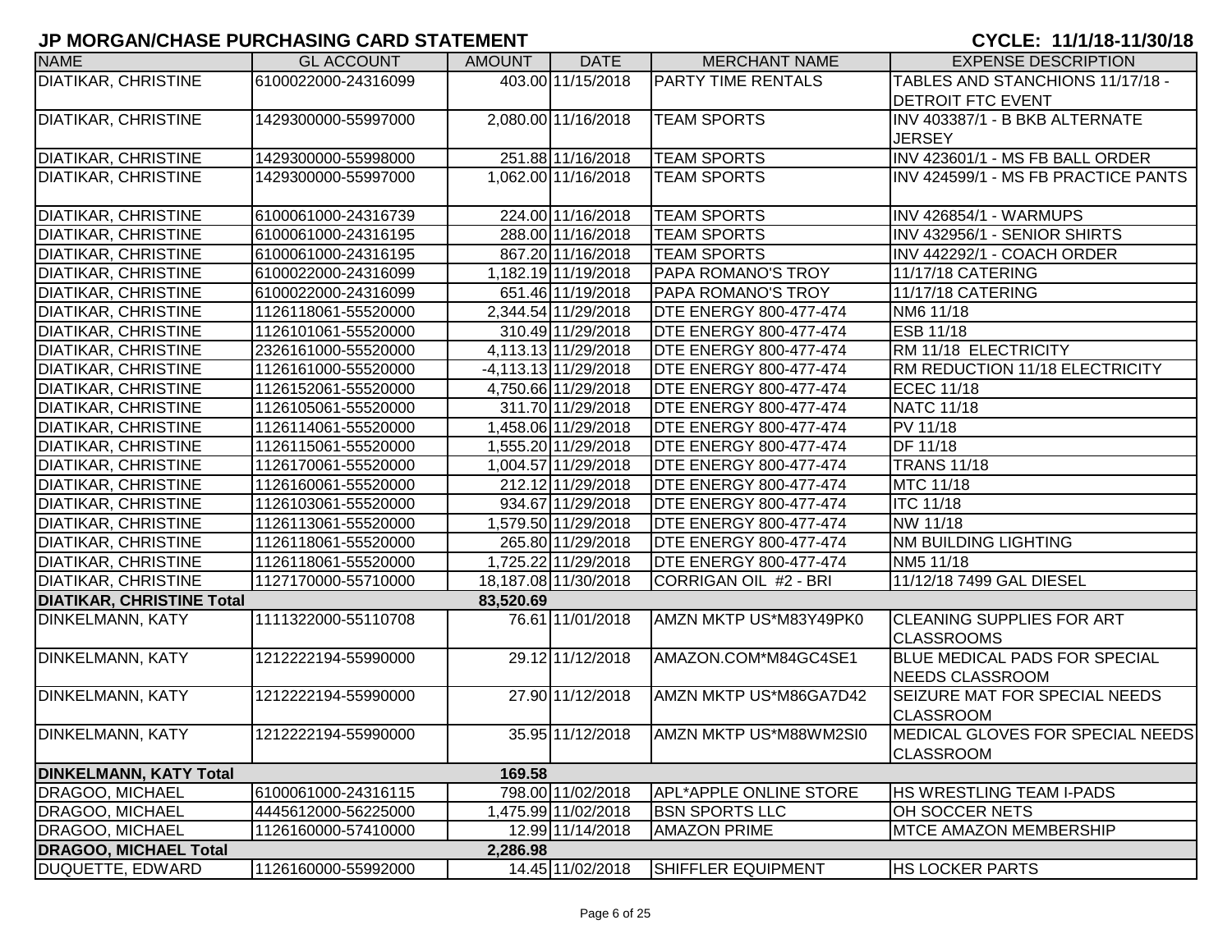# JP MORGAN/CHASE PURCHASING CARD STATEMENT

**CYCLE: 11/1/18-11/30/18**

| NAME | GL ACCOUNT | AMOUNT | DATE | MERCHANT NAME | EXPENSE DESCRIPTION |
|---|---|---|---|---|---|
| DIATIKAR, CHRISTINE | 6100022000-24316099 | 403.00 | 11/15/2018 | PARTY TIME RENTALS | TABLES AND STANCHIONS 11/17/18 - DETROIT FTC EVENT |
| DIATIKAR, CHRISTINE | 1429300000-55997000 | 2,080.00 | 11/16/2018 | TEAM SPORTS | INV 403387/1 - B BKB ALTERNATE JERSEY |
| DIATIKAR, CHRISTINE | 1429300000-55998000 | 251.88 | 11/16/2018 | TEAM SPORTS | INV 423601/1 - MS FB BALL ORDER |
| DIATIKAR, CHRISTINE | 1429300000-55997000 | 1,062.00 | 11/16/2018 | TEAM SPORTS | INV 424599/1 - MS FB PRACTICE PANTS |
| DIATIKAR, CHRISTINE | 6100061000-24316739 | 224.00 | 11/16/2018 | TEAM SPORTS | INV 426854/1 - WARMUPS |
| DIATIKAR, CHRISTINE | 6100061000-24316195 | 288.00 | 11/16/2018 | TEAM SPORTS | INV 432956/1 - SENIOR SHIRTS |
| DIATIKAR, CHRISTINE | 6100061000-24316195 | 867.20 | 11/16/2018 | TEAM SPORTS | INV 442292/1 - COACH ORDER |
| DIATIKAR, CHRISTINE | 6100022000-24316099 | 1,182.19 | 11/19/2018 | PAPA ROMANO'S TROY | 11/17/18 CATERING |
| DIATIKAR, CHRISTINE | 6100022000-24316099 | 651.46 | 11/19/2018 | PAPA ROMANO'S TROY | 11/17/18 CATERING |
| DIATIKAR, CHRISTINE | 1126118061-55520000 | 2,344.54 | 11/29/2018 | DTE ENERGY 800-477-474 | NM6 11/18 |
| DIATIKAR, CHRISTINE | 1126101061-55520000 | 310.49 | 11/29/2018 | DTE ENERGY 800-477-474 | ESB 11/18 |
| DIATIKAR, CHRISTINE | 2326161000-55520000 | 4,113.13 | 11/29/2018 | DTE ENERGY 800-477-474 | RM 11/18 ELECTRICITY |
| DIATIKAR, CHRISTINE | 1126161000-55520000 | -4,113.13 | 11/29/2018 | DTE ENERGY 800-477-474 | RM REDUCTION 11/18 ELECTRICITY |
| DIATIKAR, CHRISTINE | 1126152061-55520000 | 4,750.66 | 11/29/2018 | DTE ENERGY 800-477-474 | ECEC 11/18 |
| DIATIKAR, CHRISTINE | 1126105061-55520000 | 311.70 | 11/29/2018 | DTE ENERGY 800-477-474 | NATC 11/18 |
| DIATIKAR, CHRISTINE | 1126114061-55520000 | 1,458.06 | 11/29/2018 | DTE ENERGY 800-477-474 | PV 11/18 |
| DIATIKAR, CHRISTINE | 1126115061-55520000 | 1,555.20 | 11/29/2018 | DTE ENERGY 800-477-474 | DF 11/18 |
| DIATIKAR, CHRISTINE | 1126170061-55520000 | 1,004.57 | 11/29/2018 | DTE ENERGY 800-477-474 | TRANS 11/18 |
| DIATIKAR, CHRISTINE | 1126160061-55520000 | 212.12 | 11/29/2018 | DTE ENERGY 800-477-474 | MTC 11/18 |
| DIATIKAR, CHRISTINE | 1126103061-55520000 | 934.67 | 11/29/2018 | DTE ENERGY 800-477-474 | ITC 11/18 |
| DIATIKAR, CHRISTINE | 1126113061-55520000 | 1,579.50 | 11/29/2018 | DTE ENERGY 800-477-474 | NW 11/18 |
| DIATIKAR, CHRISTINE | 1126118061-55520000 | 265.80 | 11/29/2018 | DTE ENERGY 800-477-474 | NM BUILDING LIGHTING |
| DIATIKAR, CHRISTINE | 1126118061-55520000 | 1,725.22 | 11/29/2018 | DTE ENERGY 800-477-474 | NM5 11/18 |
| DIATIKAR, CHRISTINE | 1127170000-55710000 | 18,187.08 | 11/30/2018 | CORRIGAN OIL #2 - BRI | 11/12/18 7499 GAL DIESEL |
| **DIATIKAR, CHRISTINE Total** | | **83,520.69** | | | |
| DINKELMANN, KATY | 1111322000-55110708 | 76.61 | 11/01/2018 | AMZN MKTP US*M83Y49PK0 | CLEANING SUPPLIES FOR ART CLASSROOMS |
| DINKELMANN, KATY | 1212222194-55990000 | 29.12 | 11/12/2018 | AMAZON.COM*M84GC4SE1 | BLUE MEDICAL PADS FOR SPECIAL NEEDS CLASSROOM |
| DINKELMANN, KATY | 1212222194-55990000 | 27.90 | 11/12/2018 | AMZN MKTP US*M86GA7D42 | SEIZURE MAT FOR SPECIAL NEEDS CLASSROOM |
| DINKELMANN, KATY | 1212222194-55990000 | 35.95 | 11/12/2018 | AMZN MKTP US*M88WM2SI0 | MEDICAL GLOVES FOR SPECIAL NEEDS CLASSROOM |
| **DINKELMANN, KATY Total** | | **169.58** | | | |
| DRAGOO, MICHAEL | 6100061000-24316115 | 798.00 | 11/02/2018 | APL*APPLE ONLINE STORE | HS WRESTLING TEAM I-PADS |
| DRAGOO, MICHAEL | 4445612000-56225000 | 1,475.99 | 11/02/2018 | BSN SPORTS LLC | OH SOCCER NETS |
| DRAGOO, MICHAEL | 1126160000-57410000 | 12.99 | 11/14/2018 | AMAZON PRIME | MTCE AMAZON MEMBERSHIP |
| **DRAGOO, MICHAEL Total** | | **2,286.98** | | | |
| DUQUETTE, EDWARD | 1126160000-55992000 | 14.45 | 11/02/2018 | SHIFFLER EQUIPMENT | HS LOCKER PARTS |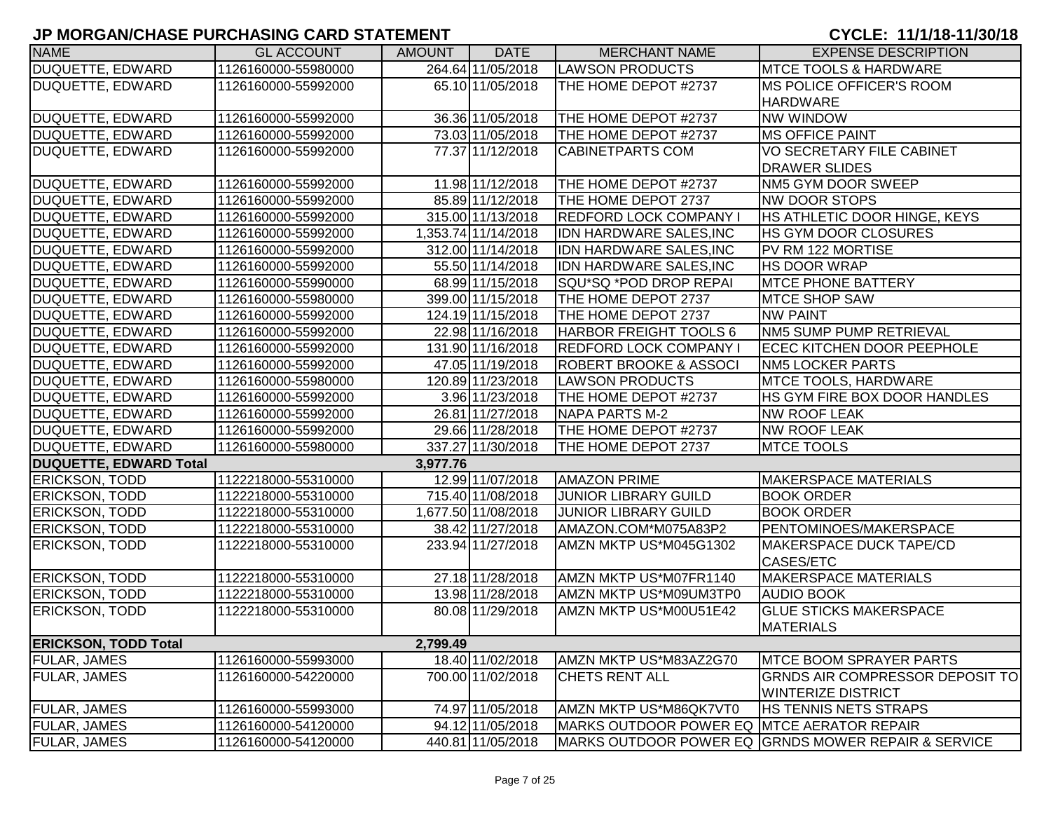# JP MORGAN/CHASE PURCHASING CARD STATEMENT

**CYCLE: 11/1/18-11/30/18**

| NAME | GL ACCOUNT | AMOUNT | DATE | MERCHANT NAME | EXPENSE DESCRIPTION |
|---|---|---|---|---|---|
| DUQUETTE, EDWARD | 1126160000-55980000 | 264.64 | 11/05/2018 | LAWSON PRODUCTS | MTCE TOOLS & HARDWARE |
| DUQUETTE, EDWARD | 1126160000-55992000 | 65.10 | 11/05/2018 | THE HOME DEPOT #2737 | MS POLICE OFFICER'S ROOM HARDWARE |
| DUQUETTE, EDWARD | 1126160000-55992000 | 36.36 | 11/05/2018 | THE HOME DEPOT #2737 | NW WINDOW |
| DUQUETTE, EDWARD | 1126160000-55992000 | 73.03 | 11/05/2018 | THE HOME DEPOT #2737 | MS OFFICE PAINT |
| DUQUETTE, EDWARD | 1126160000-55992000 | 77.37 | 11/12/2018 | CABINETPARTS COM | VO SECRETARY FILE CABINET DRAWER SLIDES |
| DUQUETTE, EDWARD | 1126160000-55992000 | 11.98 | 11/12/2018 | THE HOME DEPOT #2737 | NM5 GYM DOOR SWEEP |
| DUQUETTE, EDWARD | 1126160000-55992000 | 85.89 | 11/12/2018 | THE HOME DEPOT 2737 | NW DOOR STOPS |
| DUQUETTE, EDWARD | 1126160000-55992000 | 315.00 | 11/13/2018 | REDFORD LOCK COMPANY I | HS ATHLETIC DOOR HINGE, KEYS |
| DUQUETTE, EDWARD | 1126160000-55992000 | 1,353.74 | 11/14/2018 | IDN HARDWARE SALES,INC | HS GYM DOOR CLOSURES |
| DUQUETTE, EDWARD | 1126160000-55992000 | 312.00 | 11/14/2018 | IDN HARDWARE SALES,INC | PV RM 122 MORTISE |
| DUQUETTE, EDWARD | 1126160000-55992000 | 55.50 | 11/14/2018 | IDN HARDWARE SALES,INC | HS DOOR WRAP |
| DUQUETTE, EDWARD | 1126160000-55990000 | 68.99 | 11/15/2018 | SQU*SQ *POD DROP REPAI | MTCE PHONE BATTERY |
| DUQUETTE, EDWARD | 1126160000-55980000 | 399.00 | 11/15/2018 | THE HOME DEPOT 2737 | MTCE SHOP SAW |
| DUQUETTE, EDWARD | 1126160000-55992000 | 124.19 | 11/15/2018 | THE HOME DEPOT 2737 | NW PAINT |
| DUQUETTE, EDWARD | 1126160000-55992000 | 22.98 | 11/16/2018 | HARBOR FREIGHT TOOLS 6 | NM5 SUMP PUMP RETRIEVAL |
| DUQUETTE, EDWARD | 1126160000-55992000 | 131.90 | 11/16/2018 | REDFORD LOCK COMPANY I | ECEC KITCHEN DOOR PEEPHOLE |
| DUQUETTE, EDWARD | 1126160000-55992000 | 47.05 | 11/19/2018 | ROBERT BROOKE & ASSOCI | NM5 LOCKER PARTS |
| DUQUETTE, EDWARD | 1126160000-55980000 | 120.89 | 11/23/2018 | LAWSON PRODUCTS | MTCE TOOLS, HARDWARE |
| DUQUETTE, EDWARD | 1126160000-55992000 | 3.96 | 11/23/2018 | THE HOME DEPOT #2737 | HS GYM FIRE BOX DOOR HANDLES |
| DUQUETTE, EDWARD | 1126160000-55992000 | 26.81 | 11/27/2018 | NAPA PARTS M-2 | NW ROOF LEAK |
| DUQUETTE, EDWARD | 1126160000-55992000 | 29.66 | 11/28/2018 | THE HOME DEPOT #2737 | NW ROOF LEAK |
| DUQUETTE, EDWARD | 1126160000-55980000 | 337.27 | 11/30/2018 | THE HOME DEPOT 2737 | MTCE TOOLS |
| **DUQUETTE, EDWARD Total** | | **3,977.76** | | | |
| ERICKSON, TODD | 1122218000-55310000 | 12.99 | 11/07/2018 | AMAZON PRIME | MAKERSPACE MATERIALS |
| ERICKSON, TODD | 1122218000-55310000 | 715.40 | 11/08/2018 | JUNIOR LIBRARY GUILD | BOOK ORDER |
| ERICKSON, TODD | 1122218000-55310000 | 1,677.50 | 11/08/2018 | JUNIOR LIBRARY GUILD | BOOK ORDER |
| ERICKSON, TODD | 1122218000-55310000 | 38.42 | 11/27/2018 | AMAZON.COM*M075A83P2 | PENTOMINOES/MAKERSPACE |
| ERICKSON, TODD | 1122218000-55310000 | 233.94 | 11/27/2018 | AMZN MKTP US*M045G1302 | MAKERSPACE DUCK TAPE/CD CASES/ETC |
| ERICKSON, TODD | 1122218000-55310000 | 27.18 | 11/28/2018 | AMZN MKTP US*M07FR1140 | MAKERSPACE MATERIALS |
| ERICKSON, TODD | 1122218000-55310000 | 13.98 | 11/28/2018 | AMZN MKTP US*M09UM3TP0 | AUDIO BOOK |
| ERICKSON, TODD | 1122218000-55310000 | 80.08 | 11/29/2018 | AMZN MKTP US*M00U51E42 | GLUE STICKS MAKERSPACE MATERIALS |
| **ERICKSON, TODD Total** | | **2,799.49** | | | |
| FULAR, JAMES | 1126160000-55993000 | 18.40 | 11/02/2018 | AMZN MKTP US*M83AZ2G70 | MTCE BOOM SPRAYER PARTS |
| FULAR, JAMES | 1126160000-54220000 | 700.00 | 11/02/2018 | CHETS RENT ALL | GRNDS AIR COMPRESSOR DEPOSIT TO WINTERIZE DISTRICT |
| FULAR, JAMES | 1126160000-55993000 | 74.97 | 11/05/2018 | AMZN MKTP US*M86QK7VT0 | HS TENNIS NETS STRAPS |
| FULAR, JAMES | 1126160000-54120000 | 94.12 | 11/05/2018 | MARKS OUTDOOR POWER EQ | MTCE AERATOR REPAIR |
| FULAR, JAMES | 1126160000-54120000 | 440.81 | 11/05/2018 | MARKS OUTDOOR POWER EQ | GRNDS MOWER REPAIR & SERVICE |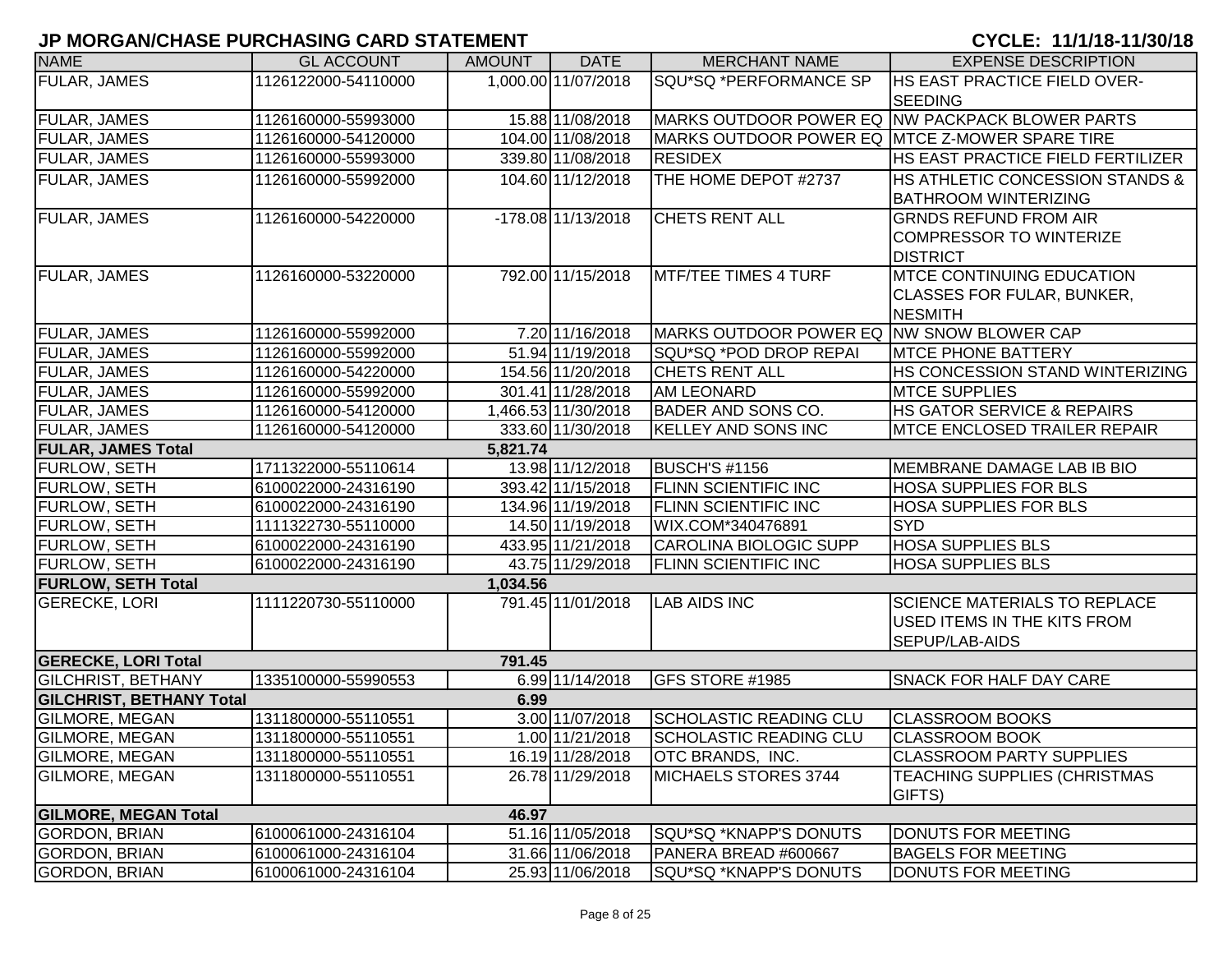# JP MORGAN/CHASE PURCHASING CARD STATEMENT

**CYCLE: 11/1/18-11/30/18**

| NAME | GL ACCOUNT | AMOUNT | DATE | MERCHANT NAME | EXPENSE DESCRIPTION |
|---|---|---|---|---|---|
| FULAR, JAMES | 1126122000-54110000 | 1,000.00 | 11/07/2018 | SQU*SQ *PERFORMANCE SP | HS EAST PRACTICE FIELD OVER-SEEDING |
| FULAR, JAMES | 1126160000-55993000 | 15.88 | 11/08/2018 | MARKS OUTDOOR POWER EQ | NW PACKPACK BLOWER PARTS |
| FULAR, JAMES | 1126160000-54120000 | 104.00 | 11/08/2018 | MARKS OUTDOOR POWER EQ | MTCE Z-MOWER SPARE TIRE |
| FULAR, JAMES | 1126160000-55993000 | 339.80 | 11/08/2018 | RESIDEX | HS EAST PRACTICE FIELD FERTILIZER |
| FULAR, JAMES | 1126160000-55992000 | 104.60 | 11/12/2018 | THE HOME DEPOT #2737 | HS ATHLETIC CONCESSION STANDS & BATHROOM WINTERIZING |
| FULAR, JAMES | 1126160000-54220000 | -178.08 | 11/13/2018 | CHETS RENT ALL | GRNDS REFUND FROM AIR COMPRESSOR TO WINTERIZE DISTRICT |
| FULAR, JAMES | 1126160000-53220000 | 792.00 | 11/15/2018 | MTF/TEE TIMES 4 TURF | MTCE CONTINUING EDUCATION CLASSES FOR FULAR, BUNKER, NESMITH |
| FULAR, JAMES | 1126160000-55992000 | 7.20 | 11/16/2018 | MARKS OUTDOOR POWER EQ | NW SNOW BLOWER CAP |
| FULAR, JAMES | 1126160000-55992000 | 51.94 | 11/19/2018 | SQU*SQ *POD DROP REPAI | MTCE PHONE BATTERY |
| FULAR, JAMES | 1126160000-54220000 | 154.56 | 11/20/2018 | CHETS RENT ALL | HS CONCESSION STAND WINTERIZING |
| FULAR, JAMES | 1126160000-55992000 | 301.41 | 11/28/2018 | AM LEONARD | MTCE SUPPLIES |
| FULAR, JAMES | 1126160000-54120000 | 1,466.53 | 11/30/2018 | BADER AND SONS CO. | HS GATOR SERVICE & REPAIRS |
| FULAR, JAMES | 1126160000-54120000 | 333.60 | 11/30/2018 | KELLEY AND SONS INC | MTCE ENCLOSED TRAILER REPAIR |
| **FULAR, JAMES Total** | | **5,821.74** | | | |
| FURLOW, SETH | 1711322000-55110614 | 13.98 | 11/12/2018 | BUSCH'S #1156 | MEMBRANE DAMAGE LAB IB BIO |
| FURLOW, SETH | 6100022000-24316190 | 393.42 | 11/15/2018 | FLINN SCIENTIFIC INC | HOSA SUPPLIES FOR BLS |
| FURLOW, SETH | 6100022000-24316190 | 134.96 | 11/19/2018 | FLINN SCIENTIFIC INC | HOSA SUPPLIES FOR BLS |
| FURLOW, SETH | 1111322730-55110000 | 14.50 | 11/19/2018 | WIX.COM*340476891 | SYD |
| FURLOW, SETH | 6100022000-24316190 | 433.95 | 11/21/2018 | CAROLINA BIOLOGIC SUPP | HOSA SUPPLIES BLS |
| FURLOW, SETH | 6100022000-24316190 | 43.75 | 11/29/2018 | FLINN SCIENTIFIC INC | HOSA SUPPLIES BLS |
| **FURLOW, SETH Total** | | **1,034.56** | | | |
| GERECKE, LORI | 1111220730-55110000 | 791.45 | 11/01/2018 | LAB AIDS INC | SCIENCE MATERIALS TO REPLACE USED ITEMS IN THE KITS FROM SEPUP/LAB-AIDS |
| **GERECKE, LORI Total** | | **791.45** | | | |
| GILCHRIST, BETHANY | 1335100000-55990553 | 6.99 | 11/14/2018 | GFS STORE #1985 | SNACK FOR HALF DAY CARE |
| **GILCHRIST, BETHANY Total** | | **6.99** | | | |
| GILMORE, MEGAN | 1311800000-55110551 | 3.00 | 11/07/2018 | SCHOLASTIC READING CLU | CLASSROOM BOOKS |
| GILMORE, MEGAN | 1311800000-55110551 | 1.00 | 11/21/2018 | SCHOLASTIC READING CLU | CLASSROOM BOOK |
| GILMORE, MEGAN | 1311800000-55110551 | 16.19 | 11/28/2018 | OTC BRANDS, INC. | CLASSROOM PARTY SUPPLIES |
| GILMORE, MEGAN | 1311800000-55110551 | 26.78 | 11/29/2018 | MICHAELS STORES 3744 | TEACHING SUPPLIES (CHRISTMAS GIFTS) |
| **GILMORE, MEGAN Total** | | **46.97** | | | |
| GORDON, BRIAN | 6100061000-24316104 | 51.16 | 11/05/2018 | SQU*SQ *KNAPP'S DONUTS | DONUTS FOR MEETING |
| GORDON, BRIAN | 6100061000-24316104 | 31.66 | 11/06/2018 | PANERA BREAD #600667 | BAGELS FOR MEETING |
| GORDON, BRIAN | 6100061000-24316104 | 25.93 | 11/06/2018 | SQU*SQ *KNAPP'S DONUTS | DONUTS FOR MEETING |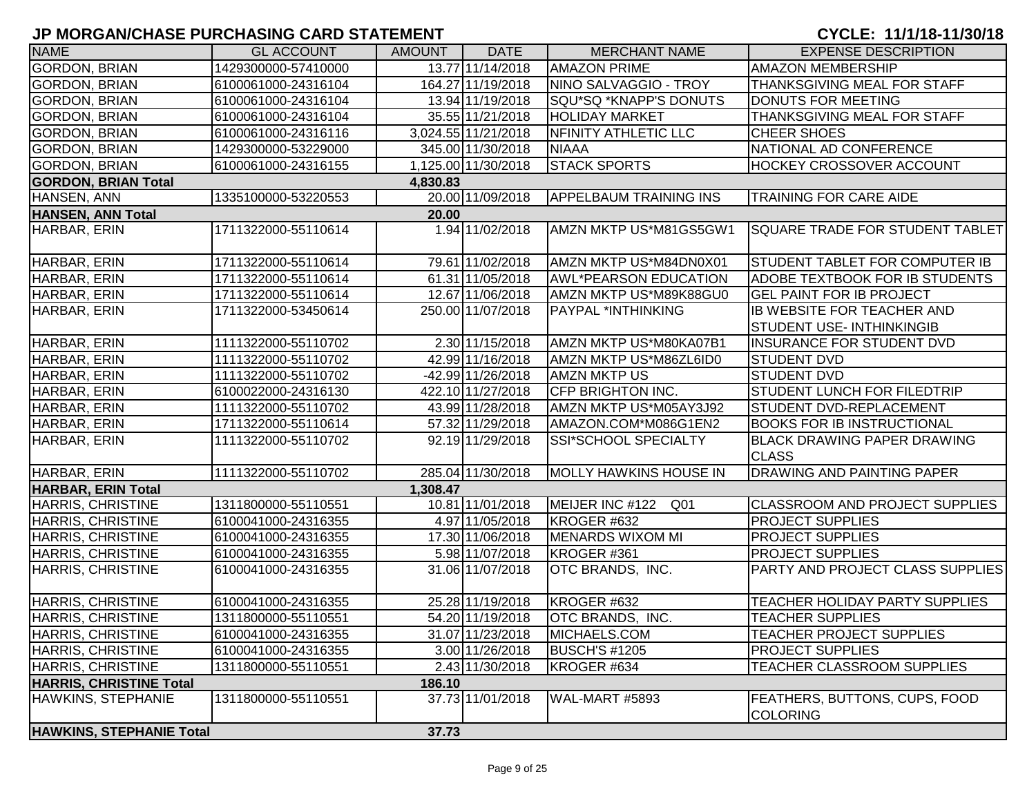# JP MORGAN/CHASE PURCHASING CARD STATEMENT

**CYCLE: 11/1/18-11/30/18**

| NAME | GL ACCOUNT | AMOUNT | DATE | MERCHANT NAME | EXPENSE DESCRIPTION |
|---|---|---|---|---|---|
| GORDON, BRIAN | 1429300000-57410000 | 13.77 | 11/14/2018 | AMAZON PRIME | AMAZON MEMBERSHIP |
| GORDON, BRIAN | 6100061000-24316104 | 164.27 | 11/19/2018 | NINO SALVAGGIO - TROY | THANKSGIVING MEAL FOR STAFF |
| GORDON, BRIAN | 6100061000-24316104 | 13.94 | 11/19/2018 | SQU*SQ *KNAPP'S DONUTS | DONUTS FOR MEETING |
| GORDON, BRIAN | 6100061000-24316104 | 35.55 | 11/21/2018 | HOLIDAY MARKET | THANKSGIVING MEAL FOR STAFF |
| GORDON, BRIAN | 6100061000-24316116 | 3,024.55 | 11/21/2018 | NFINITY ATHLETIC LLC | CHEER SHOES |
| GORDON, BRIAN | 1429300000-53229000 | 345.00 | 11/30/2018 | NIAAA | NATIONAL AD CONFERENCE |
| GORDON, BRIAN | 6100061000-24316155 | 1,125.00 | 11/30/2018 | STACK SPORTS | HOCKEY CROSSOVER ACCOUNT |
| **GORDON, BRIAN Total** | | **4,830.83** | | | |
| HANSEN, ANN | 1335100000-53220553 | 20.00 | 11/09/2018 | APPELBAUM TRAINING INS | TRAINING FOR CARE AIDE |
| **HANSEN, ANN Total** | | **20.00** | | | |
| HARBAR, ERIN | 1711322000-55110614 | 1.94 | 11/02/2018 | AMZN MKTP US*M81GS5GW1 | SQUARE TRADE FOR STUDENT TABLET |
| HARBAR, ERIN | 1711322000-55110614 | 79.61 | 11/02/2018 | AMZN MKTP US*M84DN0X01 | STUDENT TABLET FOR COMPUTER IB |
| HARBAR, ERIN | 1711322000-55110614 | 61.31 | 11/05/2018 | AWL*PEARSON EDUCATION | ADOBE TEXTBOOK FOR IB STUDENTS |
| HARBAR, ERIN | 1711322000-55110614 | 12.67 | 11/06/2018 | AMZN MKTP US*M89K88GU0 | GEL PAINT FOR IB PROJECT |
| HARBAR, ERIN | 1711322000-53450614 | 250.00 | 11/07/2018 | PAYPAL *INTHINKING | IB WEBSITE FOR TEACHER AND STUDENT USE- INTHINKINGIB |
| HARBAR, ERIN | 1111322000-55110702 | 2.30 | 11/15/2018 | AMZN MKTP US*M80KA07B1 | INSURANCE FOR STUDENT DVD |
| HARBAR, ERIN | 1111322000-55110702 | 42.99 | 11/16/2018 | AMZN MKTP US*M86ZL6ID0 | STUDENT DVD |
| HARBAR, ERIN | 1111322000-55110702 | -42.99 | 11/26/2018 | AMZN MKTP US | STUDENT DVD |
| HARBAR, ERIN | 6100022000-24316130 | 422.10 | 11/27/2018 | CFP BRIGHTON INC. | STUDENT LUNCH FOR FILEDTRIP |
| HARBAR, ERIN | 1111322000-55110702 | 43.99 | 11/28/2018 | AMZN MKTP US*M05AY3J92 | STUDENT DVD-REPLACEMENT |
| HARBAR, ERIN | 1711322000-55110614 | 57.32 | 11/29/2018 | AMAZON.COM*M086G1EN2 | BOOKS FOR IB INSTRUCTIONAL |
| HARBAR, ERIN | 1111322000-55110702 | 92.19 | 11/29/2018 | SSI*SCHOOL SPECIALTY | BLACK DRAWING PAPER DRAWING CLASS |
| HARBAR, ERIN | 1111322000-55110702 | 285.04 | 11/30/2018 | MOLLY HAWKINS HOUSE IN | DRAWING AND PAINTING PAPER |
| **HARBAR, ERIN Total** | | **1,308.47** | | | |
| HARRIS, CHRISTINE | 1311800000-55110551 | 10.81 | 11/01/2018 | MEIJER INC #122 Q01 | CLASSROOM AND PROJECT SUPPLIES |
| HARRIS, CHRISTINE | 6100041000-24316355 | 4.97 | 11/05/2018 | KROGER #632 | PROJECT SUPPLIES |
| HARRIS, CHRISTINE | 6100041000-24316355 | 17.30 | 11/06/2018 | MENARDS WIXOM MI | PROJECT SUPPLIES |
| HARRIS, CHRISTINE | 6100041000-24316355 | 5.98 | 11/07/2018 | KROGER #361 | PROJECT SUPPLIES |
| HARRIS, CHRISTINE | 6100041000-24316355 | 31.06 | 11/07/2018 | OTC BRANDS, INC. | PARTY AND PROJECT CLASS SUPPLIES |
| HARRIS, CHRISTINE | 6100041000-24316355 | 25.28 | 11/19/2018 | KROGER #632 | TEACHER HOLIDAY PARTY SUPPLIES |
| HARRIS, CHRISTINE | 1311800000-55110551 | 54.20 | 11/19/2018 | OTC BRANDS, INC. | TEACHER SUPPLIES |
| HARRIS, CHRISTINE | 6100041000-24316355 | 31.07 | 11/23/2018 | MICHAELS.COM | TEACHER PROJECT SUPPLIES |
| HARRIS, CHRISTINE | 6100041000-24316355 | 3.00 | 11/26/2018 | BUSCH'S #1205 | PROJECT SUPPLIES |
| HARRIS, CHRISTINE | 1311800000-55110551 | 2.43 | 11/30/2018 | KROGER #634 | TEACHER CLASSROOM SUPPLIES |
| **HARRIS, CHRISTINE Total** | | **186.10** | | | |
| HAWKINS, STEPHANIE | 1311800000-55110551 | 37.73 | 11/01/2018 | WAL-MART #5893 | FEATHERS, BUTTONS, CUPS, FOOD COLORING |
| **HAWKINS, STEPHANIE Total** | | **37.73** | | | |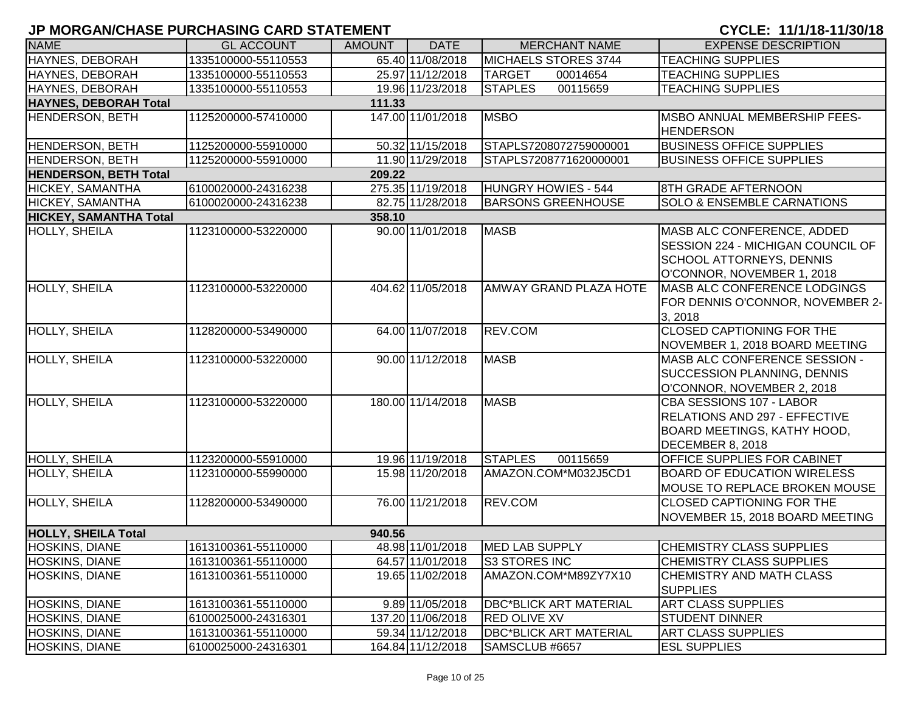# JP MORGAN/CHASE PURCHASING CARD STATEMENT

**CYCLE: 11/1/18-11/30/18**

| NAME | GL ACCOUNT | AMOUNT | DATE | MERCHANT NAME | EXPENSE DESCRIPTION |
|---|---|---|---|---|---|
| HAYNES, DEBORAH | 1335100000-55110553 | 65.40 | 11/08/2018 | MICHAELS STORES 3744 | TEACHING SUPPLIES |
| HAYNES, DEBORAH | 1335100000-55110553 | 25.97 | 11/12/2018 | TARGET 00014654 | TEACHING SUPPLIES |
| HAYNES, DEBORAH | 1335100000-55110553 | 19.96 | 11/23/2018 | STAPLES 00115659 | TEACHING SUPPLIES |
| **HAYNES, DEBORAH Total** | | **111.33** | | | |
| HENDERSON, BETH | 1125200000-57410000 | 147.00 | 11/01/2018 | MSBO | MSBO ANNUAL MEMBERSHIP FEES-HENDERSON |
| HENDERSON, BETH | 1125200000-55910000 | 50.32 | 11/15/2018 | STAPLS7208072759000001 | BUSINESS OFFICE SUPPLIES |
| HENDERSON, BETH | 1125200000-55910000 | 11.90 | 11/29/2018 | STAPLS7208771620000001 | BUSINESS OFFICE SUPPLIES |
| **HENDERSON, BETH Total** | | **209.22** | | | |
| HICKEY, SAMANTHA | 6100020000-24316238 | 275.35 | 11/19/2018 | HUNGRY HOWIES - 544 | 8TH GRADE AFTERNOON |
| HICKEY, SAMANTHA | 6100020000-24316238 | 82.75 | 11/28/2018 | BARSONS GREENHOUSE | SOLO & ENSEMBLE CARNATIONS |
| **HICKEY, SAMANTHA Total** | | **358.10** | | | |
| HOLLY, SHEILA | 1123100000-53220000 | 90.00 | 11/01/2018 | MASB | MASB ALC CONFERENCE, ADDED SESSION 224 - MICHIGAN COUNCIL OF SCHOOL ATTORNEYS, DENNIS O'CONNOR, NOVEMBER 1, 2018 |
| HOLLY, SHEILA | 1123100000-53220000 | 404.62 | 11/05/2018 | AMWAY GRAND PLAZA HOTE | MASB ALC CONFERENCE LODGINGS FOR DENNIS O'CONNOR, NOVEMBER 2-3, 2018 |
| HOLLY, SHEILA | 1128200000-53490000 | 64.00 | 11/07/2018 | REV.COM | CLOSED CAPTIONING FOR THE NOVEMBER 1, 2018 BOARD MEETING |
| HOLLY, SHEILA | 1123100000-53220000 | 90.00 | 11/12/2018 | MASB | MASB ALC CONFERENCE SESSION - SUCCESSION PLANNING, DENNIS O'CONNOR, NOVEMBER 2, 2018 |
| HOLLY, SHEILA | 1123100000-53220000 | 180.00 | 11/14/2018 | MASB | CBA SESSIONS 107 - LABOR RELATIONS AND 297 - EFFECTIVE BOARD MEETINGS, KATHY HOOD, DECEMBER 8, 2018 |
| HOLLY, SHEILA | 1123200000-55910000 | 19.96 | 11/19/2018 | STAPLES 00115659 | OFFICE SUPPLIES FOR CABINET |
| HOLLY, SHEILA | 1123100000-55990000 | 15.98 | 11/20/2018 | AMAZON.COM*M032J5CD1 | BOARD OF EDUCATION WIRELESS MOUSE TO REPLACE BROKEN MOUSE |
| HOLLY, SHEILA | 1128200000-53490000 | 76.00 | 11/21/2018 | REV.COM | CLOSED CAPTIONING FOR THE NOVEMBER 15, 2018 BOARD MEETING |
| **HOLLY, SHEILA Total** | | **940.56** | | | |
| HOSKINS, DIANE | 1613100361-55110000 | 48.98 | 11/01/2018 | MED LAB SUPPLY | CHEMISTRY CLASS SUPPLIES |
| HOSKINS, DIANE | 1613100361-55110000 | 64.57 | 11/01/2018 | S3 STORES INC | CHEMISTRY CLASS SUPPLIES |
| HOSKINS, DIANE | 1613100361-55110000 | 19.65 | 11/02/2018 | AMAZON.COM*M89ZY7X10 | CHEMISTRY AND MATH CLASS SUPPLIES |
| HOSKINS, DIANE | 1613100361-55110000 | 9.89 | 11/05/2018 | DBC*BLICK ART MATERIAL | ART CLASS SUPPLIES |
| HOSKINS, DIANE | 6100025000-24316301 | 137.20 | 11/06/2018 | RED OLIVE XV | STUDENT DINNER |
| HOSKINS, DIANE | 1613100361-55110000 | 59.34 | 11/12/2018 | DBC*BLICK ART MATERIAL | ART CLASS SUPPLIES |
| HOSKINS, DIANE | 6100025000-24316301 | 164.84 | 11/12/2018 | SAMSCLUB #6657 | ESL SUPPLIES |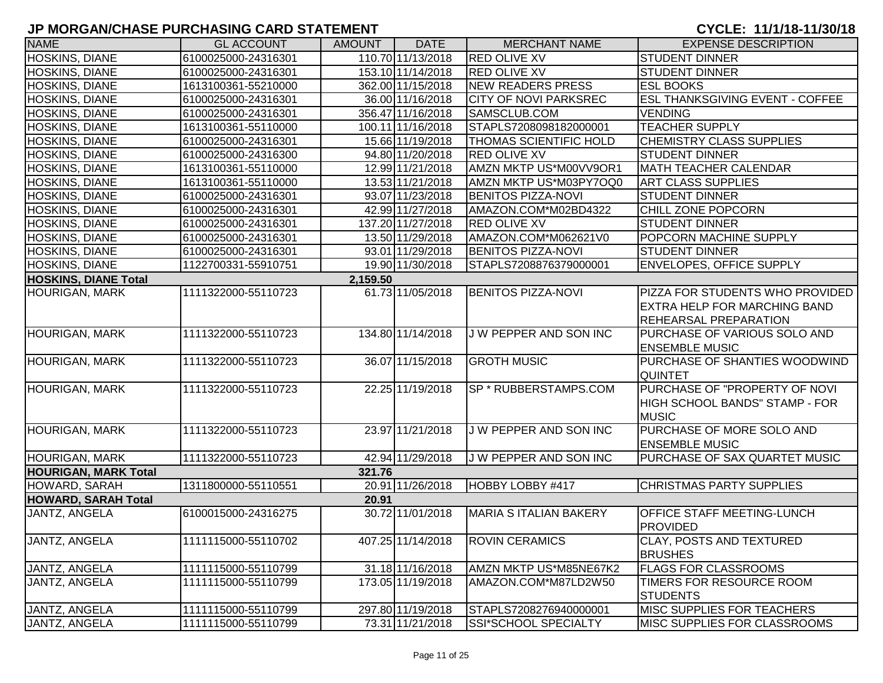# JP MORGAN/CHASE PURCHASING CARD STATEMENT

**CYCLE: 11/1/18-11/30/18**

| NAME | GL ACCOUNT | AMOUNT | DATE | MERCHANT NAME | EXPENSE DESCRIPTION |
|---|---|---|---|---|---|
| HOSKINS, DIANE | 6100025000-24316301 | 110.70 | 11/13/2018 | RED OLIVE XV | STUDENT DINNER |
| HOSKINS, DIANE | 6100025000-24316301 | 153.10 | 11/14/2018 | RED OLIVE XV | STUDENT DINNER |
| HOSKINS, DIANE | 1613100361-55210000 | 362.00 | 11/15/2018 | NEW READERS PRESS | ESL BOOKS |
| HOSKINS, DIANE | 6100025000-24316301 | 36.00 | 11/16/2018 | CITY OF NOVI PARKSREC | ESL THANKSGIVING EVENT - COFFEE |
| HOSKINS, DIANE | 6100025000-24316301 | 356.47 | 11/16/2018 | SAMSCLUB.COM | VENDING |
| HOSKINS, DIANE | 1613100361-55110000 | 100.11 | 11/16/2018 | STAPLS7208098182000001 | TEACHER SUPPLY |
| HOSKINS, DIANE | 6100025000-24316301 | 15.66 | 11/19/2018 | THOMAS SCIENTIFIC HOLD | CHEMISTRY CLASS SUPPLIES |
| HOSKINS, DIANE | 6100025000-24316300 | 94.80 | 11/20/2018 | RED OLIVE XV | STUDENT DINNER |
| HOSKINS, DIANE | 1613100361-55110000 | 12.99 | 11/21/2018 | AMZN MKTP US*M00VV9OR1 | MATH TEACHER CALENDAR |
| HOSKINS, DIANE | 1613100361-55110000 | 13.53 | 11/21/2018 | AMZN MKTP US*M03PY7OQ0 | ART CLASS SUPPLIES |
| HOSKINS, DIANE | 6100025000-24316301 | 93.07 | 11/23/2018 | BENITOS PIZZA-NOVI | STUDENT DINNER |
| HOSKINS, DIANE | 6100025000-24316301 | 42.99 | 11/27/2018 | AMAZON.COM*M02BD4322 | CHILL ZONE POPCORN |
| HOSKINS, DIANE | 6100025000-24316301 | 137.20 | 11/27/2018 | RED OLIVE XV | STUDENT DINNER |
| HOSKINS, DIANE | 6100025000-24316301 | 13.50 | 11/29/2018 | AMAZON.COM*M062621V0 | POPCORN MACHINE SUPPLY |
| HOSKINS, DIANE | 6100025000-24316301 | 93.01 | 11/29/2018 | BENITOS PIZZA-NOVI | STUDENT DINNER |
| HOSKINS, DIANE | 1122700331-55910751 | 19.90 | 11/30/2018 | STAPLS7208876379000001 | ENVELOPES, OFFICE SUPPLY |
| **HOSKINS, DIANE Total** | | **2,159.50** | | | |
| HOURIGAN, MARK | 1111322000-55110723 | 61.73 | 11/05/2018 | BENITOS PIZZA-NOVI | PIZZA FOR STUDENTS WHO PROVIDED EXTRA HELP FOR MARCHING BAND REHEARSAL PREPARATION |
| HOURIGAN, MARK | 1111322000-55110723 | 134.80 | 11/14/2018 | J W PEPPER AND SON INC | PURCHASE OF VARIOUS SOLO AND ENSEMBLE MUSIC |
| HOURIGAN, MARK | 1111322000-55110723 | 36.07 | 11/15/2018 | GROTH MUSIC | PURCHASE OF SHANTIES WOODWIND QUINTET |
| HOURIGAN, MARK | 1111322000-55110723 | 22.25 | 11/19/2018 | SP * RUBBERSTAMPS.COM | PURCHASE OF "PROPERTY OF NOVI HIGH SCHOOL BANDS" STAMP - FOR MUSIC |
| HOURIGAN, MARK | 1111322000-55110723 | 23.97 | 11/21/2018 | J W PEPPER AND SON INC | PURCHASE OF MORE SOLO AND ENSEMBLE MUSIC |
| HOURIGAN, MARK | 1111322000-55110723 | 42.94 | 11/29/2018 | J W PEPPER AND SON INC | PURCHASE OF SAX QUARTET MUSIC |
| **HOURIGAN, MARK Total** | | **321.76** | | | |
| HOWARD, SARAH | 1311800000-55110551 | 20.91 | 11/26/2018 | HOBBY LOBBY #417 | CHRISTMAS PARTY SUPPLIES |
| **HOWARD, SARAH Total** | | **20.91** | | | |
| JANTZ, ANGELA | 6100015000-24316275 | 30.72 | 11/01/2018 | MARIA S ITALIAN BAKERY | OFFICE STAFF MEETING-LUNCH PROVIDED |
| JANTZ, ANGELA | 1111115000-55110702 | 407.25 | 11/14/2018 | ROVIN CERAMICS | CLAY, POSTS AND TEXTURED BRUSHES |
| JANTZ, ANGELA | 1111115000-55110799 | 31.18 | 11/16/2018 | AMZN MKTP US*M85NE67K2 | FLAGS FOR CLASSROOMS |
| JANTZ, ANGELA | 1111115000-55110799 | 173.05 | 11/19/2018 | AMAZON.COM*M87LD2W50 | TIMERS FOR RESOURCE ROOM STUDENTS |
| JANTZ, ANGELA | 1111115000-55110799 | 297.80 | 11/19/2018 | STAPLS7208276940000001 | MISC SUPPLIES FOR TEACHERS |
| JANTZ, ANGELA | 1111115000-55110799 | 73.31 | 11/21/2018 | SSI*SCHOOL SPECIALTY | MISC SUPPLIES FOR CLASSROOMS |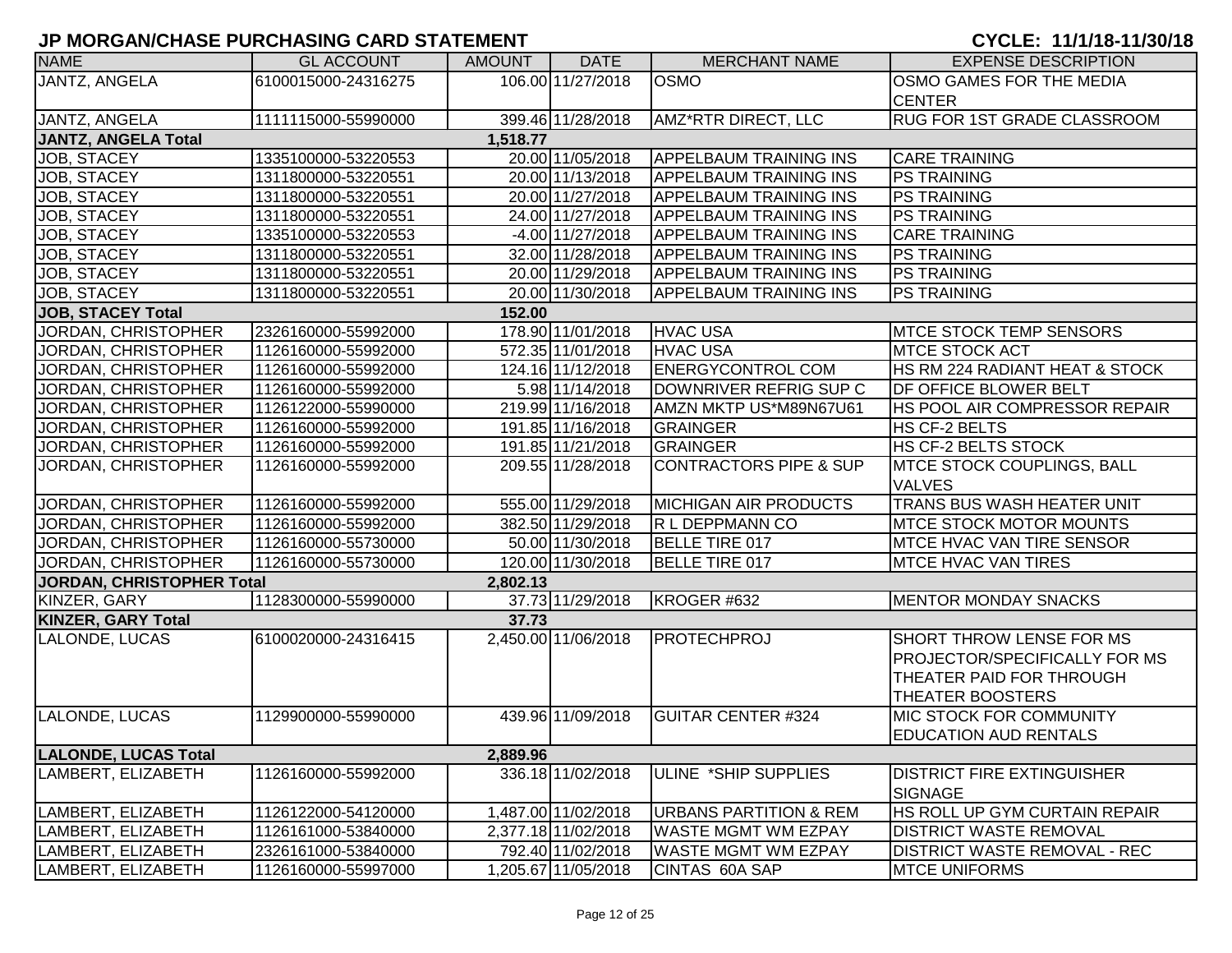# JP MORGAN/CHASE PURCHASING CARD STATEMENT

**CYCLE: 11/1/18-11/30/18**

| NAME | GL ACCOUNT | AMOUNT | DATE | MERCHANT NAME | EXPENSE DESCRIPTION |
|---|---|---|---|---|---|
| JANTZ, ANGELA | 6100015000-24316275 | 106.00 | 11/27/2018 | OSMO | OSMO GAMES FOR THE MEDIA CENTER |
| JANTZ, ANGELA | 1111115000-55990000 | 399.46 | 11/28/2018 | AMZ*RTR DIRECT, LLC | RUG FOR 1ST GRADE CLASSROOM |
| **JANTZ, ANGELA Total** | | **1,518.77** | | | |
| JOB, STACEY | 1335100000-53220553 | 20.00 | 11/05/2018 | APPELBAUM TRAINING INS | CARE TRAINING |
| JOB, STACEY | 1311800000-53220551 | 20.00 | 11/13/2018 | APPELBAUM TRAINING INS | PS TRAINING |
| JOB, STACEY | 1311800000-53220551 | 20.00 | 11/27/2018 | APPELBAUM TRAINING INS | PS TRAINING |
| JOB, STACEY | 1311800000-53220551 | 24.00 | 11/27/2018 | APPELBAUM TRAINING INS | PS TRAINING |
| JOB, STACEY | 1335100000-53220553 | -4.00 | 11/27/2018 | APPELBAUM TRAINING INS | CARE TRAINING |
| JOB, STACEY | 1311800000-53220551 | 32.00 | 11/28/2018 | APPELBAUM TRAINING INS | PS TRAINING |
| JOB, STACEY | 1311800000-53220551 | 20.00 | 11/29/2018 | APPELBAUM TRAINING INS | PS TRAINING |
| JOB, STACEY | 1311800000-53220551 | 20.00 | 11/30/2018 | APPELBAUM TRAINING INS | PS TRAINING |
| **JOB, STACEY Total** | | **152.00** | | | |
| JORDAN, CHRISTOPHER | 2326160000-55992000 | 178.90 | 11/01/2018 | HVAC USA | MTCE STOCK TEMP SENSORS |
| JORDAN, CHRISTOPHER | 1126160000-55992000 | 572.35 | 11/01/2018 | HVAC USA | MTCE STOCK ACT |
| JORDAN, CHRISTOPHER | 1126160000-55992000 | 124.16 | 11/12/2018 | ENERGYCONTROL COM | HS RM 224 RADIANT HEAT & STOCK |
| JORDAN, CHRISTOPHER | 1126160000-55992000 | 5.98 | 11/14/2018 | DOWNRIVER REFRIG SUP C | DF OFFICE BLOWER BELT |
| JORDAN, CHRISTOPHER | 1126122000-55990000 | 219.99 | 11/16/2018 | AMZN MKTP US*M89N67U61 | HS POOL AIR COMPRESSOR REPAIR |
| JORDAN, CHRISTOPHER | 1126160000-55992000 | 191.85 | 11/16/2018 | GRAINGER | HS CF-2 BELTS |
| JORDAN, CHRISTOPHER | 1126160000-55992000 | 191.85 | 11/21/2018 | GRAINGER | HS CF-2 BELTS STOCK |
| JORDAN, CHRISTOPHER | 1126160000-55992000 | 209.55 | 11/28/2018 | CONTRACTORS PIPE & SUP | MTCE STOCK COUPLINGS, BALL VALVES |
| JORDAN, CHRISTOPHER | 1126160000-55992000 | 555.00 | 11/29/2018 | MICHIGAN AIR PRODUCTS | TRANS BUS WASH HEATER UNIT |
| JORDAN, CHRISTOPHER | 1126160000-55992000 | 382.50 | 11/29/2018 | R L DEPPMANN CO | MTCE STOCK MOTOR MOUNTS |
| JORDAN, CHRISTOPHER | 1126160000-55730000 | 50.00 | 11/30/2018 | BELLE TIRE 017 | MTCE HVAC VAN TIRE SENSOR |
| JORDAN, CHRISTOPHER | 1126160000-55730000 | 120.00 | 11/30/2018 | BELLE TIRE 017 | MTCE HVAC VAN TIRES |
| **JORDAN, CHRISTOPHER Total** | | **2,802.13** | | | |
| KINZER, GARY | 1128300000-55990000 | 37.73 | 11/29/2018 | KROGER #632 | MENTOR MONDAY SNACKS |
| **KINZER, GARY Total** | | **37.73** | | | |
| LALONDE, LUCAS | 6100020000-24316415 | 2,450.00 | 11/06/2018 | PROTECHPROJ | SHORT THROW LENSE FOR MS PROJECTOR/SPECIFICALLY FOR MS THEATER PAID FOR THROUGH THEATER BOOSTERS |
| LALONDE, LUCAS | 1129900000-55990000 | 439.96 | 11/09/2018 | GUITAR CENTER #324 | MIC STOCK FOR COMMUNITY EDUCATION AUD RENTALS |
| **LALONDE, LUCAS Total** | | **2,889.96** | | | |
| LAMBERT, ELIZABETH | 1126160000-55992000 | 336.18 | 11/02/2018 | ULINE *SHIP SUPPLIES | DISTRICT FIRE EXTINGUISHER SIGNAGE |
| LAMBERT, ELIZABETH | 1126122000-54120000 | 1,487.00 | 11/02/2018 | URBANS PARTITION & REM | HS ROLL UP GYM CURTAIN REPAIR |
| LAMBERT, ELIZABETH | 1126161000-53840000 | 2,377.18 | 11/02/2018 | WASTE MGMT WM EZPAY | DISTRICT WASTE REMOVAL |
| LAMBERT, ELIZABETH | 2326161000-53840000 | 792.40 | 11/02/2018 | WASTE MGMT WM EZPAY | DISTRICT WASTE REMOVAL - REC |
| LAMBERT, ELIZABETH | 1126160000-55997000 | 1,205.67 | 11/05/2018 | CINTAS 60A SAP | MTCE UNIFORMS |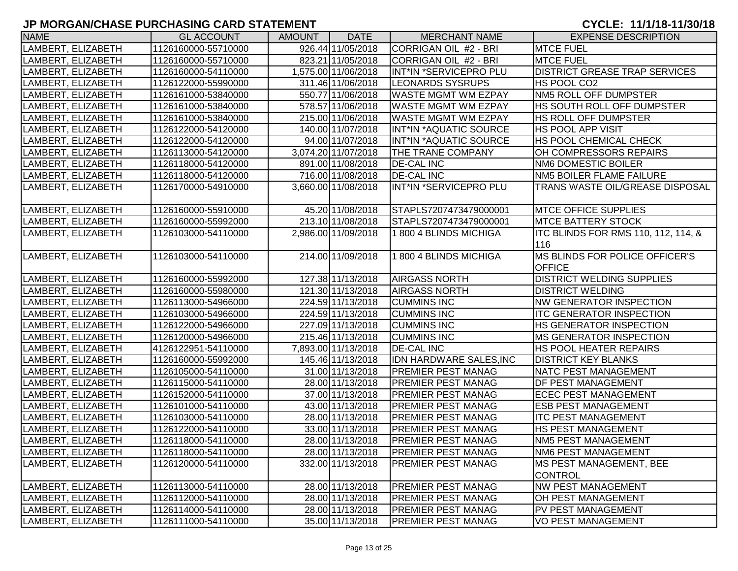# JP MORGAN/CHASE PURCHASING CARD STATEMENT

**CYCLE: 11/1/18-11/30/18**

| NAME | GL ACCOUNT | AMOUNT | DATE | MERCHANT NAME | EXPENSE DESCRIPTION |
|---|---|---|---|---|---|
| LAMBERT, ELIZABETH | 1126160000-55710000 | 926.44 | 11/05/2018 | CORRIGAN OIL #2 - BRI | MTCE FUEL |
| LAMBERT, ELIZABETH | 1126160000-55710000 | 823.21 | 11/05/2018 | CORRIGAN OIL #2 - BRI | MTCE FUEL |
| LAMBERT, ELIZABETH | 1126160000-54110000 | 1,575.00 | 11/06/2018 | INT*IN *SERVICEPRO PLU | DISTRICT GREASE TRAP SERVICES |
| LAMBERT, ELIZABETH | 1126122000-55990000 | 311.46 | 11/06/2018 | LEONARDS SYSRUPS | HS POOL CO2 |
| LAMBERT, ELIZABETH | 1126161000-53840000 | 550.77 | 11/06/2018 | WASTE MGMT WM EZPAY | NM5 ROLL OFF DUMPSTER |
| LAMBERT, ELIZABETH | 1126161000-53840000 | 578.57 | 11/06/2018 | WASTE MGMT WM EZPAY | HS SOUTH ROLL OFF DUMPSTER |
| LAMBERT, ELIZABETH | 1126161000-53840000 | 215.00 | 11/06/2018 | WASTE MGMT WM EZPAY | HS ROLL OFF DUMPSTER |
| LAMBERT, ELIZABETH | 1126122000-54120000 | 140.00 | 11/07/2018 | INT*IN *AQUATIC SOURCE | HS POOL APP VISIT |
| LAMBERT, ELIZABETH | 1126122000-54120000 | 94.00 | 11/07/2018 | INT*IN *AQUATIC SOURCE | HS POOL CHEMICAL CHECK |
| LAMBERT, ELIZABETH | 1126113000-54120000 | 3,074.20 | 11/07/2018 | THE TRANE COMPANY | OH COMPRESSORS REPAIRS |
| LAMBERT, ELIZABETH | 1126118000-54120000 | 891.00 | 11/08/2018 | DE-CAL INC | NM6 DOMESTIC BOILER |
| LAMBERT, ELIZABETH | 1126118000-54120000 | 716.00 | 11/08/2018 | DE-CAL INC | NM5 BOILER FLAME FAILURE |
| LAMBERT, ELIZABETH | 1126170000-54910000 | 3,660.00 | 11/08/2018 | INT*IN *SERVICEPRO PLU | TRANS WASTE OIL/GREASE DISPOSAL |
| LAMBERT, ELIZABETH | 1126160000-55910000 | 45.20 | 11/08/2018 | STAPLS7207473479000001 | MTCE OFFICE SUPPLIES |
| LAMBERT, ELIZABETH | 1126160000-55992000 | 213.10 | 11/08/2018 | STAPLS7207473479000001 | MTCE BATTERY STOCK |
| LAMBERT, ELIZABETH | 1126103000-54110000 | 2,986.00 | 11/09/2018 | 1 800 4 BLINDS MICHIGA | ITC BLINDS FOR RMS 110, 112, 114, & 116 |
| LAMBERT, ELIZABETH | 1126103000-54110000 | 214.00 | 11/09/2018 | 1 800 4 BLINDS MICHIGA | MS BLINDS FOR POLICE OFFICER'S OFFICE |
| LAMBERT, ELIZABETH | 1126160000-55992000 | 127.38 | 11/13/2018 | AIRGASS NORTH | DISTRICT WELDING SUPPLIES |
| LAMBERT, ELIZABETH | 1126160000-55980000 | 121.30 | 11/13/2018 | AIRGASS NORTH | DISTRICT WELDING |
| LAMBERT, ELIZABETH | 1126113000-54966000 | 224.59 | 11/13/2018 | CUMMINS INC | NW GENERATOR INSPECTION |
| LAMBERT, ELIZABETH | 1126103000-54966000 | 224.59 | 11/13/2018 | CUMMINS INC | ITC GENERATOR INSPECTION |
| LAMBERT, ELIZABETH | 1126122000-54966000 | 227.09 | 11/13/2018 | CUMMINS INC | HS GENERATOR INSPECTION |
| LAMBERT, ELIZABETH | 1126120000-54966000 | 215.46 | 11/13/2018 | CUMMINS INC | MS GENERATOR INSPECTION |
| LAMBERT, ELIZABETH | 4126122951-54110000 | 7,893.00 | 11/13/2018 | DE-CAL INC | HS POOL HEATER REPAIRS |
| LAMBERT, ELIZABETH | 1126160000-55992000 | 145.46 | 11/13/2018 | IDN HARDWARE SALES,INC | DISTRICT KEY BLANKS |
| LAMBERT, ELIZABETH | 1126105000-54110000 | 31.00 | 11/13/2018 | PREMIER PEST MANAG | NATC PEST MANAGEMENT |
| LAMBERT, ELIZABETH | 1126115000-54110000 | 28.00 | 11/13/2018 | PREMIER PEST MANAG | DF PEST MANAGEMENT |
| LAMBERT, ELIZABETH | 1126152000-54110000 | 37.00 | 11/13/2018 | PREMIER PEST MANAG | ECEC PEST MANAGEMENT |
| LAMBERT, ELIZABETH | 1126101000-54110000 | 43.00 | 11/13/2018 | PREMIER PEST MANAG | ESB PEST MANAGEMENT |
| LAMBERT, ELIZABETH | 1126103000-54110000 | 28.00 | 11/13/2018 | PREMIER PEST MANAG | ITC PEST MANAGEMENT |
| LAMBERT, ELIZABETH | 1126122000-54110000 | 33.00 | 11/13/2018 | PREMIER PEST MANAG | HS PEST MANAGEMENT |
| LAMBERT, ELIZABETH | 1126118000-54110000 | 28.00 | 11/13/2018 | PREMIER PEST MANAG | NM5 PEST MANAGEMENT |
| LAMBERT, ELIZABETH | 1126118000-54110000 | 28.00 | 11/13/2018 | PREMIER PEST MANAG | NM6 PEST MANAGEMENT |
| LAMBERT, ELIZABETH | 1126120000-54110000 | 332.00 | 11/13/2018 | PREMIER PEST MANAG | MS PEST MANAGEMENT, BEE CONTROL |
| LAMBERT, ELIZABETH | 1126113000-54110000 | 28.00 | 11/13/2018 | PREMIER PEST MANAG | NW PEST MANAGEMENT |
| LAMBERT, ELIZABETH | 1126112000-54110000 | 28.00 | 11/13/2018 | PREMIER PEST MANAG | OH PEST MANAGEMENT |
| LAMBERT, ELIZABETH | 1126114000-54110000 | 28.00 | 11/13/2018 | PREMIER PEST MANAG | PV PEST MANAGEMENT |
| LAMBERT, ELIZABETH | 1126111000-54110000 | 35.00 | 11/13/2018 | PREMIER PEST MANAG | VO PEST MANAGEMENT |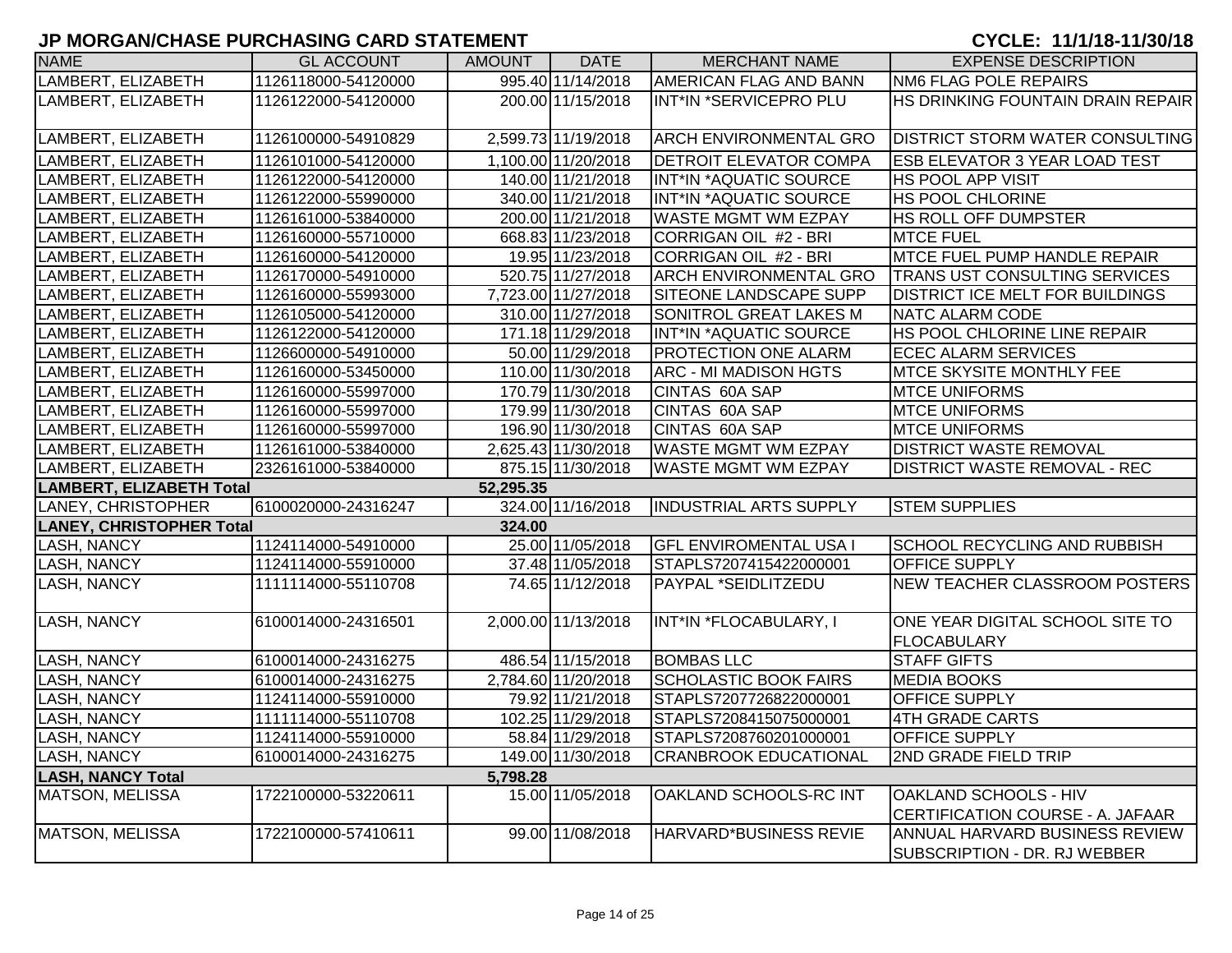# JP MORGAN/CHASE PURCHASING CARD STATEMENT

**CYCLE: 11/1/18-11/30/18**

| NAME | GL ACCOUNT | AMOUNT | DATE | MERCHANT NAME | EXPENSE DESCRIPTION |
|---|---|---|---|---|---|
| LAMBERT, ELIZABETH | 1126118000-54120000 | 995.40 | 11/14/2018 | AMERICAN FLAG AND BANN | NM6 FLAG POLE REPAIRS |
| LAMBERT, ELIZABETH | 1126122000-54120000 | 200.00 | 11/15/2018 | INT*IN *SERVICEPRO PLU | HS DRINKING FOUNTAIN DRAIN REPAIR |
| LAMBERT, ELIZABETH | 1126100000-54910829 | 2,599.73 | 11/19/2018 | ARCH ENVIRONMENTAL GRO | DISTRICT STORM WATER CONSULTING |
| LAMBERT, ELIZABETH | 1126101000-54120000 | 1,100.00 | 11/20/2018 | DETROIT ELEVATOR COMPA | ESB ELEVATOR 3 YEAR LOAD TEST |
| LAMBERT, ELIZABETH | 1126122000-54120000 | 140.00 | 11/21/2018 | INT*IN *AQUATIC SOURCE | HS POOL APP VISIT |
| LAMBERT, ELIZABETH | 1126122000-55990000 | 340.00 | 11/21/2018 | INT*IN *AQUATIC SOURCE | HS POOL CHLORINE |
| LAMBERT, ELIZABETH | 1126161000-53840000 | 200.00 | 11/21/2018 | WASTE MGMT WM EZPAY | HS ROLL OFF DUMPSTER |
| LAMBERT, ELIZABETH | 1126160000-55710000 | 668.83 | 11/23/2018 | CORRIGAN OIL #2 - BRI | MTCE FUEL |
| LAMBERT, ELIZABETH | 1126160000-54120000 | 19.95 | 11/23/2018 | CORRIGAN OIL #2 - BRI | MTCE FUEL PUMP HANDLE REPAIR |
| LAMBERT, ELIZABETH | 1126170000-54910000 | 520.75 | 11/27/2018 | ARCH ENVIRONMENTAL GRO | TRANS UST CONSULTING SERVICES |
| LAMBERT, ELIZABETH | 1126160000-55993000 | 7,723.00 | 11/27/2018 | SITEONE LANDSCAPE SUPP | DISTRICT ICE MELT FOR BUILDINGS |
| LAMBERT, ELIZABETH | 1126105000-54120000 | 310.00 | 11/27/2018 | SONITROL GREAT LAKES M | NATC ALARM CODE |
| LAMBERT, ELIZABETH | 1126122000-54120000 | 171.18 | 11/29/2018 | INT*IN *AQUATIC SOURCE | HS POOL CHLORINE LINE REPAIR |
| LAMBERT, ELIZABETH | 1126600000-54910000 | 50.00 | 11/29/2018 | PROTECTION ONE ALARM | ECEC ALARM SERVICES |
| LAMBERT, ELIZABETH | 1126160000-53450000 | 110.00 | 11/30/2018 | ARC - MI MADISON HGTS | MTCE SKYSITE MONTHLY FEE |
| LAMBERT, ELIZABETH | 1126160000-55997000 | 170.79 | 11/30/2018 | CINTAS 60A SAP | MTCE UNIFORMS |
| LAMBERT, ELIZABETH | 1126160000-55997000 | 179.99 | 11/30/2018 | CINTAS 60A SAP | MTCE UNIFORMS |
| LAMBERT, ELIZABETH | 1126160000-55997000 | 196.90 | 11/30/2018 | CINTAS 60A SAP | MTCE UNIFORMS |
| LAMBERT, ELIZABETH | 1126161000-53840000 | 2,625.43 | 11/30/2018 | WASTE MGMT WM EZPAY | DISTRICT WASTE REMOVAL |
| LAMBERT, ELIZABETH | 2326161000-53840000 | 875.15 | 11/30/2018 | WASTE MGMT WM EZPAY | DISTRICT WASTE REMOVAL - REC |
| **LAMBERT, ELIZABETH Total** | | **52,295.35** | | | |
| LANEY, CHRISTOPHER | 6100020000-24316247 | 324.00 | 11/16/2018 | INDUSTRIAL ARTS SUPPLY | STEM SUPPLIES |
| **LANEY, CHRISTOPHER Total** | | **324.00** | | | |
| LASH, NANCY | 1124114000-54910000 | 25.00 | 11/05/2018 | GFL ENVIROMENTAL USA I | SCHOOL RECYCLING AND RUBBISH |
| LASH, NANCY | 1124114000-55910000 | 37.48 | 11/05/2018 | STAPLS7207415422000001 | OFFICE SUPPLY |
| LASH, NANCY | 1111114000-55110708 | 74.65 | 11/12/2018 | PAYPAL *SEIDLITZEDU | NEW TEACHER CLASSROOM POSTERS |
| LASH, NANCY | 6100014000-24316501 | 2,000.00 | 11/13/2018 | INT*IN *FLOCABULARY, I | ONE YEAR DIGITAL SCHOOL SITE TO FLOCABULARY |
| LASH, NANCY | 6100014000-24316275 | 486.54 | 11/15/2018 | BOMBAS LLC | STAFF GIFTS |
| LASH, NANCY | 6100014000-24316275 | 2,784.60 | 11/20/2018 | SCHOLASTIC BOOK FAIRS | MEDIA BOOKS |
| LASH, NANCY | 1124114000-55910000 | 79.92 | 11/21/2018 | STAPLS7207726822000001 | OFFICE SUPPLY |
| LASH, NANCY | 1111114000-55110708 | 102.25 | 11/29/2018 | STAPLS7208415075000001 | 4TH GRADE CARTS |
| LASH, NANCY | 1124114000-55910000 | 58.84 | 11/29/2018 | STAPLS7208760201000001 | OFFICE SUPPLY |
| LASH, NANCY | 6100014000-24316275 | 149.00 | 11/30/2018 | CRANBROOK EDUCATIONAL | 2ND GRADE FIELD TRIP |
| **LASH, NANCY Total** | | **5,798.28** | | | |
| MATSON, MELISSA | 1722100000-53220611 | 15.00 | 11/05/2018 | OAKLAND SCHOOLS-RC INT | OAKLAND SCHOOLS - HIV CERTIFICATION COURSE - A. JAFAAR |
| MATSON, MELISSA | 1722100000-57410611 | 99.00 | 11/08/2018 | HARVARD*BUSINESS REVIE | ANNUAL HARVARD BUSINESS REVIEW SUBSCRIPTION - DR. RJ WEBBER |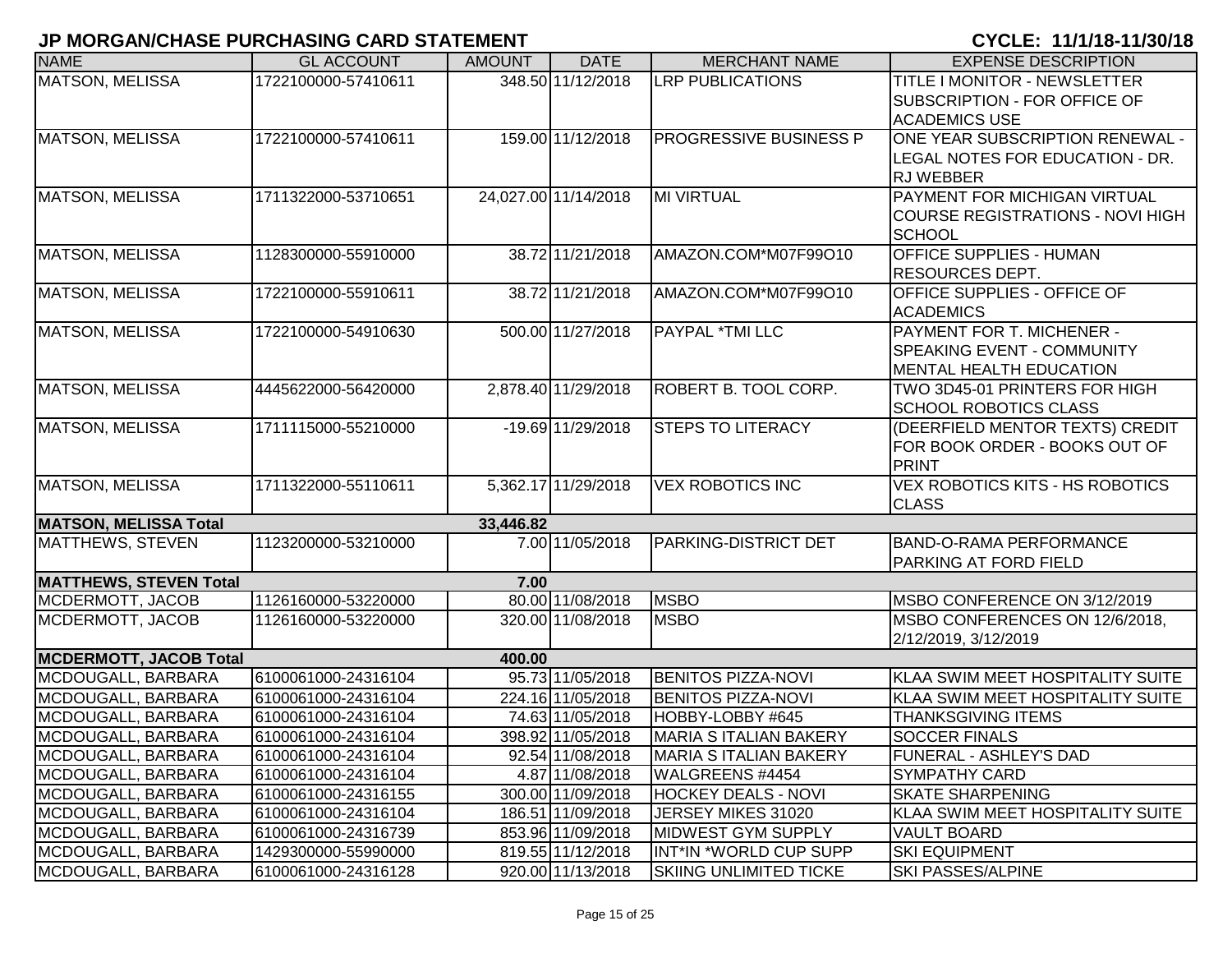# JP MORGAN/CHASE PURCHASING CARD STATEMENT

**CYCLE: 11/1/18-11/30/18**

| NAME | GL ACCOUNT | AMOUNT | DATE | MERCHANT NAME | EXPENSE DESCRIPTION |
|---|---|---|---|---|---|
| MATSON, MELISSA | 1722100000-57410611 | 348.50 | 11/12/2018 | LRP PUBLICATIONS | TITLE I MONITOR - NEWSLETTER SUBSCRIPTION - FOR OFFICE OF ACADEMICS USE |
| MATSON, MELISSA | 1722100000-57410611 | 159.00 | 11/12/2018 | PROGRESSIVE BUSINESS P | ONE YEAR SUBSCRIPTION RENEWAL - LEGAL NOTES FOR EDUCATION - DR. RJ WEBBER |
| MATSON, MELISSA | 1711322000-53710651 | 24,027.00 | 11/14/2018 | MI VIRTUAL | PAYMENT FOR MICHIGAN VIRTUAL COURSE REGISTRATIONS - NOVI HIGH SCHOOL |
| MATSON, MELISSA | 1128300000-55910000 | 38.72 | 11/21/2018 | AMAZON.COM*M07F99O10 | OFFICE SUPPLIES - HUMAN RESOURCES DEPT. |
| MATSON, MELISSA | 1722100000-55910611 | 38.72 | 11/21/2018 | AMAZON.COM*M07F99O10 | OFFICE SUPPLIES - OFFICE OF ACADEMICS |
| MATSON, MELISSA | 1722100000-54910630 | 500.00 | 11/27/2018 | PAYPAL *TMI LLC | PAYMENT FOR T. MICHENER - SPEAKING EVENT - COMMUNITY MENTAL HEALTH EDUCATION |
| MATSON, MELISSA | 4445622000-56420000 | 2,878.40 | 11/29/2018 | ROBERT B. TOOL CORP. | TWO 3D45-01 PRINTERS FOR HIGH SCHOOL ROBOTICS CLASS |
| MATSON, MELISSA | 1711115000-55210000 | -19.69 | 11/29/2018 | STEPS TO LITERACY | (DEERFIELD MENTOR TEXTS) CREDIT FOR BOOK ORDER - BOOKS OUT OF PRINT |
| MATSON, MELISSA | 1711322000-55110611 | 5,362.17 | 11/29/2018 | VEX ROBOTICS INC | VEX ROBOTICS KITS - HS ROBOTICS CLASS |
| **MATSON, MELISSA Total** | | **33,446.82** | | | |
| MATTHEWS, STEVEN | 1123200000-53210000 | 7.00 | 11/05/2018 | PARKING-DISTRICT DET | BAND-O-RAMA PERFORMANCE PARKING AT FORD FIELD |
| **MATTHEWS, STEVEN Total** | | **7.00** | | | |
| MCDERMOTT, JACOB | 1126160000-53220000 | 80.00 | 11/08/2018 | MSBO | MSBO CONFERENCE ON 3/12/2019 |
| MCDERMOTT, JACOB | 1126160000-53220000 | 320.00 | 11/08/2018 | MSBO | MSBO CONFERENCES ON 12/6/2018, 2/12/2019, 3/12/2019 |
| **MCDERMOTT, JACOB Total** | | **400.00** | | | |
| MCDOUGALL, BARBARA | 6100061000-24316104 | 95.73 | 11/05/2018 | BENITOS PIZZA-NOVI | KLAA SWIM MEET HOSPITALITY SUITE |
| MCDOUGALL, BARBARA | 6100061000-24316104 | 224.16 | 11/05/2018 | BENITOS PIZZA-NOVI | KLAA SWIM MEET HOSPITALITY SUITE |
| MCDOUGALL, BARBARA | 6100061000-24316104 | 74.63 | 11/05/2018 | HOBBY-LOBBY #645 | THANKSGIVING ITEMS |
| MCDOUGALL, BARBARA | 6100061000-24316104 | 398.92 | 11/05/2018 | MARIA S ITALIAN BAKERY | SOCCER FINALS |
| MCDOUGALL, BARBARA | 6100061000-24316104 | 92.54 | 11/08/2018 | MARIA S ITALIAN BAKERY | FUNERAL - ASHLEY'S DAD |
| MCDOUGALL, BARBARA | 6100061000-24316104 | 4.87 | 11/08/2018 | WALGREENS #4454 | SYMPATHY CARD |
| MCDOUGALL, BARBARA | 6100061000-24316155 | 300.00 | 11/09/2018 | HOCKEY DEALS - NOVI | SKATE SHARPENING |
| MCDOUGALL, BARBARA | 6100061000-24316104 | 186.51 | 11/09/2018 | JERSEY MIKES 31020 | KLAA SWIM MEET HOSPITALITY SUITE |
| MCDOUGALL, BARBARA | 6100061000-24316739 | 853.96 | 11/09/2018 | MIDWEST GYM SUPPLY | VAULT BOARD |
| MCDOUGALL, BARBARA | 1429300000-55990000 | 819.55 | 11/12/2018 | INT*IN *WORLD CUP SUPP | SKI EQUIPMENT |
| MCDOUGALL, BARBARA | 6100061000-24316128 | 920.00 | 11/13/2018 | SKIING UNLIMITED TICKE | SKI PASSES/ALPINE |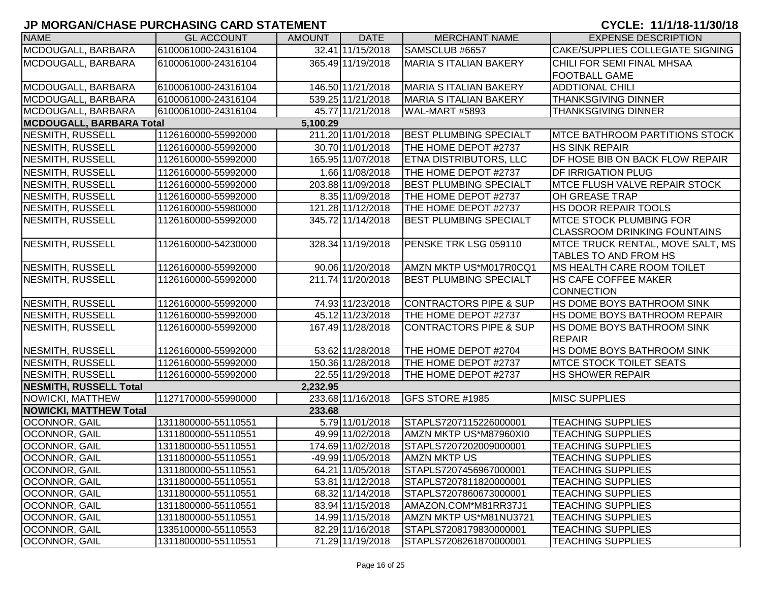# JP MORGAN/CHASE PURCHASING CARD STATEMENT

**CYCLE: 11/1/18-11/30/18**

| NAME | GL ACCOUNT | AMOUNT | DATE | MERCHANT NAME | EXPENSE DESCRIPTION |
|---|---|---|---|---|---|
| MCDOUGALL, BARBARA | 6100061000-24316104 | 32.41 | 11/15/2018 | SAMSCLUB #6657 | CAKE/SUPPLIES COLLEGIATE SIGNING |
| MCDOUGALL, BARBARA | 6100061000-24316104 | 365.49 | 11/19/2018 | MARIA S ITALIAN BAKERY | CHILI FOR SEMI FINAL MHSAA FOOTBALL GAME |
| MCDOUGALL, BARBARA | 6100061000-24316104 | 146.50 | 11/21/2018 | MARIA S ITALIAN BAKERY | ADDTIONAL CHILI |
| MCDOUGALL, BARBARA | 6100061000-24316104 | 539.25 | 11/21/2018 | MARIA S ITALIAN BAKERY | THANKSGIVING DINNER |
| MCDOUGALL, BARBARA | 6100061000-24316104 | 45.77 | 11/21/2018 | WAL-MART #5893 | THANKSGIVING DINNER |
| **MCDOUGALL, BARBARA Total** | | **5,100.29** | | | |
| NESMITH, RUSSELL | 1126160000-55992000 | 211.20 | 11/01/2018 | BEST PLUMBING SPECIALT | MTCE BATHROOM PARTITIONS STOCK |
| NESMITH, RUSSELL | 1126160000-55992000 | 30.70 | 11/01/2018 | THE HOME DEPOT #2737 | HS SINK REPAIR |
| NESMITH, RUSSELL | 1126160000-55992000 | 165.95 | 11/07/2018 | ETNA DISTRIBUTORS, LLC | DF HOSE BIB ON BACK FLOW REPAIR |
| NESMITH, RUSSELL | 1126160000-55992000 | 1.66 | 11/08/2018 | THE HOME DEPOT #2737 | DF IRRIGATION PLUG |
| NESMITH, RUSSELL | 1126160000-55992000 | 203.88 | 11/09/2018 | BEST PLUMBING SPECIALT | MTCE FLUSH VALVE REPAIR STOCK |
| NESMITH, RUSSELL | 1126160000-55992000 | 8.35 | 11/09/2018 | THE HOME DEPOT #2737 | OH GREASE TRAP |
| NESMITH, RUSSELL | 1126160000-55980000 | 121.28 | 11/12/2018 | THE HOME DEPOT #2737 | HS DOOR REPAIR TOOLS |
| NESMITH, RUSSELL | 1126160000-55992000 | 345.72 | 11/14/2018 | BEST PLUMBING SPECIALT | MTCE STOCK PLUMBING FOR CLASSROOM DRINKING FOUNTAINS |
| NESMITH, RUSSELL | 1126160000-54230000 | 328.34 | 11/19/2018 | PENSKE TRK LSG 059110 | MTCE TRUCK RENTAL, MOVE SALT, MS TABLES TO AND FROM HS |
| NESMITH, RUSSELL | 1126160000-55992000 | 90.06 | 11/20/2018 | AMZN MKTP US*M017R0CQ1 | MS HEALTH CARE ROOM TOILET |
| NESMITH, RUSSELL | 1126160000-55992000 | 211.74 | 11/20/2018 | BEST PLUMBING SPECIALT | HS CAFE COFFEE MAKER CONNECTION |
| NESMITH, RUSSELL | 1126160000-55992000 | 74.93 | 11/23/2018 | CONTRACTORS PIPE & SUP | HS DOME BOYS BATHROOM SINK |
| NESMITH, RUSSELL | 1126160000-55992000 | 45.12 | 11/23/2018 | THE HOME DEPOT #2737 | HS DOME BOYS BATHROOM REPAIR |
| NESMITH, RUSSELL | 1126160000-55992000 | 167.49 | 11/28/2018 | CONTRACTORS PIPE & SUP | HS DOME BOYS BATHROOM SINK REPAIR |
| NESMITH, RUSSELL | 1126160000-55992000 | 53.62 | 11/28/2018 | THE HOME DEPOT #2704 | HS DOME BOYS BATHROOM SINK |
| NESMITH, RUSSELL | 1126160000-55992000 | 150.36 | 11/28/2018 | THE HOME DEPOT #2737 | MTCE STOCK TOILET SEATS |
| NESMITH, RUSSELL | 1126160000-55992000 | 22.55 | 11/29/2018 | THE HOME DEPOT #2737 | HS SHOWER REPAIR |
| **NESMITH, RUSSELL Total** | | **2,232.95** | | | |
| NOWICKI, MATTHEW | 1127170000-55990000 | 233.68 | 11/16/2018 | GFS STORE #1985 | MISC SUPPLIES |
| **NOWICKI, MATTHEW Total** | | **233.68** | | | |
| OCONNOR, GAIL | 1311800000-55110551 | 5.79 | 11/01/2018 | STAPLS7207115226000001 | TEACHING SUPPLIES |
| OCONNOR, GAIL | 1311800000-55110551 | 49.99 | 11/02/2018 | AMZN MKTP US*M87960XI0 | TEACHING SUPPLIES |
| OCONNOR, GAIL | 1311800000-55110551 | 174.69 | 11/02/2018 | STAPLS7207202009000001 | TEACHING SUPPLIES |
| OCONNOR, GAIL | 1311800000-55110551 | -49.99 | 11/05/2018 | AMZN MKTP US | TEACHING SUPPLIES |
| OCONNOR, GAIL | 1311800000-55110551 | 64.21 | 11/05/2018 | STAPLS7207456967000001 | TEACHING SUPPLIES |
| OCONNOR, GAIL | 1311800000-55110551 | 53.81 | 11/12/2018 | STAPLS7207811820000001 | TEACHING SUPPLIES |
| OCONNOR, GAIL | 1311800000-55110551 | 68.32 | 11/14/2018 | STAPLS7207860673000001 | TEACHING SUPPLIES |
| OCONNOR, GAIL | 1311800000-55110551 | 83.94 | 11/15/2018 | AMAZON.COM*M81RR37J1 | TEACHING SUPPLIES |
| OCONNOR, GAIL | 1311800000-55110551 | 14.99 | 11/15/2018 | AMZN MKTP US*M81NU3721 | TEACHING SUPPLIES |
| OCONNOR, GAIL | 1335100000-55110553 | 82.29 | 11/16/2018 | STAPLS7208179830000001 | TEACHING SUPPLIES |
| OCONNOR, GAIL | 1311800000-55110551 | 71.29 | 11/19/2018 | STAPLS7208261870000001 | TEACHING SUPPLIES |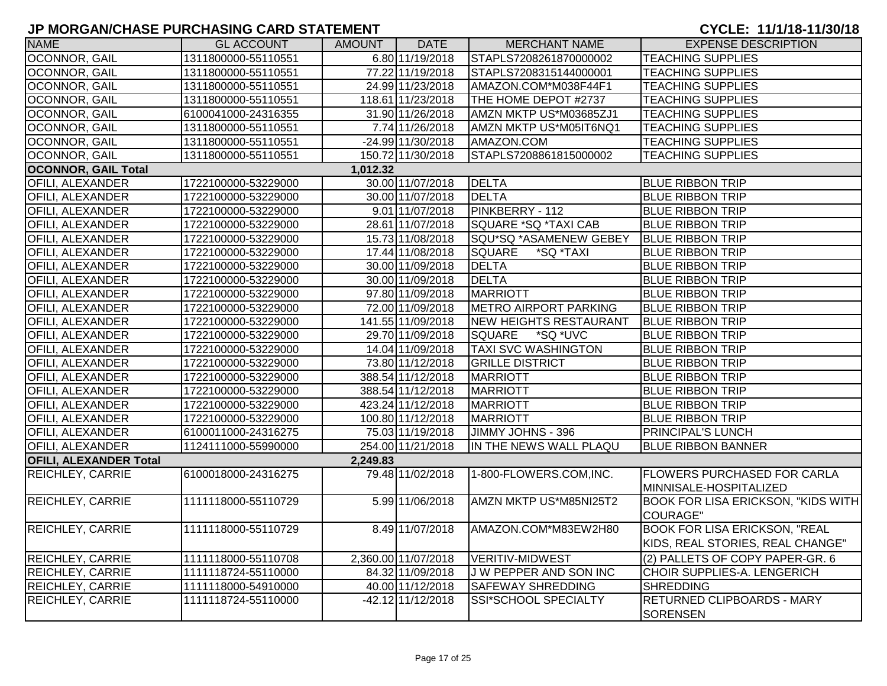# JP MORGAN/CHASE PURCHASING CARD STATEMENT

**CYCLE: 11/1/18-11/30/18**

| NAME | GL ACCOUNT | AMOUNT | DATE | MERCHANT NAME | EXPENSE DESCRIPTION |
|---|---|---|---|---|---|
| OCONNOR, GAIL | 1311800000-55110551 | 6.80 | 11/19/2018 | STAPLS7208261870000002 | TEACHING SUPPLIES |
| OCONNOR, GAIL | 1311800000-55110551 | 77.22 | 11/19/2018 | STAPLS7208315144000001 | TEACHING SUPPLIES |
| OCONNOR, GAIL | 1311800000-55110551 | 24.99 | 11/23/2018 | AMAZON.COM*M038F44F1 | TEACHING SUPPLIES |
| OCONNOR, GAIL | 1311800000-55110551 | 118.61 | 11/23/2018 | THE HOME DEPOT #2737 | TEACHING SUPPLIES |
| OCONNOR, GAIL | 6100041000-24316355 | 31.90 | 11/26/2018 | AMZN MKTP US*M03685ZJ1 | TEACHING SUPPLIES |
| OCONNOR, GAIL | 1311800000-55110551 | 7.74 | 11/26/2018 | AMZN MKTP US*M05IT6NQ1 | TEACHING SUPPLIES |
| OCONNOR, GAIL | 1311800000-55110551 | -24.99 | 11/30/2018 | AMAZON.COM | TEACHING SUPPLIES |
| OCONNOR, GAIL | 1311800000-55110551 | 150.72 | 11/30/2018 | STAPLS7208861815000002 | TEACHING SUPPLIES |
| **OCONNOR, GAIL Total** | | **1,012.32** | | | |
| OFILI, ALEXANDER | 1722100000-53229000 | 30.00 | 11/07/2018 | DELTA | BLUE RIBBON TRIP |
| OFILI, ALEXANDER | 1722100000-53229000 | 30.00 | 11/07/2018 | DELTA | BLUE RIBBON TRIP |
| OFILI, ALEXANDER | 1722100000-53229000 | 9.01 | 11/07/2018 | PINKBERRY - 112 | BLUE RIBBON TRIP |
| OFILI, ALEXANDER | 1722100000-53229000 | 28.61 | 11/07/2018 | SQUARE *SQ *TAXI CAB | BLUE RIBBON TRIP |
| OFILI, ALEXANDER | 1722100000-53229000 | 15.73 | 11/08/2018 | SQU*SQ *ASAMENEW GEBEY | BLUE RIBBON TRIP |
| OFILI, ALEXANDER | 1722100000-53229000 | 17.44 | 11/08/2018 | SQUARE *SQ *TAXI | BLUE RIBBON TRIP |
| OFILI, ALEXANDER | 1722100000-53229000 | 30.00 | 11/09/2018 | DELTA | BLUE RIBBON TRIP |
| OFILI, ALEXANDER | 1722100000-53229000 | 30.00 | 11/09/2018 | DELTA | BLUE RIBBON TRIP |
| OFILI, ALEXANDER | 1722100000-53229000 | 97.80 | 11/09/2018 | MARRIOTT | BLUE RIBBON TRIP |
| OFILI, ALEXANDER | 1722100000-53229000 | 72.00 | 11/09/2018 | METRO AIRPORT PARKING | BLUE RIBBON TRIP |
| OFILI, ALEXANDER | 1722100000-53229000 | 141.55 | 11/09/2018 | NEW HEIGHTS RESTAURANT | BLUE RIBBON TRIP |
| OFILI, ALEXANDER | 1722100000-53229000 | 29.70 | 11/09/2018 | SQUARE *SQ *UVC | BLUE RIBBON TRIP |
| OFILI, ALEXANDER | 1722100000-53229000 | 14.04 | 11/09/2018 | TAXI SVC WASHINGTON | BLUE RIBBON TRIP |
| OFILI, ALEXANDER | 1722100000-53229000 | 73.80 | 11/12/2018 | GRILLE DISTRICT | BLUE RIBBON TRIP |
| OFILI, ALEXANDER | 1722100000-53229000 | 388.54 | 11/12/2018 | MARRIOTT | BLUE RIBBON TRIP |
| OFILI, ALEXANDER | 1722100000-53229000 | 388.54 | 11/12/2018 | MARRIOTT | BLUE RIBBON TRIP |
| OFILI, ALEXANDER | 1722100000-53229000 | 423.24 | 11/12/2018 | MARRIOTT | BLUE RIBBON TRIP |
| OFILI, ALEXANDER | 1722100000-53229000 | 100.80 | 11/12/2018 | MARRIOTT | BLUE RIBBON TRIP |
| OFILI, ALEXANDER | 6100011000-24316275 | 75.03 | 11/19/2018 | JIMMY JOHNS - 396 | PRINCIPAL'S LUNCH |
| OFILI, ALEXANDER | 1124111000-55990000 | 254.00 | 11/21/2018 | IN THE NEWS WALL PLAQU | BLUE RIBBON BANNER |
| **OFILI, ALEXANDER Total** | | **2,249.83** | | | |
| REICHLEY, CARRIE | 6100018000-24316275 | 79.48 | 11/02/2018 | 1-800-FLOWERS.COM,INC. | FLOWERS PURCHASED FOR CARLA MINNISALE-HOSPITALIZED |
| REICHLEY, CARRIE | 1111118000-55110729 | 5.99 | 11/06/2018 | AMZN MKTP US*M85NI25T2 | BOOK FOR LISA ERICKSON, "KIDS WITH COURAGE" |
| REICHLEY, CARRIE | 1111118000-55110729 | 8.49 | 11/07/2018 | AMAZON.COM*M83EW2H80 | BOOK FOR LISA ERICKSON, "REAL KIDS, REAL STORIES, REAL CHANGE" |
| REICHLEY, CARRIE | 1111118000-55110708 | 2,360.00 | 11/07/2018 | VERITIV-MIDWEST | (2) PALLETS OF COPY PAPER-GR. 6 |
| REICHLEY, CARRIE | 1111118724-55110000 | 84.32 | 11/09/2018 | J W PEPPER AND SON INC | CHOIR SUPPLIES-A. LENGERICH |
| REICHLEY, CARRIE | 1111118000-54910000 | 40.00 | 11/12/2018 | SAFEWAY SHREDDING | SHREDDING |
| REICHLEY, CARRIE | 1111118724-55110000 | -42.12 | 11/12/2018 | SSI*SCHOOL SPECIALTY | RETURNED CLIPBOARDS - MARY SORENSEN |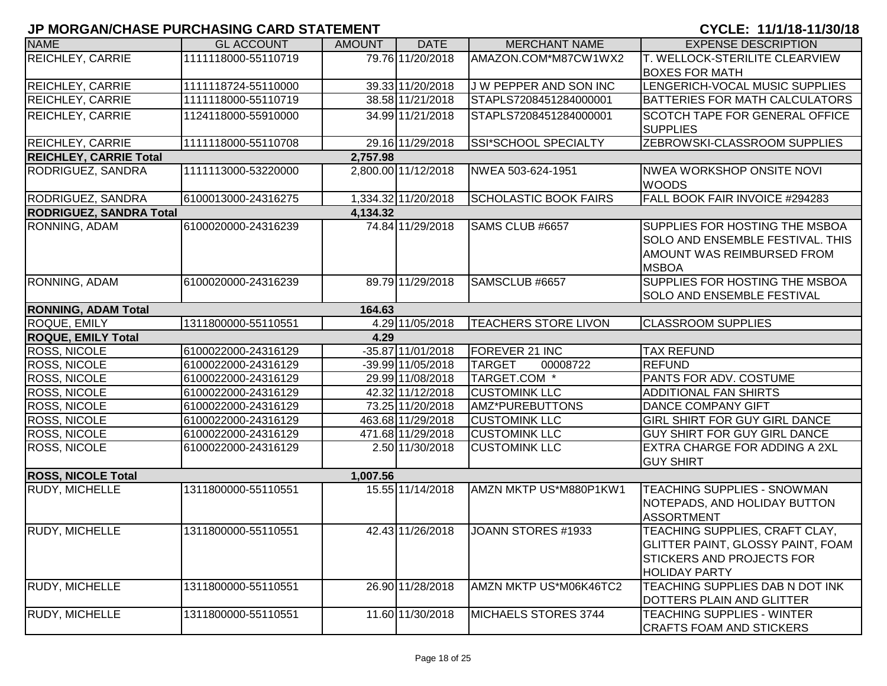## JP MORGAN/CHASE PURCHASING CARD STATEMENT

**CYCLE: 11/1/18-11/30/18**

| NAME | GL ACCOUNT | AMOUNT | DATE | MERCHANT NAME | EXPENSE DESCRIPTION |
|---|---|---|---|---|---|
| REICHLEY, CARRIE | 1111118000-55110719 | 79.76 | 11/20/2018 | AMAZON.COM*M87CW1WX2 | T. WELLOCK-STERILITE CLEARVIEW BOXES FOR MATH |
| REICHLEY, CARRIE | 1111118724-55110000 | 39.33 | 11/20/2018 | J W PEPPER AND SON INC | LENGERICH-VOCAL MUSIC SUPPLIES |
| REICHLEY, CARRIE | 1111118000-55110719 | 38.58 | 11/21/2018 | STAPLS7208451284000001 | BATTERIES FOR MATH CALCULATORS |
| REICHLEY, CARRIE | 1124118000-55910000 | 34.99 | 11/21/2018 | STAPLS7208451284000001 | SCOTCH TAPE FOR GENERAL OFFICE SUPPLIES |
| REICHLEY, CARRIE | 1111118000-55110708 | 29.16 | 11/29/2018 | SSI*SCHOOL SPECIALTY | ZEBROWSKI-CLASSROOM SUPPLIES |
| **REICHLEY, CARRIE Total** | | **2,757.98** | | | |
| RODRIGUEZ, SANDRA | 1111113000-53220000 | 2,800.00 | 11/12/2018 | NWEA 503-624-1951 | NWEA WORKSHOP ONSITE NOVI WOODS |
| RODRIGUEZ, SANDRA | 6100013000-24316275 | 1,334.32 | 11/20/2018 | SCHOLASTIC BOOK FAIRS | FALL BOOK FAIR INVOICE #294283 |
| **RODRIGUEZ, SANDRA Total** | | **4,134.32** | | | |
| RONNING, ADAM | 6100020000-24316239 | 74.84 | 11/29/2018 | SAMS CLUB #6657 | SUPPLIES FOR HOSTING THE MSBOA SOLO AND ENSEMBLE FESTIVAL. THIS AMOUNT WAS REIMBURSED FROM MSBOA |
| RONNING, ADAM | 6100020000-24316239 | 89.79 | 11/29/2018 | SAMSCLUB #6657 | SUPPLIES FOR HOSTING THE MSBOA SOLO AND ENSEMBLE FESTIVAL |
| **RONNING, ADAM Total** | | **164.63** | | | |
| ROQUE, EMILY | 1311800000-55110551 | 4.29 | 11/05/2018 | TEACHERS STORE LIVON | CLASSROOM SUPPLIES |
| **ROQUE, EMILY Total** | | **4.29** | | | |
| ROSS, NICOLE | 6100022000-24316129 | -35.87 | 11/01/2018 | FOREVER 21 INC | TAX REFUND |
| ROSS, NICOLE | 6100022000-24316129 | -39.99 | 11/05/2018 | TARGET 00008722 | REFUND |
| ROSS, NICOLE | 6100022000-24316129 | 29.99 | 11/08/2018 | TARGET.COM * | PANTS FOR ADV. COSTUME |
| ROSS, NICOLE | 6100022000-24316129 | 42.32 | 11/12/2018 | CUSTOMINK LLC | ADDITIONAL FAN SHIRTS |
| ROSS, NICOLE | 6100022000-24316129 | 73.25 | 11/20/2018 | AMZ*PUREBUTTONS | DANCE COMPANY GIFT |
| ROSS, NICOLE | 6100022000-24316129 | 463.68 | 11/29/2018 | CUSTOMINK LLC | GIRL SHIRT FOR GUY GIRL DANCE |
| ROSS, NICOLE | 6100022000-24316129 | 471.68 | 11/29/2018 | CUSTOMINK LLC | GUY SHIRT FOR GUY GIRL DANCE |
| ROSS, NICOLE | 6100022000-24316129 | 2.50 | 11/30/2018 | CUSTOMINK LLC | EXTRA CHARGE FOR ADDING A 2XL GUY SHIRT |
| **ROSS, NICOLE Total** | | **1,007.56** | | | |
| RUDY, MICHELLE | 1311800000-55110551 | 15.55 | 11/14/2018 | AMZN MKTP US*M880P1KW1 | TEACHING SUPPLIES - SNOWMAN NOTEPADS, AND HOLIDAY BUTTON ASSORTMENT |
| RUDY, MICHELLE | 1311800000-55110551 | 42.43 | 11/26/2018 | JOANN STORES #1933 | TEACHING SUPPLIES, CRAFT CLAY, GLITTER PAINT, GLOSSY PAINT, FOAM STICKERS AND PROJECTS FOR HOLIDAY PARTY |
| RUDY, MICHELLE | 1311800000-55110551 | 26.90 | 11/28/2018 | AMZN MKTP US*M06K46TC2 | TEACHING SUPPLIES DAB N DOT INK DOTTERS PLAIN AND GLITTER |
| RUDY, MICHELLE | 1311800000-55110551 | 11.60 | 11/30/2018 | MICHAELS STORES 3744 | TEACHING SUPPLIES - WINTER CRAFTS FOAM AND STICKERS |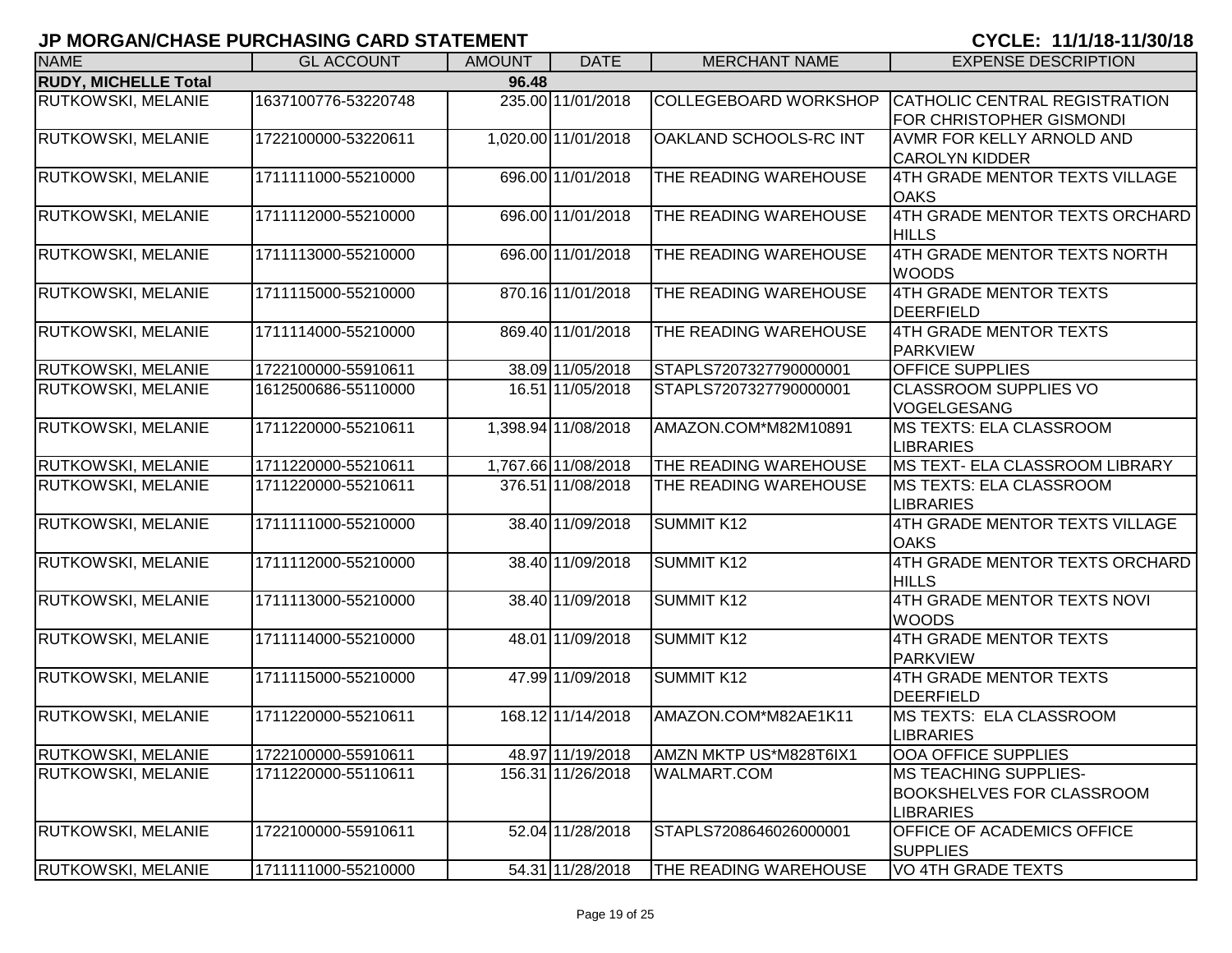## JP MORGAN/CHASE PURCHASING CARD STATEMENT

**CYCLE: 11/1/18-11/30/18**

| NAME | GL ACCOUNT | AMOUNT | DATE | MERCHANT NAME | EXPENSE DESCRIPTION |
|---|---|---|---|---|---|
| **RUDY, MICHELLE Total** | | **96.48** | | | |
| RUTKOWSKI, MELANIE | 1637100776-53220748 | 235.00 | 11/01/2018 | COLLEGEBOARD WORKSHOP | CATHOLIC CENTRAL REGISTRATION FOR CHRISTOPHER GISMONDI |
| RUTKOWSKI, MELANIE | 1722100000-53220611 | 1,020.00 | 11/01/2018 | OAKLAND SCHOOLS-RC INT | AVMR FOR KELLY ARNOLD AND CAROLYN KIDDER |
| RUTKOWSKI, MELANIE | 1711111000-55210000 | 696.00 | 11/01/2018 | THE READING WAREHOUSE | 4TH GRADE MENTOR TEXTS VILLAGE OAKS |
| RUTKOWSKI, MELANIE | 1711112000-55210000 | 696.00 | 11/01/2018 | THE READING WAREHOUSE | 4TH GRADE MENTOR TEXTS ORCHARD HILLS |
| RUTKOWSKI, MELANIE | 1711113000-55210000 | 696.00 | 11/01/2018 | THE READING WAREHOUSE | 4TH GRADE MENTOR TEXTS NORTH WOODS |
| RUTKOWSKI, MELANIE | 1711115000-55210000 | 870.16 | 11/01/2018 | THE READING WAREHOUSE | 4TH GRADE MENTOR TEXTS DEERFIELD |
| RUTKOWSKI, MELANIE | 1711114000-55210000 | 869.40 | 11/01/2018 | THE READING WAREHOUSE | 4TH GRADE MENTOR TEXTS PARKVIEW |
| RUTKOWSKI, MELANIE | 1722100000-55910611 | 38.09 | 11/05/2018 | STAPLS7207327790000001 | OFFICE SUPPLIES |
| RUTKOWSKI, MELANIE | 1612500686-55110000 | 16.51 | 11/05/2018 | STAPLS7207327790000001 | CLASSROOM SUPPLIES VO VOGELGESANG |
| RUTKOWSKI, MELANIE | 1711220000-55210611 | 1,398.94 | 11/08/2018 | AMAZON.COM*M82M10891 | MS TEXTS: ELA CLASSROOM LIBRARIES |
| RUTKOWSKI, MELANIE | 1711220000-55210611 | 1,767.66 | 11/08/2018 | THE READING WAREHOUSE | MS TEXT- ELA CLASSROOM LIBRARY |
| RUTKOWSKI, MELANIE | 1711220000-55210611 | 376.51 | 11/08/2018 | THE READING WAREHOUSE | MS TEXTS: ELA CLASSROOM LIBRARIES |
| RUTKOWSKI, MELANIE | 1711111000-55210000 | 38.40 | 11/09/2018 | SUMMIT K12 | 4TH GRADE MENTOR TEXTS VILLAGE OAKS |
| RUTKOWSKI, MELANIE | 1711112000-55210000 | 38.40 | 11/09/2018 | SUMMIT K12 | 4TH GRADE MENTOR TEXTS ORCHARD HILLS |
| RUTKOWSKI, MELANIE | 1711113000-55210000 | 38.40 | 11/09/2018 | SUMMIT K12 | 4TH GRADE MENTOR TEXTS NOVI WOODS |
| RUTKOWSKI, MELANIE | 1711114000-55210000 | 48.01 | 11/09/2018 | SUMMIT K12 | 4TH GRADE MENTOR TEXTS PARKVIEW |
| RUTKOWSKI, MELANIE | 1711115000-55210000 | 47.99 | 11/09/2018 | SUMMIT K12 | 4TH GRADE MENTOR TEXTS DEERFIELD |
| RUTKOWSKI, MELANIE | 1711220000-55210611 | 168.12 | 11/14/2018 | AMAZON.COM*M82AE1K11 | MS TEXTS: ELA CLASSROOM LIBRARIES |
| RUTKOWSKI, MELANIE | 1722100000-55910611 | 48.97 | 11/19/2018 | AMZN MKTP US*M828T6IX1 | OOA OFFICE SUPPLIES |
| RUTKOWSKI, MELANIE | 1711220000-55110611 | 156.31 | 11/26/2018 | WALMART.COM | MS TEACHING SUPPLIES- BOOKSHELVES FOR CLASSROOM LIBRARIES |
| RUTKOWSKI, MELANIE | 1722100000-55910611 | 52.04 | 11/28/2018 | STAPLS7208646026000001 | OFFICE OF ACADEMICS OFFICE SUPPLIES |
| RUTKOWSKI, MELANIE | 1711111000-55210000 | 54.31 | 11/28/2018 | THE READING WAREHOUSE | VO 4TH GRADE TEXTS |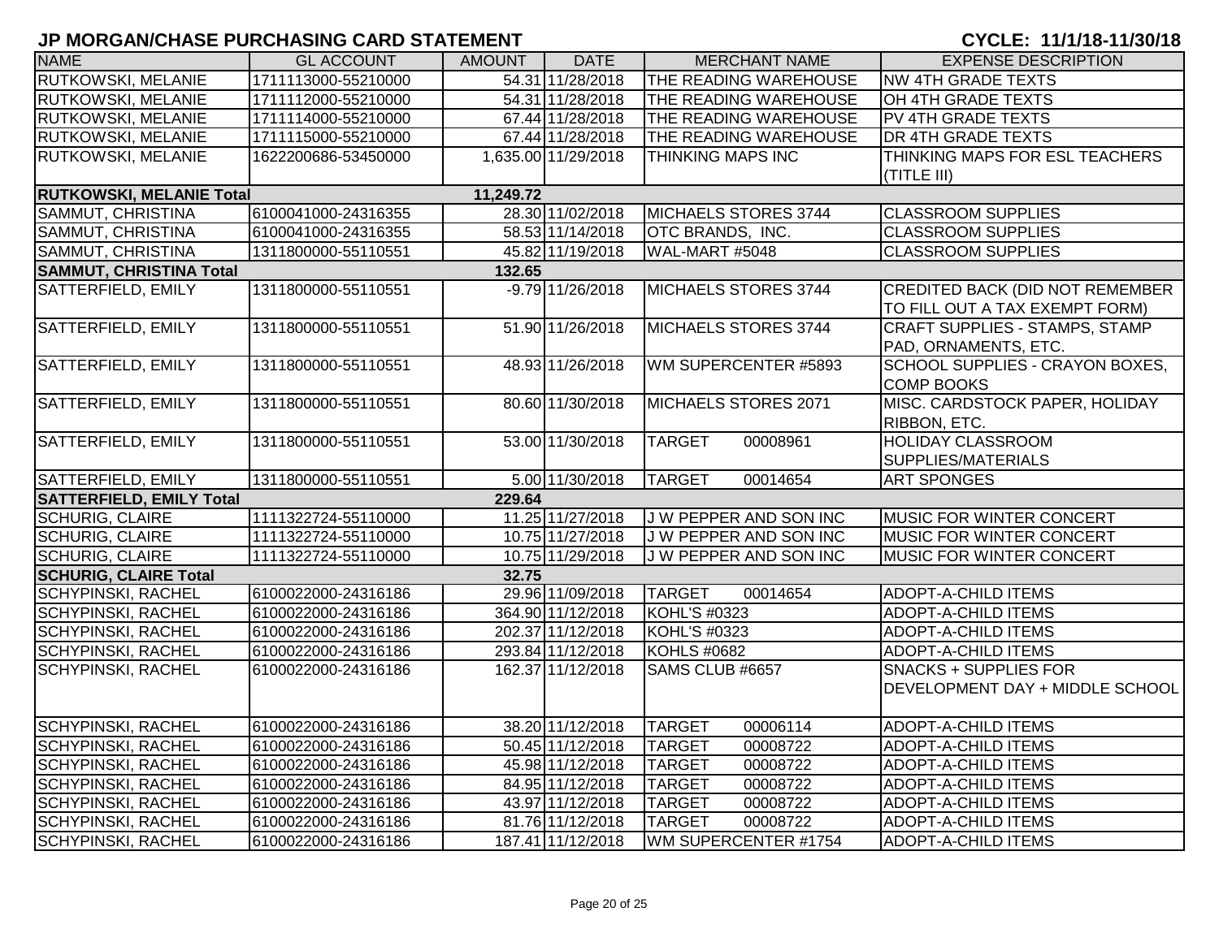# JP MORGAN/CHASE PURCHASING CARD STATEMENT

**CYCLE: 11/1/18-11/30/18**

| NAME | GL ACCOUNT | AMOUNT | DATE | MERCHANT NAME | EXPENSE DESCRIPTION |
|---|---|---|---|---|---|
| RUTKOWSKI, MELANIE | 1711113000-55210000 | 54.31 | 11/28/2018 | THE READING WAREHOUSE | NW 4TH GRADE TEXTS |
| RUTKOWSKI, MELANIE | 1711112000-55210000 | 54.31 | 11/28/2018 | THE READING WAREHOUSE | OH 4TH GRADE TEXTS |
| RUTKOWSKI, MELANIE | 1711114000-55210000 | 67.44 | 11/28/2018 | THE READING WAREHOUSE | PV 4TH GRADE TEXTS |
| RUTKOWSKI, MELANIE | 1711115000-55210000 | 67.44 | 11/28/2018 | THE READING WAREHOUSE | DR 4TH GRADE TEXTS |
| RUTKOWSKI, MELANIE | 1622200686-53450000 | 1,635.00 | 11/29/2018 | THINKING MAPS INC | THINKING MAPS FOR ESL TEACHERS (TITLE III) |
| **RUTKOWSKI, MELANIE Total** | | **11,249.72** | | | |
| SAMMUT, CHRISTINA | 6100041000-24316355 | 28.30 | 11/02/2018 | MICHAELS STORES 3744 | CLASSROOM SUPPLIES |
| SAMMUT, CHRISTINA | 6100041000-24316355 | 58.53 | 11/14/2018 | OTC BRANDS, INC. | CLASSROOM SUPPLIES |
| SAMMUT, CHRISTINA | 1311800000-55110551 | 45.82 | 11/19/2018 | WAL-MART #5048 | CLASSROOM SUPPLIES |
| **SAMMUT, CHRISTINA Total** | | **132.65** | | | |
| SATTERFIELD, EMILY | 1311800000-55110551 | -9.79 | 11/26/2018 | MICHAELS STORES 3744 | CREDITED BACK (DID NOT REMEMBER TO FILL OUT A TAX EXEMPT FORM) |
| SATTERFIELD, EMILY | 1311800000-55110551 | 51.90 | 11/26/2018 | MICHAELS STORES 3744 | CRAFT SUPPLIES - STAMPS, STAMP PAD, ORNAMENTS, ETC. |
| SATTERFIELD, EMILY | 1311800000-55110551 | 48.93 | 11/26/2018 | WM SUPERCENTER #5893 | SCHOOL SUPPLIES - CRAYON BOXES, COMP BOOKS |
| SATTERFIELD, EMILY | 1311800000-55110551 | 80.60 | 11/30/2018 | MICHAELS STORES 2071 | MISC. CARDSTOCK PAPER, HOLIDAY RIBBON, ETC. |
| SATTERFIELD, EMILY | 1311800000-55110551 | 53.00 | 11/30/2018 | TARGET 00008961 | HOLIDAY CLASSROOM SUPPLIES/MATERIALS |
| SATTERFIELD, EMILY | 1311800000-55110551 | 5.00 | 11/30/2018 | TARGET 00014654 | ART SPONGES |
| **SATTERFIELD, EMILY Total** | | **229.64** | | | |
| SCHURIG, CLAIRE | 1111322724-55110000 | 11.25 | 11/27/2018 | J W PEPPER AND SON INC | MUSIC FOR WINTER CONCERT |
| SCHURIG, CLAIRE | 1111322724-55110000 | 10.75 | 11/27/2018 | J W PEPPER AND SON INC | MUSIC FOR WINTER CONCERT |
| SCHURIG, CLAIRE | 1111322724-55110000 | 10.75 | 11/29/2018 | J W PEPPER AND SON INC | MUSIC FOR WINTER CONCERT |
| **SCHURIG, CLAIRE Total** | | **32.75** | | | |
| SCHYPINSKI, RACHEL | 6100022000-24316186 | 29.96 | 11/09/2018 | TARGET 00014654 | ADOPT-A-CHILD ITEMS |
| SCHYPINSKI, RACHEL | 6100022000-24316186 | 364.90 | 11/12/2018 | KOHL'S #0323 | ADOPT-A-CHILD ITEMS |
| SCHYPINSKI, RACHEL | 6100022000-24316186 | 202.37 | 11/12/2018 | KOHL'S #0323 | ADOPT-A-CHILD ITEMS |
| SCHYPINSKI, RACHEL | 6100022000-24316186 | 293.84 | 11/12/2018 | KOHLS #0682 | ADOPT-A-CHILD ITEMS |
| SCHYPINSKI, RACHEL | 6100022000-24316186 | 162.37 | 11/12/2018 | SAMS CLUB #6657 | SNACKS + SUPPLIES FOR DEVELOPMENT DAY + MIDDLE SCHOOL |
| SCHYPINSKI, RACHEL | 6100022000-24316186 | 38.20 | 11/12/2018 | TARGET 00006114 | ADOPT-A-CHILD ITEMS |
| SCHYPINSKI, RACHEL | 6100022000-24316186 | 50.45 | 11/12/2018 | TARGET 00008722 | ADOPT-A-CHILD ITEMS |
| SCHYPINSKI, RACHEL | 6100022000-24316186 | 45.98 | 11/12/2018 | TARGET 00008722 | ADOPT-A-CHILD ITEMS |
| SCHYPINSKI, RACHEL | 6100022000-24316186 | 84.95 | 11/12/2018 | TARGET 00008722 | ADOPT-A-CHILD ITEMS |
| SCHYPINSKI, RACHEL | 6100022000-24316186 | 43.97 | 11/12/2018 | TARGET 00008722 | ADOPT-A-CHILD ITEMS |
| SCHYPINSKI, RACHEL | 6100022000-24316186 | 81.76 | 11/12/2018 | TARGET 00008722 | ADOPT-A-CHILD ITEMS |
| SCHYPINSKI, RACHEL | 6100022000-24316186 | 187.41 | 11/12/2018 | WM SUPERCENTER #1754 | ADOPT-A-CHILD ITEMS |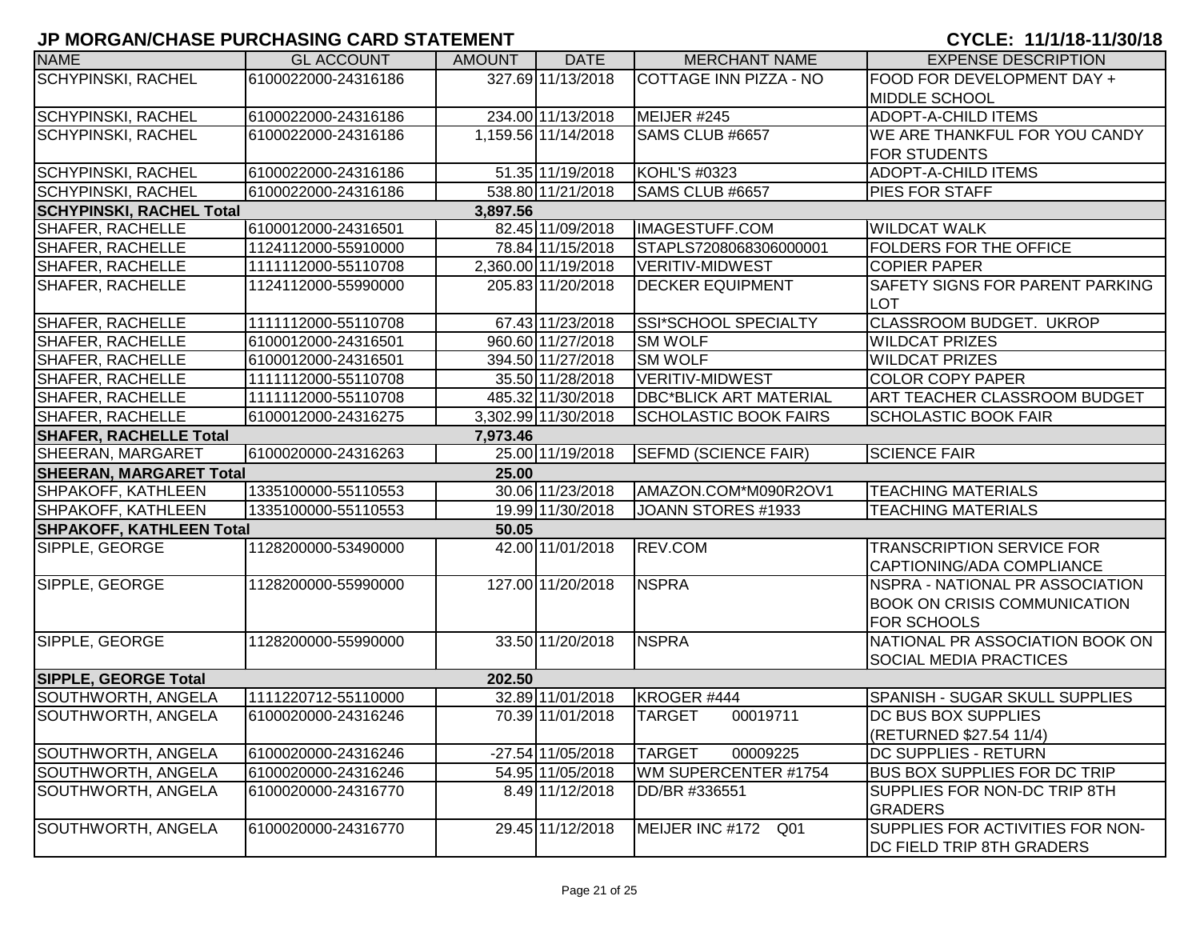# JP MORGAN/CHASE PURCHASING CARD STATEMENT

**CYCLE: 11/1/18-11/30/18**

| NAME | GL ACCOUNT | AMOUNT | DATE | MERCHANT NAME | EXPENSE DESCRIPTION |
|---|---|---|---|---|---|
| SCHYPINSKI, RACHEL | 6100022000-24316186 | 327.69 | 11/13/2018 | COTTAGE INN PIZZA - NO | FOOD FOR DEVELOPMENT DAY + MIDDLE SCHOOL |
| SCHYPINSKI, RACHEL | 6100022000-24316186 | 234.00 | 11/13/2018 | MEIJER #245 | ADOPT-A-CHILD ITEMS |
| SCHYPINSKI, RACHEL | 6100022000-24316186 | 1,159.56 | 11/14/2018 | SAMS CLUB #6657 | WE ARE THANKFUL FOR YOU CANDY FOR STUDENTS |
| SCHYPINSKI, RACHEL | 6100022000-24316186 | 51.35 | 11/19/2018 | KOHL'S #0323 | ADOPT-A-CHILD ITEMS |
| SCHYPINSKI, RACHEL | 6100022000-24316186 | 538.80 | 11/21/2018 | SAMS CLUB #6657 | PIES FOR STAFF |
| **SCHYPINSKI, RACHEL Total** | | **3,897.56** | | | |
| SHAFER, RACHELLE | 6100012000-24316501 | 82.45 | 11/09/2018 | IMAGESTUFF.COM | WILDCAT WALK |
| SHAFER, RACHELLE | 1124112000-55910000 | 78.84 | 11/15/2018 | STAPLS7208068306000001 | FOLDERS FOR THE OFFICE |
| SHAFER, RACHELLE | 1111112000-55110708 | 2,360.00 | 11/19/2018 | VERITIV-MIDWEST | COPIER PAPER |
| SHAFER, RACHELLE | 1124112000-55990000 | 205.83 | 11/20/2018 | DECKER EQUIPMENT | SAFETY SIGNS FOR PARENT PARKING LOT |
| SHAFER, RACHELLE | 1111112000-55110708 | 67.43 | 11/23/2018 | SSI*SCHOOL SPECIALTY | CLASSROOM BUDGET. UKROP |
| SHAFER, RACHELLE | 6100012000-24316501 | 960.60 | 11/27/2018 | SM WOLF | WILDCAT PRIZES |
| SHAFER, RACHELLE | 6100012000-24316501 | 394.50 | 11/27/2018 | SM WOLF | WILDCAT PRIZES |
| SHAFER, RACHELLE | 1111112000-55110708 | 35.50 | 11/28/2018 | VERITIV-MIDWEST | COLOR COPY PAPER |
| SHAFER, RACHELLE | 1111112000-55110708 | 485.32 | 11/30/2018 | DBC*BLICK ART MATERIAL | ART TEACHER CLASSROOM BUDGET |
| SHAFER, RACHELLE | 6100012000-24316275 | 3,302.99 | 11/30/2018 | SCHOLASTIC BOOK FAIRS | SCHOLASTIC BOOK FAIR |
| **SHAFER, RACHELLE Total** | | **7,973.46** | | | |
| SHEERAN, MARGARET | 6100020000-24316263 | 25.00 | 11/19/2018 | SEFMD (SCIENCE FAIR) | SCIENCE FAIR |
| **SHEERAN, MARGARET Total** | | **25.00** | | | |
| SHPAKOFF, KATHLEEN | 1335100000-55110553 | 30.06 | 11/23/2018 | AMAZON.COM*M090R2OV1 | TEACHING MATERIALS |
| SHPAKOFF, KATHLEEN | 1335100000-55110553 | 19.99 | 11/30/2018 | JOANN STORES #1933 | TEACHING MATERIALS |
| **SHPAKOFF, KATHLEEN Total** | | **50.05** | | | |
| SIPPLE, GEORGE | 1128200000-53490000 | 42.00 | 11/01/2018 | REV.COM | TRANSCRIPTION SERVICE FOR CAPTIONING/ADA COMPLIANCE |
| SIPPLE, GEORGE | 1128200000-55990000 | 127.00 | 11/20/2018 | NSPRA | NSPRA - NATIONAL PR ASSOCIATION BOOK ON CRISIS COMMUNICATION FOR SCHOOLS |
| SIPPLE, GEORGE | 1128200000-55990000 | 33.50 | 11/20/2018 | NSPRA | NATIONAL PR ASSOCIATION BOOK ON SOCIAL MEDIA PRACTICES |
| **SIPPLE, GEORGE Total** | | **202.50** | | | |
| SOUTHWORTH, ANGELA | 1111220712-55110000 | 32.89 | 11/01/2018 | KROGER #444 | SPANISH - SUGAR SKULL SUPPLIES |
| SOUTHWORTH, ANGELA | 6100020000-24316246 | 70.39 | 11/01/2018 | TARGET 00019711 | DC BUS BOX SUPPLIES (RETURNED $27.54 11/4) |
| SOUTHWORTH, ANGELA | 6100020000-24316246 | -27.54 | 11/05/2018 | TARGET 00009225 | DC SUPPLIES - RETURN |
| SOUTHWORTH, ANGELA | 6100020000-24316246 | 54.95 | 11/05/2018 | WM SUPERCENTER #1754 | BUS BOX SUPPLIES FOR DC TRIP |
| SOUTHWORTH, ANGELA | 6100020000-24316770 | 8.49 | 11/12/2018 | DD/BR #336551 | SUPPLIES FOR NON-DC TRIP 8TH GRADERS |
| SOUTHWORTH, ANGELA | 6100020000-24316770 | 29.45 | 11/12/2018 | MEIJER INC #172 Q01 | SUPPLIES FOR ACTIVITIES FOR NON-DC FIELD TRIP 8TH GRADERS |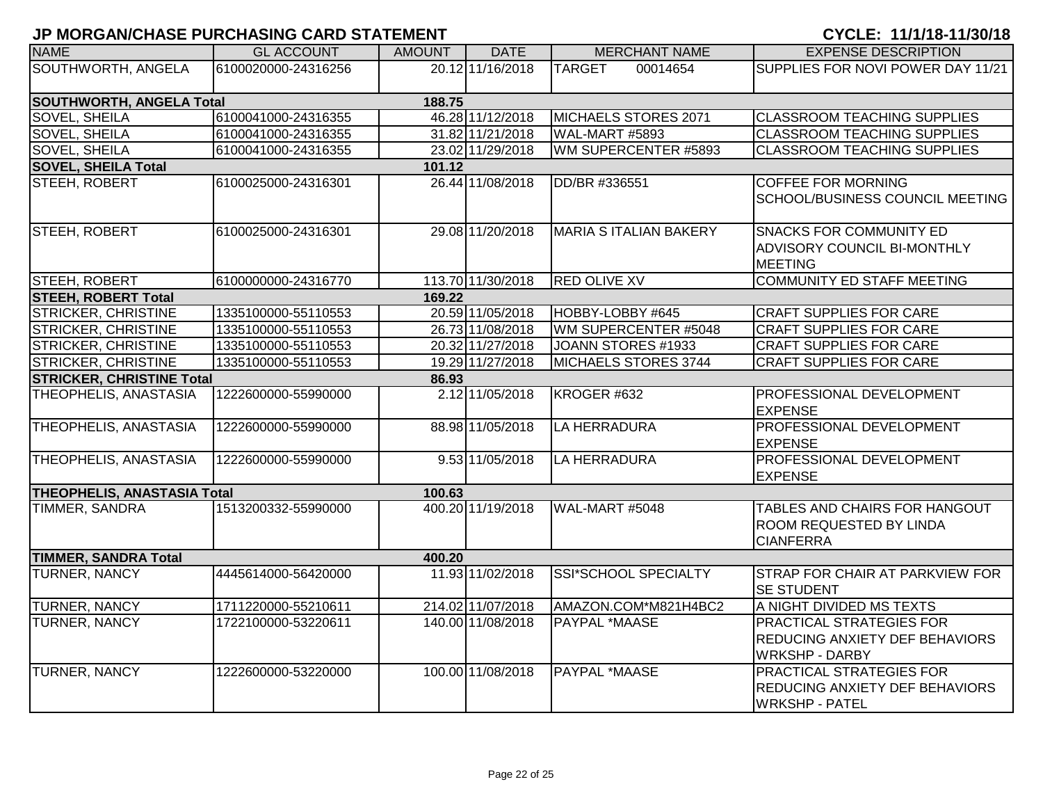## JP MORGAN/CHASE PURCHASING CARD STATEMENT

**CYCLE: 11/1/18-11/30/18**

| NAME | GL ACCOUNT | AMOUNT | DATE | MERCHANT NAME | EXPENSE DESCRIPTION |
|---|---|---|---|---|---|
| SOUTHWORTH, ANGELA | 6100020000-24316256 | 20.12 | 11/16/2018 | TARGET 00014654 | SUPPLIES FOR NOVI POWER DAY 11/21 |
| **SOUTHWORTH, ANGELA Total** | | **188.75** | | | |
| SOVEL, SHEILA | 6100041000-24316355 | 46.28 | 11/12/2018 | MICHAELS STORES 2071 | CLASSROOM TEACHING SUPPLIES |
| SOVEL, SHEILA | 6100041000-24316355 | 31.82 | 11/21/2018 | WAL-MART #5893 | CLASSROOM TEACHING SUPPLIES |
| SOVEL, SHEILA | 6100041000-24316355 | 23.02 | 11/29/2018 | WM SUPERCENTER #5893 | CLASSROOM TEACHING SUPPLIES |
| **SOVEL, SHEILA Total** | | **101.12** | | | |
| STEEH, ROBERT | 6100025000-24316301 | 26.44 | 11/08/2018 | DD/BR #336551 | COFFEE FOR MORNING SCHOOL/BUSINESS COUNCIL MEETING |
| STEEH, ROBERT | 6100025000-24316301 | 29.08 | 11/20/2018 | MARIA S ITALIAN BAKERY | SNACKS FOR COMMUNITY ED ADVISORY COUNCIL BI-MONTHLY MEETING |
| STEEH, ROBERT | 6100000000-24316770 | 113.70 | 11/30/2018 | RED OLIVE XV | COMMUNITY ED STAFF MEETING |
| **STEEH, ROBERT Total** | | **169.22** | | | |
| STRICKER, CHRISTINE | 1335100000-55110553 | 20.59 | 11/05/2018 | HOBBY-LOBBY #645 | CRAFT SUPPLIES FOR CARE |
| STRICKER, CHRISTINE | 1335100000-55110553 | 26.73 | 11/08/2018 | WM SUPERCENTER #5048 | CRAFT SUPPLIES FOR CARE |
| STRICKER, CHRISTINE | 1335100000-55110553 | 20.32 | 11/27/2018 | JOANN STORES #1933 | CRAFT SUPPLIES FOR CARE |
| STRICKER, CHRISTINE | 1335100000-55110553 | 19.29 | 11/27/2018 | MICHAELS STORES 3744 | CRAFT SUPPLIES FOR CARE |
| **STRICKER, CHRISTINE Total** | | **86.93** | | | |
| THEOPHELIS, ANASTASIA | 1222600000-55990000 | 2.12 | 11/05/2018 | KROGER #632 | PROFESSIONAL DEVELOPMENT EXPENSE |
| THEOPHELIS, ANASTASIA | 1222600000-55990000 | 88.98 | 11/05/2018 | LA HERRADURA | PROFESSIONAL DEVELOPMENT EXPENSE |
| THEOPHELIS, ANASTASIA | 1222600000-55990000 | 9.53 | 11/05/2018 | LA HERRADURA | PROFESSIONAL DEVELOPMENT EXPENSE |
| **THEOPHELIS, ANASTASIA Total** | | **100.63** | | | |
| TIMMER, SANDRA | 1513200332-55990000 | 400.20 | 11/19/2018 | WAL-MART #5048 | TABLES AND CHAIRS FOR HANGOUT ROOM REQUESTED BY LINDA CIANFERRA |
| **TIMMER, SANDRA Total** | | **400.20** | | | |
| TURNER, NANCY | 4445614000-56420000 | 11.93 | 11/02/2018 | SSI*SCHOOL SPECIALTY | STRAP FOR CHAIR AT PARKVIEW FOR SE STUDENT |
| TURNER, NANCY | 1711220000-55210611 | 214.02 | 11/07/2018 | AMAZON.COM*M821H4BC2 | A NIGHT DIVIDED MS TEXTS |
| TURNER, NANCY | 1722100000-53220611 | 140.00 | 11/08/2018 | PAYPAL *MAASE | PRACTICAL STRATEGIES FOR REDUCING ANXIETY DEF BEHAVIORS WRKSHP - DARBY |
| TURNER, NANCY | 1222600000-53220000 | 100.00 | 11/08/2018 | PAYPAL *MAASE | PRACTICAL STRATEGIES FOR REDUCING ANXIETY DEF BEHAVIORS WRKSHP - PATEL |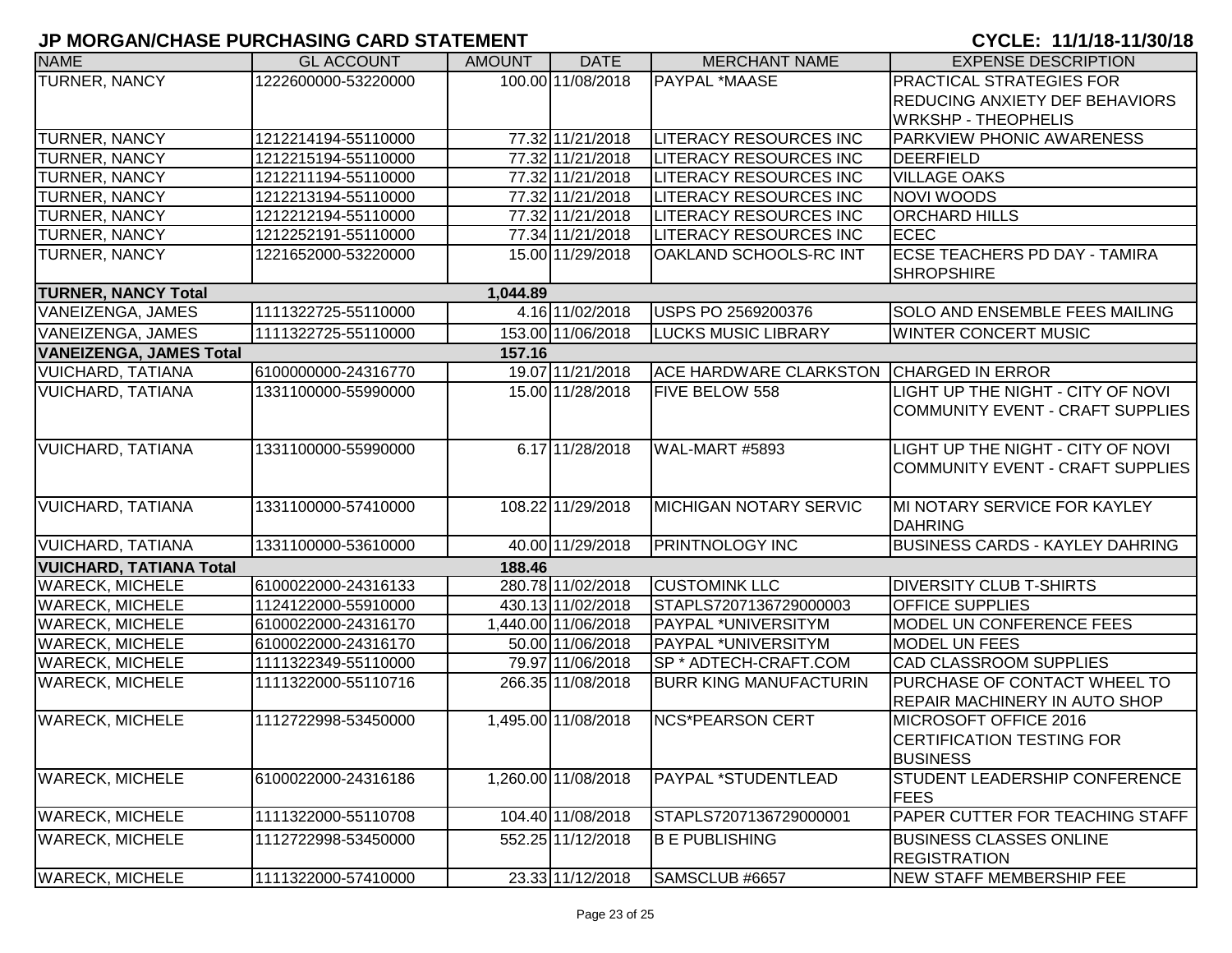# JP MORGAN/CHASE PURCHASING CARD STATEMENT

**CYCLE: 11/1/18-11/30/18**

| NAME | GL ACCOUNT | AMOUNT | DATE | MERCHANT NAME | EXPENSE DESCRIPTION |
|---|---|---|---|---|---|
| TURNER, NANCY | 1222600000-53220000 | 100.00 | 11/08/2018 | PAYPAL *MAASE | PRACTICAL STRATEGIES FOR REDUCING ANXIETY DEF BEHAVIORS WRKSHP - THEOPHELIS |
| TURNER, NANCY | 1212214194-55110000 | 77.32 | 11/21/2018 | LITERACY RESOURCES INC | PARKVIEW PHONIC AWARENESS |
| TURNER, NANCY | 1212215194-55110000 | 77.32 | 11/21/2018 | LITERACY RESOURCES INC | DEERFIELD |
| TURNER, NANCY | 1212211194-55110000 | 77.32 | 11/21/2018 | LITERACY RESOURCES INC | VILLAGE OAKS |
| TURNER, NANCY | 1212213194-55110000 | 77.32 | 11/21/2018 | LITERACY RESOURCES INC | NOVI WOODS |
| TURNER, NANCY | 1212212194-55110000 | 77.32 | 11/21/2018 | LITERACY RESOURCES INC | ORCHARD HILLS |
| TURNER, NANCY | 1212252191-55110000 | 77.34 | 11/21/2018 | LITERACY RESOURCES INC | ECEC |
| TURNER, NANCY | 1221652000-53220000 | 15.00 | 11/29/2018 | OAKLAND SCHOOLS-RC INT | ECSE TEACHERS PD DAY - TAMIRA SHROPSHIRE |
| **TURNER, NANCY Total** | | **1,044.89** | | | |
| VANEIZENGA, JAMES | 1111322725-55110000 | 4.16 | 11/02/2018 | USPS PO 2569200376 | SOLO AND ENSEMBLE FEES MAILING |
| VANEIZENGA, JAMES | 1111322725-55110000 | 153.00 | 11/06/2018 | LUCKS MUSIC LIBRARY | WINTER CONCERT MUSIC |
| **VANEIZENGA, JAMES Total** | | **157.16** | | | |
| VUICHARD, TATIANA | 6100000000-24316770 | 19.07 | 11/21/2018 | ACE HARDWARE CLARKSTON | CHARGED IN ERROR |
| VUICHARD, TATIANA | 1331100000-55990000 | 15.00 | 11/28/2018 | FIVE BELOW 558 | LIGHT UP THE NIGHT - CITY OF NOVI COMMUNITY EVENT - CRAFT SUPPLIES |
| VUICHARD, TATIANA | 1331100000-55990000 | 6.17 | 11/28/2018 | WAL-MART #5893 | LIGHT UP THE NIGHT - CITY OF NOVI COMMUNITY EVENT - CRAFT SUPPLIES |
| VUICHARD, TATIANA | 1331100000-57410000 | 108.22 | 11/29/2018 | MICHIGAN NOTARY SERVIC | MI NOTARY SERVICE FOR KAYLEY DAHRING |
| VUICHARD, TATIANA | 1331100000-53610000 | 40.00 | 11/29/2018 | PRINTNOLOGY INC | BUSINESS CARDS - KAYLEY DAHRING |
| **VUICHARD, TATIANA Total** | | **188.46** | | | |
| WARECK, MICHELE | 6100022000-24316133 | 280.78 | 11/02/2018 | CUSTOMINK LLC | DIVERSITY CLUB T-SHIRTS |
| WARECK, MICHELE | 1124122000-55910000 | 430.13 | 11/02/2018 | STAPLS7207136729000003 | OFFICE SUPPLIES |
| WARECK, MICHELE | 6100022000-24316170 | 1,440.00 | 11/06/2018 | PAYPAL *UNIVERSITYM | MODEL UN CONFERENCE FEES |
| WARECK, MICHELE | 6100022000-24316170 | 50.00 | 11/06/2018 | PAYPAL *UNIVERSITYM | MODEL UN FEES |
| WARECK, MICHELE | 1111322349-55110000 | 79.97 | 11/06/2018 | SP * ADTECH-CRAFT.COM | CAD CLASSROOM SUPPLIES |
| WARECK, MICHELE | 1111322000-55110716 | 266.35 | 11/08/2018 | BURR KING MANUFACTURIN | PURCHASE OF CONTACT WHEEL TO REPAIR MACHINERY IN AUTO SHOP |
| WARECK, MICHELE | 1112722998-53450000 | 1,495.00 | 11/08/2018 | NCS*PEARSON CERT | MICROSOFT OFFICE 2016 CERTIFICATION TESTING FOR BUSINESS |
| WARECK, MICHELE | 6100022000-24316186 | 1,260.00 | 11/08/2018 | PAYPAL *STUDENTLEAD | STUDENT LEADERSHIP CONFERENCE FEES |
| WARECK, MICHELE | 1111322000-55110708 | 104.40 | 11/08/2018 | STAPLS7207136729000001 | PAPER CUTTER FOR TEACHING STAFF |
| WARECK, MICHELE | 1112722998-53450000 | 552.25 | 11/12/2018 | B E PUBLISHING | BUSINESS CLASSES ONLINE REGISTRATION |
| WARECK, MICHELE | 1111322000-57410000 | 23.33 | 11/12/2018 | SAMSCLUB #6657 | NEW STAFF MEMBERSHIP FEE |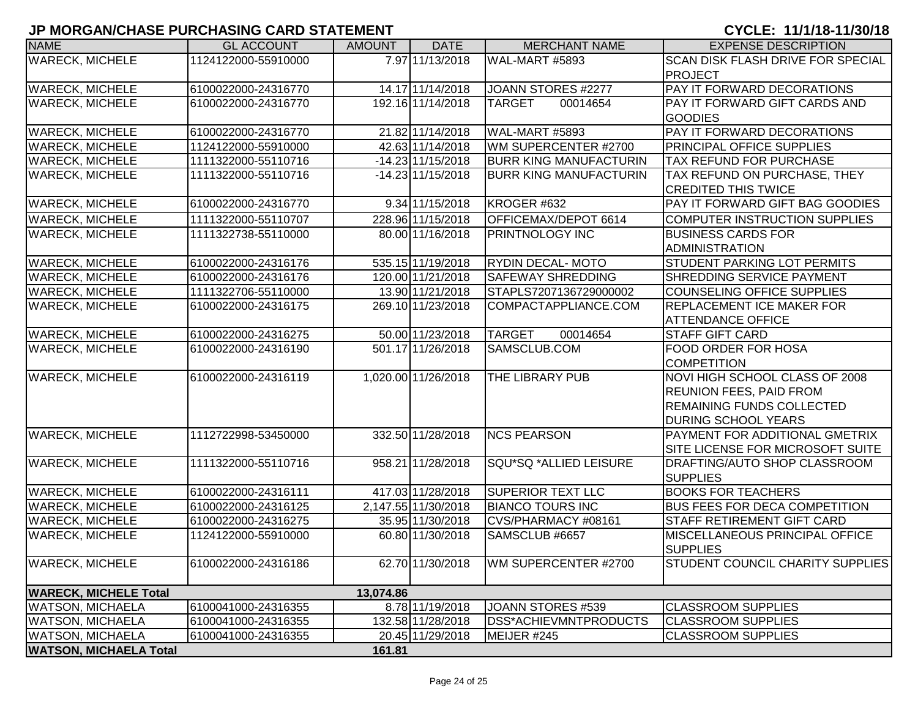# JP MORGAN/CHASE PURCHASING CARD STATEMENT

**CYCLE: 11/1/18-11/30/18**

| NAME | GL ACCOUNT | AMOUNT | DATE | MERCHANT NAME | EXPENSE DESCRIPTION |
|---|---|---|---|---|---|
| WARECK, MICHELE | 1124122000-55910000 | 7.97 | 11/13/2018 | WAL-MART #5893 | SCAN DISK FLASH DRIVE FOR SPECIAL PROJECT |
| WARECK, MICHELE | 6100022000-24316770 | 14.17 | 11/14/2018 | JOANN STORES #2277 | PAY IT FORWARD DECORATIONS |
| WARECK, MICHELE | 6100022000-24316770 | 192.16 | 11/14/2018 | TARGET 00014654 | PAY IT FORWARD GIFT CARDS AND GOODIES |
| WARECK, MICHELE | 6100022000-24316770 | 21.82 | 11/14/2018 | WAL-MART #5893 | PAY IT FORWARD DECORATIONS |
| WARECK, MICHELE | 1124122000-55910000 | 42.63 | 11/14/2018 | WM SUPERCENTER #2700 | PRINCIPAL OFFICE SUPPLIES |
| WARECK, MICHELE | 1111322000-55110716 | -14.23 | 11/15/2018 | BURR KING MANUFACTURIN | TAX REFUND FOR PURCHASE |
| WARECK, MICHELE | 1111322000-55110716 | -14.23 | 11/15/2018 | BURR KING MANUFACTURIN | TAX REFUND ON PURCHASE, THEY CREDITED THIS TWICE |
| WARECK, MICHELE | 6100022000-24316770 | 9.34 | 11/15/2018 | KROGER #632 | PAY IT FORWARD GIFT BAG GOODIES |
| WARECK, MICHELE | 1111322000-55110707 | 228.96 | 11/15/2018 | OFFICEMAX/DEPOT 6614 | COMPUTER INSTRUCTION SUPPLIES |
| WARECK, MICHELE | 1111322738-55110000 | 80.00 | 11/16/2018 | PRINTNOLOGY INC | BUSINESS CARDS FOR ADMINISTRATION |
| WARECK, MICHELE | 6100022000-24316176 | 535.15 | 11/19/2018 | RYDIN DECAL- MOTO | STUDENT PARKING LOT PERMITS |
| WARECK, MICHELE | 6100022000-24316176 | 120.00 | 11/21/2018 | SAFEWAY SHREDDING | SHREDDING SERVICE PAYMENT |
| WARECK, MICHELE | 1111322706-55110000 | 13.90 | 11/21/2018 | STAPLS7207136729000002 | COUNSELING OFFICE SUPPLIES |
| WARECK, MICHELE | 6100022000-24316175 | 269.10 | 11/23/2018 | COMPACTAPPLIANCE.COM | REPLACEMENT ICE MAKER FOR ATTENDANCE OFFICE |
| WARECK, MICHELE | 6100022000-24316275 | 50.00 | 11/23/2018 | TARGET 00014654 | STAFF GIFT CARD |
| WARECK, MICHELE | 6100022000-24316190 | 501.17 | 11/26/2018 | SAMSCLUB.COM | FOOD ORDER FOR HOSA COMPETITION |
| WARECK, MICHELE | 6100022000-24316119 | 1,020.00 | 11/26/2018 | THE LIBRARY PUB | NOVI HIGH SCHOOL CLASS OF 2008 REUNION FEES, PAID FROM REMAINING FUNDS COLLECTED DURING SCHOOL YEARS |
| WARECK, MICHELE | 1112722998-53450000 | 332.50 | 11/28/2018 | NCS PEARSON | PAYMENT FOR ADDITIONAL GMETRIX SITE LICENSE FOR MICROSOFT SUITE |
| WARECK, MICHELE | 1111322000-55110716 | 958.21 | 11/28/2018 | SQU*SQ *ALLIED LEISURE | DRAFTING/AUTO SHOP CLASSROOM SUPPLIES |
| WARECK, MICHELE | 6100022000-24316111 | 417.03 | 11/28/2018 | SUPERIOR TEXT LLC | BOOKS FOR TEACHERS |
| WARECK, MICHELE | 6100022000-24316125 | 2,147.55 | 11/30/2018 | BIANCO TOURS INC | BUS FEES FOR DECA COMPETITION |
| WARECK, MICHELE | 6100022000-24316275 | 35.95 | 11/30/2018 | CVS/PHARMACY #08161 | STAFF RETIREMENT GIFT CARD |
| WARECK, MICHELE | 1124122000-55910000 | 60.80 | 11/30/2018 | SAMSCLUB #6657 | MISCELLANEOUS PRINCIPAL OFFICE SUPPLIES |
| WARECK, MICHELE | 6100022000-24316186 | 62.70 | 11/30/2018 | WM SUPERCENTER #2700 | STUDENT COUNCIL CHARITY SUPPLIES |
| **WARECK, MICHELE Total** | | **13,074.86** | | | |
| WATSON, MICHAELA | 6100041000-24316355 | 8.78 | 11/19/2018 | JOANN STORES #539 | CLASSROOM SUPPLIES |
| WATSON, MICHAELA | 6100041000-24316355 | 132.58 | 11/28/2018 | DSS*ACHIEVMNTPRODUCTS | CLASSROOM SUPPLIES |
| WATSON, MICHAELA | 6100041000-24316355 | 20.45 | 11/29/2018 | MEIJER #245 | CLASSROOM SUPPLIES |
| **WATSON, MICHAELA Total** | | **161.81** | | | |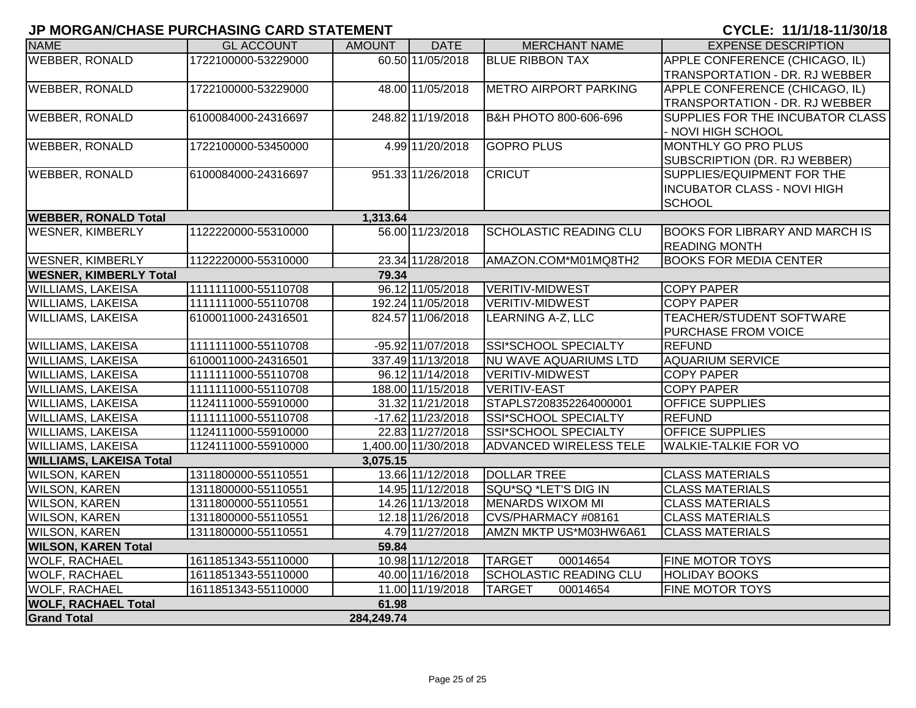# JP MORGAN/CHASE PURCHASING CARD STATEMENT

**CYCLE: 11/1/18-11/30/18**

| NAME | GL ACCOUNT | AMOUNT | DATE | MERCHANT NAME | EXPENSE DESCRIPTION |
|---|---|---|---|---|---|
| WEBBER, RONALD | 1722100000-53229000 | 60.50 | 11/05/2018 | BLUE RIBBON TAX | APPLE CONFERENCE (CHICAGO, IL) TRANSPORTATION - DR. RJ WEBBER |
| WEBBER, RONALD | 1722100000-53229000 | 48.00 | 11/05/2018 | METRO AIRPORT PARKING | APPLE CONFERENCE (CHICAGO, IL) TRANSPORTATION - DR. RJ WEBBER |
| WEBBER, RONALD | 6100084000-24316697 | 248.82 | 11/19/2018 | B&H PHOTO 800-606-696 | SUPPLIES FOR THE INCUBATOR CLASS - NOVI HIGH SCHOOL |
| WEBBER, RONALD | 1722100000-53450000 | 4.99 | 11/20/2018 | GOPRO PLUS | MONTHLY GO PRO PLUS SUBSCRIPTION (DR. RJ WEBBER) |
| WEBBER, RONALD | 6100084000-24316697 | 951.33 | 11/26/2018 | CRICUT | SUPPLIES/EQUIPMENT FOR THE INCUBATOR CLASS - NOVI HIGH SCHOOL |
| **WEBBER, RONALD Total** | | **1,313.64** | | | |
| WESNER, KIMBERLY | 1122220000-55310000 | 56.00 | 11/23/2018 | SCHOLASTIC READING CLU | BOOKS FOR LIBRARY AND MARCH IS READING MONTH |
| WESNER, KIMBERLY | 1122220000-55310000 | 23.34 | 11/28/2018 | AMAZON.COM*M01MQ8TH2 | BOOKS FOR MEDIA CENTER |
| **WESNER, KIMBERLY Total** | | **79.34** | | | |
| WILLIAMS, LAKEISA | 1111111000-55110708 | 96.12 | 11/05/2018 | VERITIV-MIDWEST | COPY PAPER |
| WILLIAMS, LAKEISA | 1111111000-55110708 | 192.24 | 11/05/2018 | VERITIV-MIDWEST | COPY PAPER |
| WILLIAMS, LAKEISA | 6100011000-24316501 | 824.57 | 11/06/2018 | LEARNING A-Z, LLC | TEACHER/STUDENT SOFTWARE PURCHASE FROM VOICE |
| WILLIAMS, LAKEISA | 1111111000-55110708 | -95.92 | 11/07/2018 | SSI*SCHOOL SPECIALTY | REFUND |
| WILLIAMS, LAKEISA | 6100011000-24316501 | 337.49 | 11/13/2018 | NU WAVE AQUARIUMS LTD | AQUARIUM SERVICE |
| WILLIAMS, LAKEISA | 1111111000-55110708 | 96.12 | 11/14/2018 | VERITIV-MIDWEST | COPY PAPER |
| WILLIAMS, LAKEISA | 1111111000-55110708 | 188.00 | 11/15/2018 | VERITIV-EAST | COPY PAPER |
| WILLIAMS, LAKEISA | 1124111000-55910000 | 31.32 | 11/21/2018 | STAPLS7208352264000001 | OFFICE SUPPLIES |
| WILLIAMS, LAKEISA | 1111111000-55110708 | -17.62 | 11/23/2018 | SSI*SCHOOL SPECIALTY | REFUND |
| WILLIAMS, LAKEISA | 1124111000-55910000 | 22.83 | 11/27/2018 | SSI*SCHOOL SPECIALTY | OFFICE SUPPLIES |
| WILLIAMS, LAKEISA | 1124111000-55910000 | 1,400.00 | 11/30/2018 | ADVANCED WIRELESS TELE | WALKIE-TALKIE FOR VO |
| **WILLIAMS, LAKEISA Total** | | **3,075.15** | | | |
| WILSON, KAREN | 1311800000-55110551 | 13.66 | 11/12/2018 | DOLLAR TREE | CLASS MATERIALS |
| WILSON, KAREN | 1311800000-55110551 | 14.95 | 11/12/2018 | SQU*SQ *LET'S DIG IN | CLASS MATERIALS |
| WILSON, KAREN | 1311800000-55110551 | 14.26 | 11/13/2018 | MENARDS WIXOM MI | CLASS MATERIALS |
| WILSON, KAREN | 1311800000-55110551 | 12.18 | 11/26/2018 | CVS/PHARMACY #08161 | CLASS MATERIALS |
| WILSON, KAREN | 1311800000-55110551 | 4.79 | 11/27/2018 | AMZN MKTP US*M03HW6A61 | CLASS MATERIALS |
| **WILSON, KAREN Total** | | **59.84** | | | |
| WOLF, RACHAEL | 1611851343-55110000 | 10.98 | 11/12/2018 | TARGET 00014654 | FINE MOTOR TOYS |
| WOLF, RACHAEL | 1611851343-55110000 | 40.00 | 11/16/2018 | SCHOLASTIC READING CLU | HOLIDAY BOOKS |
| WOLF, RACHAEL | 1611851343-55110000 | 11.00 | 11/19/2018 | TARGET 00014654 | FINE MOTOR TOYS |
| **WOLF, RACHAEL Total** | | **61.98** | | | |
| **Grand Total** | | **284,249.74** | | | |